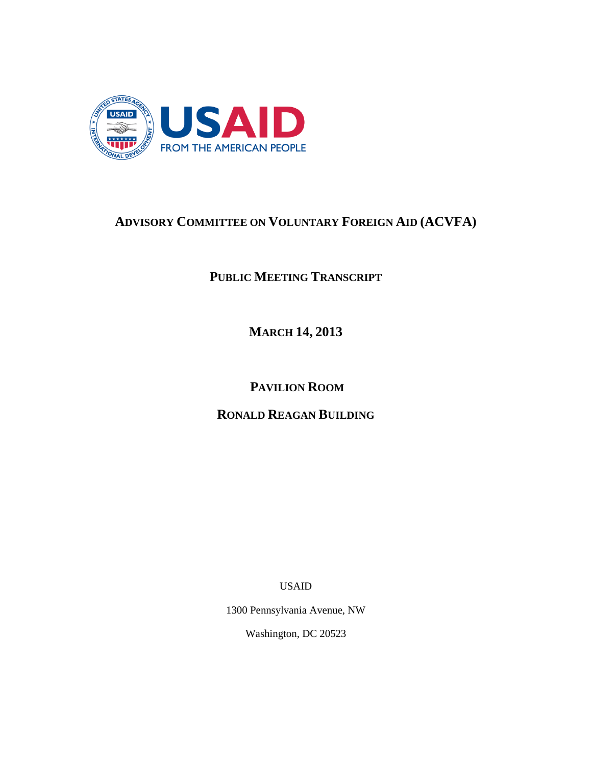USAID

FROM THE AMERICAN PEOPLE

# Advisory Committee on Voluntary Foreign Aid (ACVFA)

## Public Meeting Transcript

## March 14, 2013

## Pavilion Room

## Ronald Reagan Building

USAID

1300 Pennsylvania Avenue, NW

Washington, DC 20523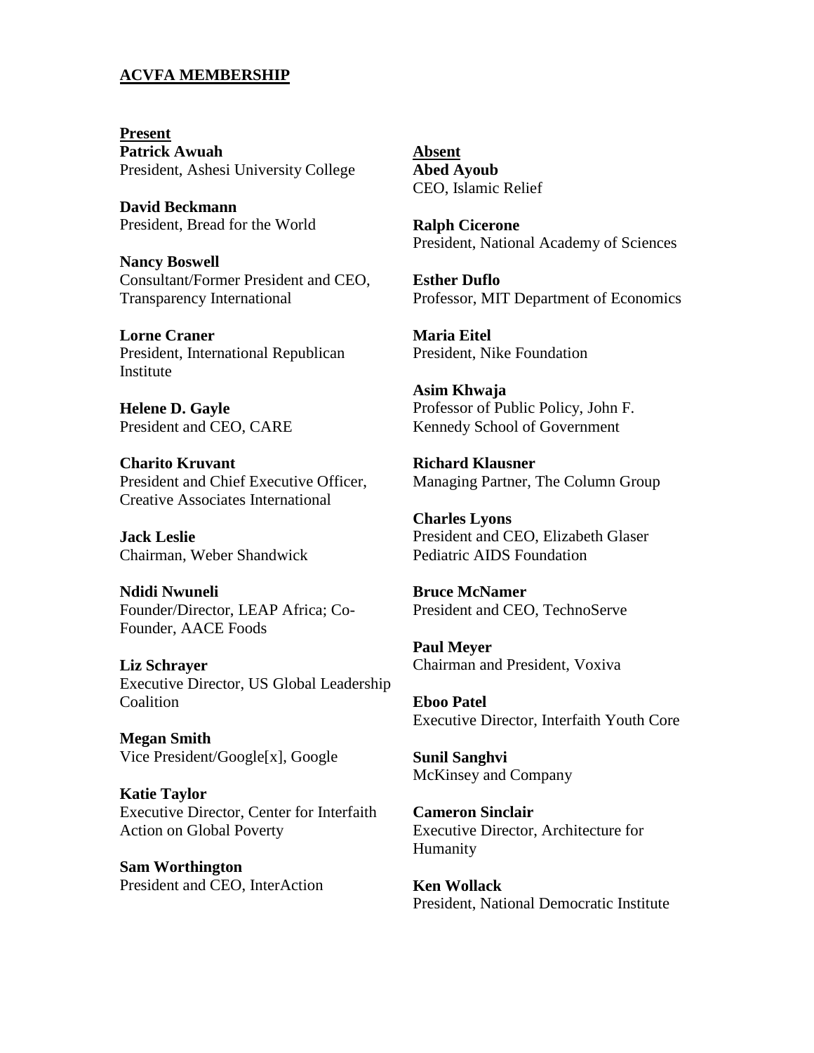## ACVFA MEMBERSHIP

### Present

**Patrick Awuah**
President, Ashesi University College

**David Beckmann**
President, Bread for the World

**Nancy Boswell**
Consultant/Former President and CEO, Transparency International

**Lorne Craner**
President, International Republican Institute

**Helene D. Gayle**
President and CEO, CARE

**Charito Kruvant**
President and Chief Executive Officer, Creative Associates International

**Jack Leslie**
Chairman, Weber Shandwick

**Ndidi Nwuneli**
Founder/Director, LEAP Africa; Co-Founder, AACE Foods

**Liz Schrayer**
Executive Director, US Global Leadership Coalition

**Megan Smith**
Vice President/Google[x], Google

**Katie Taylor**
Executive Director, Center for Interfaith Action on Global Poverty

**Sam Worthington**
President and CEO, InterAction

### Absent

**Abed Ayoub**
CEO, Islamic Relief

**Ralph Cicerone**
President, National Academy of Sciences

**Esther Duflo**
Professor, MIT Department of Economics

**Maria Eitel**
President, Nike Foundation

**Asim Khwaja**
Professor of Public Policy, John F. Kennedy School of Government

**Richard Klausner**
Managing Partner, The Column Group

**Charles Lyons**
President and CEO, Elizabeth Glaser Pediatric AIDS Foundation

**Bruce McNamer**
President and CEO, TechnoServe

**Paul Meyer**
Chairman and President, Voxiva

**Eboo Patel**
Executive Director, Interfaith Youth Core

**Sunil Sanghvi**
McKinsey and Company

**Cameron Sinclair**
Executive Director, Architecture for Humanity

**Ken Wollack**
President, National Democratic Institute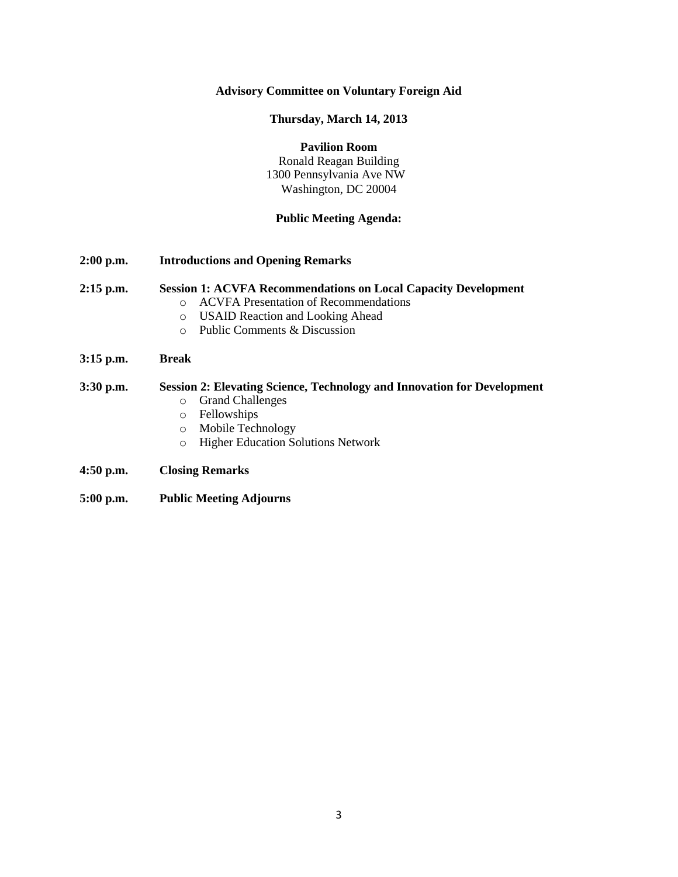**Advisory Committee on Voluntary Foreign Aid**

**Thursday, March 14, 2013**

**Pavilion Room**
Ronald Reagan Building
1300 Pennsylvania Ave NW
Washington, DC 20004

**Public Meeting Agenda:**

**2:00 p.m.** **Introductions and Opening Remarks**

**2:15 p.m.** **Session 1: ACVFA Recommendations on Local Capacity Development**

- ACVFA Presentation of Recommendations
- USAID Reaction and Looking Ahead
- Public Comments & Discussion

**3:15 p.m.** **Break**

**3:30 p.m.** **Session 2: Elevating Science, Technology and Innovation for Development**

- Grand Challenges
- Fellowships
- Mobile Technology
- Higher Education Solutions Network

**4:50 p.m.** **Closing Remarks**

**5:00 p.m.** **Public Meeting Adjourns**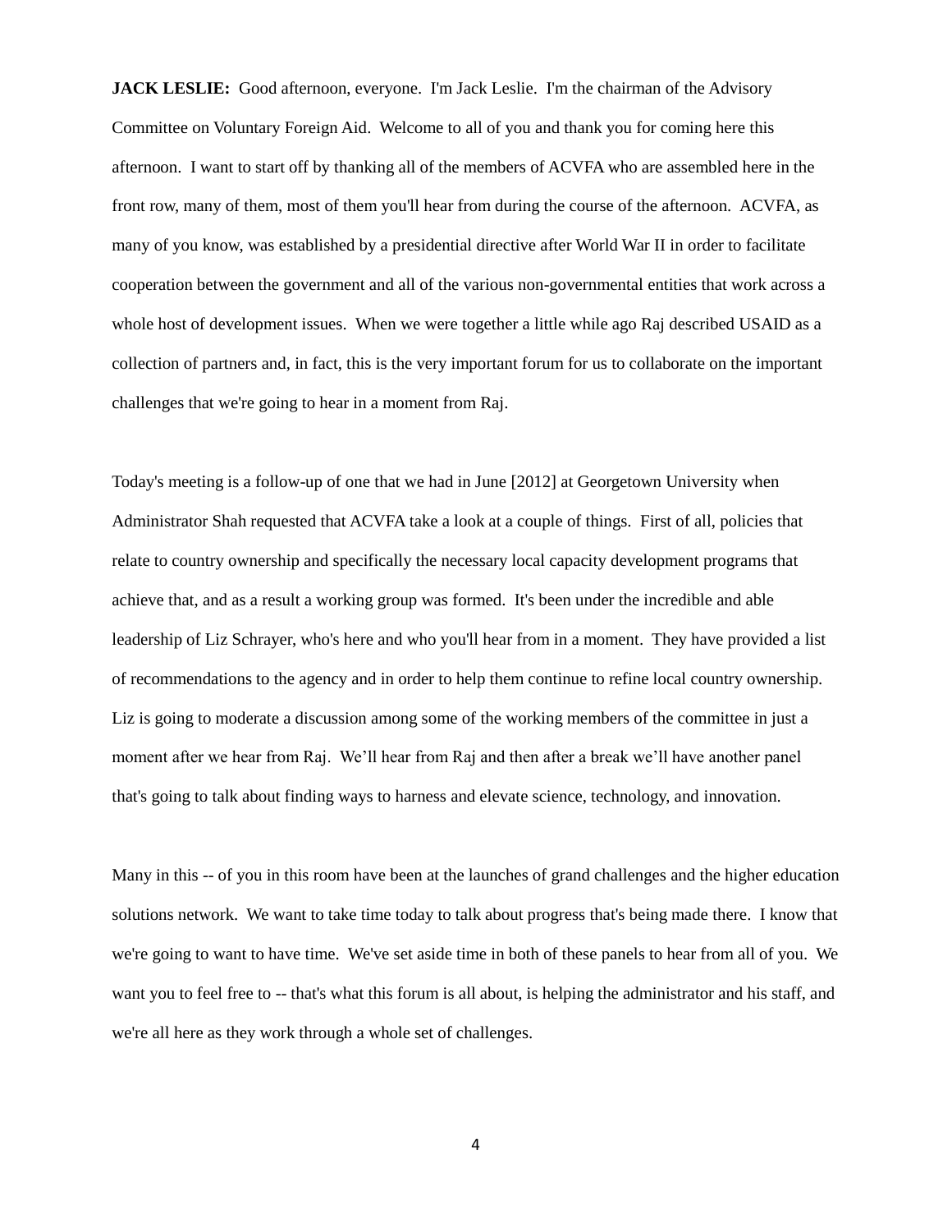**JACK LESLIE:** Good afternoon, everyone. I'm Jack Leslie. I'm the chairman of the Advisory Committee on Voluntary Foreign Aid. Welcome to all of you and thank you for coming here this afternoon. I want to start off by thanking all of the members of ACVFA who are assembled here in the front row, many of them, most of them you'll hear from during the course of the afternoon. ACVFA, as many of you know, was established by a presidential directive after World War II in order to facilitate cooperation between the government and all of the various non-governmental entities that work across a whole host of development issues. When we were together a little while ago Raj described USAID as a collection of partners and, in fact, this is the very important forum for us to collaborate on the important challenges that we're going to hear in a moment from Raj.

Today's meeting is a follow-up of one that we had in June [2012] at Georgetown University when Administrator Shah requested that ACVFA take a look at a couple of things. First of all, policies that relate to country ownership and specifically the necessary local capacity development programs that achieve that, and as a result a working group was formed. It's been under the incredible and able leadership of Liz Schrayer, who's here and who you'll hear from in a moment. They have provided a list of recommendations to the agency and in order to help them continue to refine local country ownership. Liz is going to moderate a discussion among some of the working members of the committee in just a moment after we hear from Raj. We'll hear from Raj and then after a break we'll have another panel that's going to talk about finding ways to harness and elevate science, technology, and innovation.

Many in this -- of you in this room have been at the launches of grand challenges and the higher education solutions network. We want to take time today to talk about progress that's being made there. I know that we're going to want to have time. We've set aside time in both of these panels to hear from all of you. We want you to feel free to -- that's what this forum is all about, is helping the administrator and his staff, and we're all here as they work through a whole set of challenges.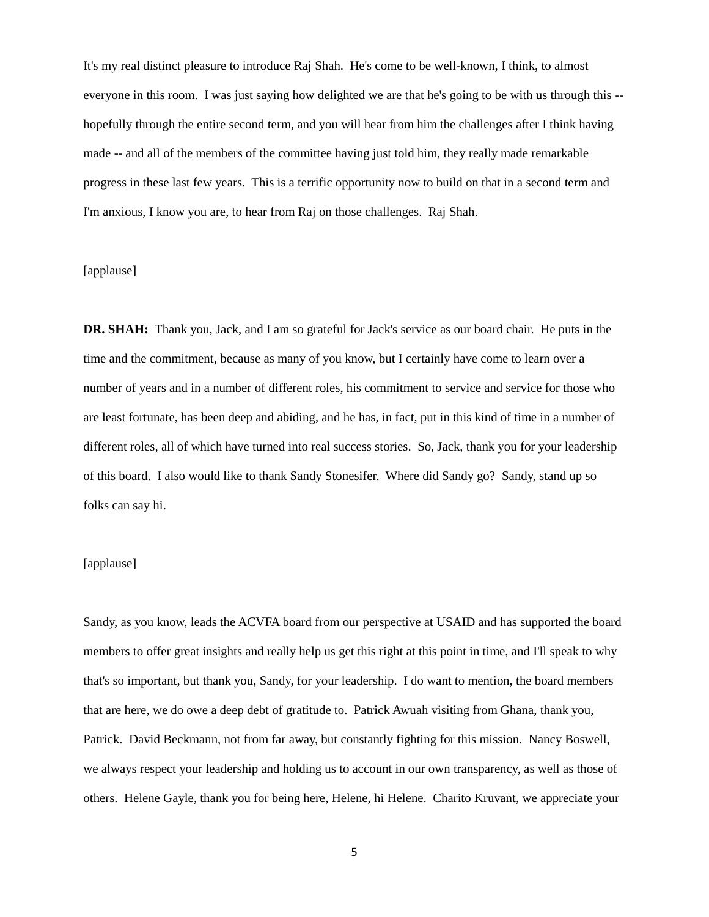It's my real distinct pleasure to introduce Raj Shah. He's come to be well-known, I think, to almost everyone in this room. I was just saying how delighted we are that he's going to be with us through this -- hopefully through the entire second term, and you will hear from him the challenges after I think having made -- and all of the members of the committee having just told him, they really made remarkable progress in these last few years. This is a terrific opportunity now to build on that in a second term and I'm anxious, I know you are, to hear from Raj on those challenges. Raj Shah.

[applause]

**DR. SHAH:** Thank you, Jack, and I am so grateful for Jack's service as our board chair. He puts in the time and the commitment, because as many of you know, but I certainly have come to learn over a number of years and in a number of different roles, his commitment to service and service for those who are least fortunate, has been deep and abiding, and he has, in fact, put in this kind of time in a number of different roles, all of which have turned into real success stories. So, Jack, thank you for your leadership of this board. I also would like to thank Sandy Stonesifer. Where did Sandy go? Sandy, stand up so folks can say hi.

[applause]

Sandy, as you know, leads the ACVFA board from our perspective at USAID and has supported the board members to offer great insights and really help us get this right at this point in time, and I'll speak to why that's so important, but thank you, Sandy, for your leadership. I do want to mention, the board members that are here, we do owe a deep debt of gratitude to. Patrick Awuah visiting from Ghana, thank you, Patrick. David Beckmann, not from far away, but constantly fighting for this mission. Nancy Boswell, we always respect your leadership and holding us to account in our own transparency, as well as those of others. Helene Gayle, thank you for being here, Helene, hi Helene. Charito Kruvant, we appreciate your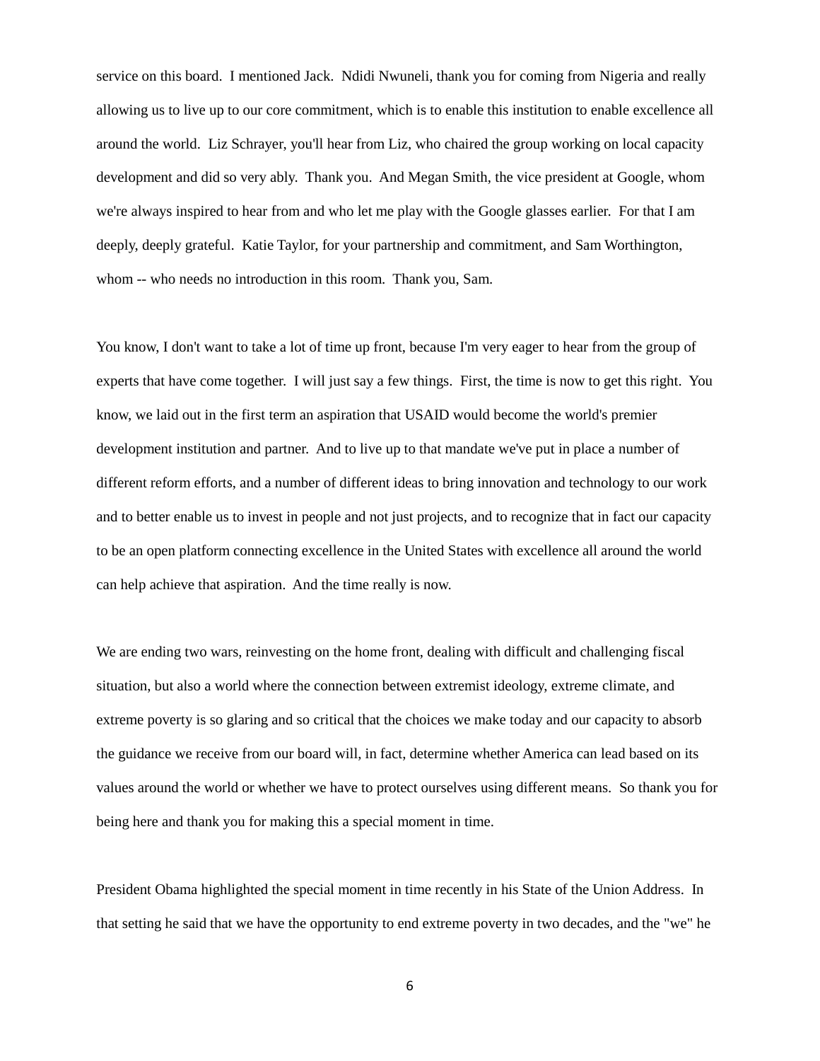service on this board. I mentioned Jack. Ndidi Nwuneli, thank you for coming from Nigeria and really allowing us to live up to our core commitment, which is to enable this institution to enable excellence all around the world. Liz Schrayer, you'll hear from Liz, who chaired the group working on local capacity development and did so very ably. Thank you. And Megan Smith, the vice president at Google, whom we're always inspired to hear from and who let me play with the Google glasses earlier. For that I am deeply, deeply grateful. Katie Taylor, for your partnership and commitment, and Sam Worthington, whom -- who needs no introduction in this room. Thank you, Sam.

You know, I don't want to take a lot of time up front, because I'm very eager to hear from the group of experts that have come together. I will just say a few things. First, the time is now to get this right. You know, we laid out in the first term an aspiration that USAID would become the world's premier development institution and partner. And to live up to that mandate we've put in place a number of different reform efforts, and a number of different ideas to bring innovation and technology to our work and to better enable us to invest in people and not just projects, and to recognize that in fact our capacity to be an open platform connecting excellence in the United States with excellence all around the world can help achieve that aspiration. And the time really is now.

We are ending two wars, reinvesting on the home front, dealing with difficult and challenging fiscal situation, but also a world where the connection between extremist ideology, extreme climate, and extreme poverty is so glaring and so critical that the choices we make today and our capacity to absorb the guidance we receive from our board will, in fact, determine whether America can lead based on its values around the world or whether we have to protect ourselves using different means. So thank you for being here and thank you for making this a special moment in time.

President Obama highlighted the special moment in time recently in his State of the Union Address. In that setting he said that we have the opportunity to end extreme poverty in two decades, and the "we" he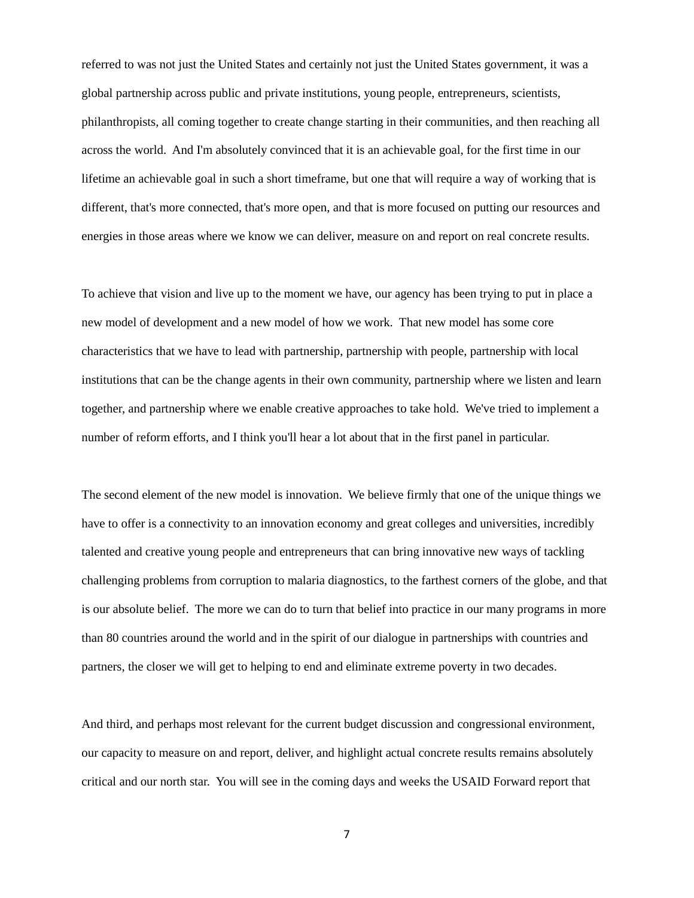referred to was not just the United States and certainly not just the United States government, it was a global partnership across public and private institutions, young people, entrepreneurs, scientists, philanthropists, all coming together to create change starting in their communities, and then reaching all across the world. And I'm absolutely convinced that it is an achievable goal, for the first time in our lifetime an achievable goal in such a short timeframe, but one that will require a way of working that is different, that's more connected, that's more open, and that is more focused on putting our resources and energies in those areas where we know we can deliver, measure on and report on real concrete results.

To achieve that vision and live up to the moment we have, our agency has been trying to put in place a new model of development and a new model of how we work. That new model has some core characteristics that we have to lead with partnership, partnership with people, partnership with local institutions that can be the change agents in their own community, partnership where we listen and learn together, and partnership where we enable creative approaches to take hold. We've tried to implement a number of reform efforts, and I think you'll hear a lot about that in the first panel in particular.

The second element of the new model is innovation. We believe firmly that one of the unique things we have to offer is a connectivity to an innovation economy and great colleges and universities, incredibly talented and creative young people and entrepreneurs that can bring innovative new ways of tackling challenging problems from corruption to malaria diagnostics, to the farthest corners of the globe, and that is our absolute belief. The more we can do to turn that belief into practice in our many programs in more than 80 countries around the world and in the spirit of our dialogue in partnerships with countries and partners, the closer we will get to helping to end and eliminate extreme poverty in two decades.

And third, and perhaps most relevant for the current budget discussion and congressional environment, our capacity to measure on and report, deliver, and highlight actual concrete results remains absolutely critical and our north star. You will see in the coming days and weeks the USAID Forward report that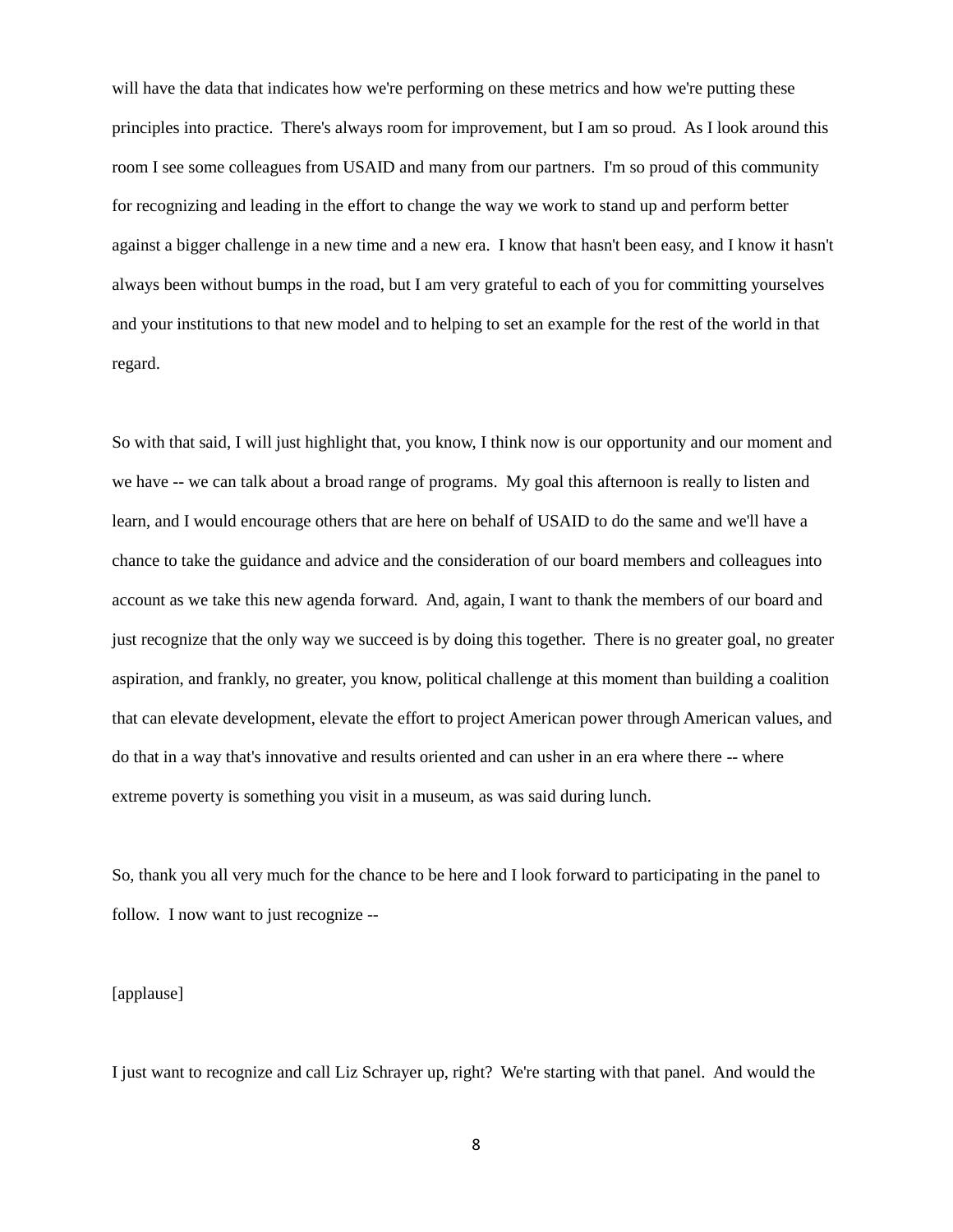will have the data that indicates how we're performing on these metrics and how we're putting these principles into practice. There's always room for improvement, but I am so proud. As I look around this room I see some colleagues from USAID and many from our partners. I'm so proud of this community for recognizing and leading in the effort to change the way we work to stand up and perform better against a bigger challenge in a new time and a new era. I know that hasn't been easy, and I know it hasn't always been without bumps in the road, but I am very grateful to each of you for committing yourselves and your institutions to that new model and to helping to set an example for the rest of the world in that regard.

So with that said, I will just highlight that, you know, I think now is our opportunity and our moment and we have -- we can talk about a broad range of programs. My goal this afternoon is really to listen and learn, and I would encourage others that are here on behalf of USAID to do the same and we'll have a chance to take the guidance and advice and the consideration of our board members and colleagues into account as we take this new agenda forward. And, again, I want to thank the members of our board and just recognize that the only way we succeed is by doing this together. There is no greater goal, no greater aspiration, and frankly, no greater, you know, political challenge at this moment than building a coalition that can elevate development, elevate the effort to project American power through American values, and do that in a way that's innovative and results oriented and can usher in an era where there -- where extreme poverty is something you visit in a museum, as was said during lunch.

So, thank you all very much for the chance to be here and I look forward to participating in the panel to follow. I now want to just recognize --

[applause]

I just want to recognize and call Liz Schrayer up, right? We're starting with that panel. And would the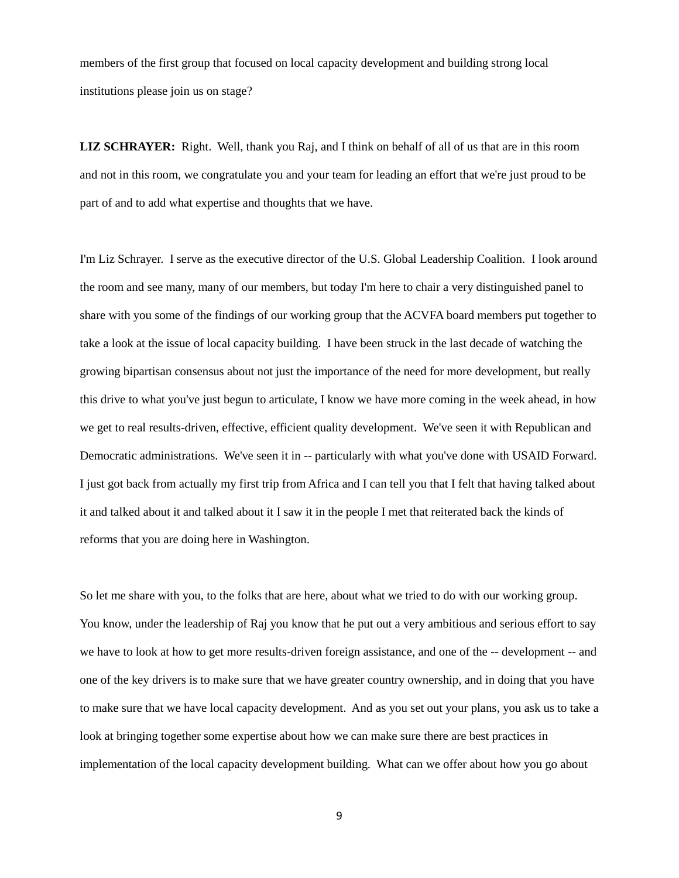members of the first group that focused on local capacity development and building strong local institutions please join us on stage?

**LIZ SCHRAYER:** Right. Well, thank you Raj, and I think on behalf of all of us that are in this room and not in this room, we congratulate you and your team for leading an effort that we're just proud to be part of and to add what expertise and thoughts that we have.

I'm Liz Schrayer. I serve as the executive director of the U.S. Global Leadership Coalition. I look around the room and see many, many of our members, but today I'm here to chair a very distinguished panel to share with you some of the findings of our working group that the ACVFA board members put together to take a look at the issue of local capacity building. I have been struck in the last decade of watching the growing bipartisan consensus about not just the importance of the need for more development, but really this drive to what you've just begun to articulate, I know we have more coming in the week ahead, in how we get to real results-driven, effective, efficient quality development. We've seen it with Republican and Democratic administrations. We've seen it in -- particularly with what you've done with USAID Forward. I just got back from actually my first trip from Africa and I can tell you that I felt that having talked about it and talked about it and talked about it I saw it in the people I met that reiterated back the kinds of reforms that you are doing here in Washington.

So let me share with you, to the folks that are here, about what we tried to do with our working group. You know, under the leadership of Raj you know that he put out a very ambitious and serious effort to say we have to look at how to get more results-driven foreign assistance, and one of the -- development -- and one of the key drivers is to make sure that we have greater country ownership, and in doing that you have to make sure that we have local capacity development. And as you set out your plans, you ask us to take a look at bringing together some expertise about how we can make sure there are best practices in implementation of the local capacity development building. What can we offer about how you go about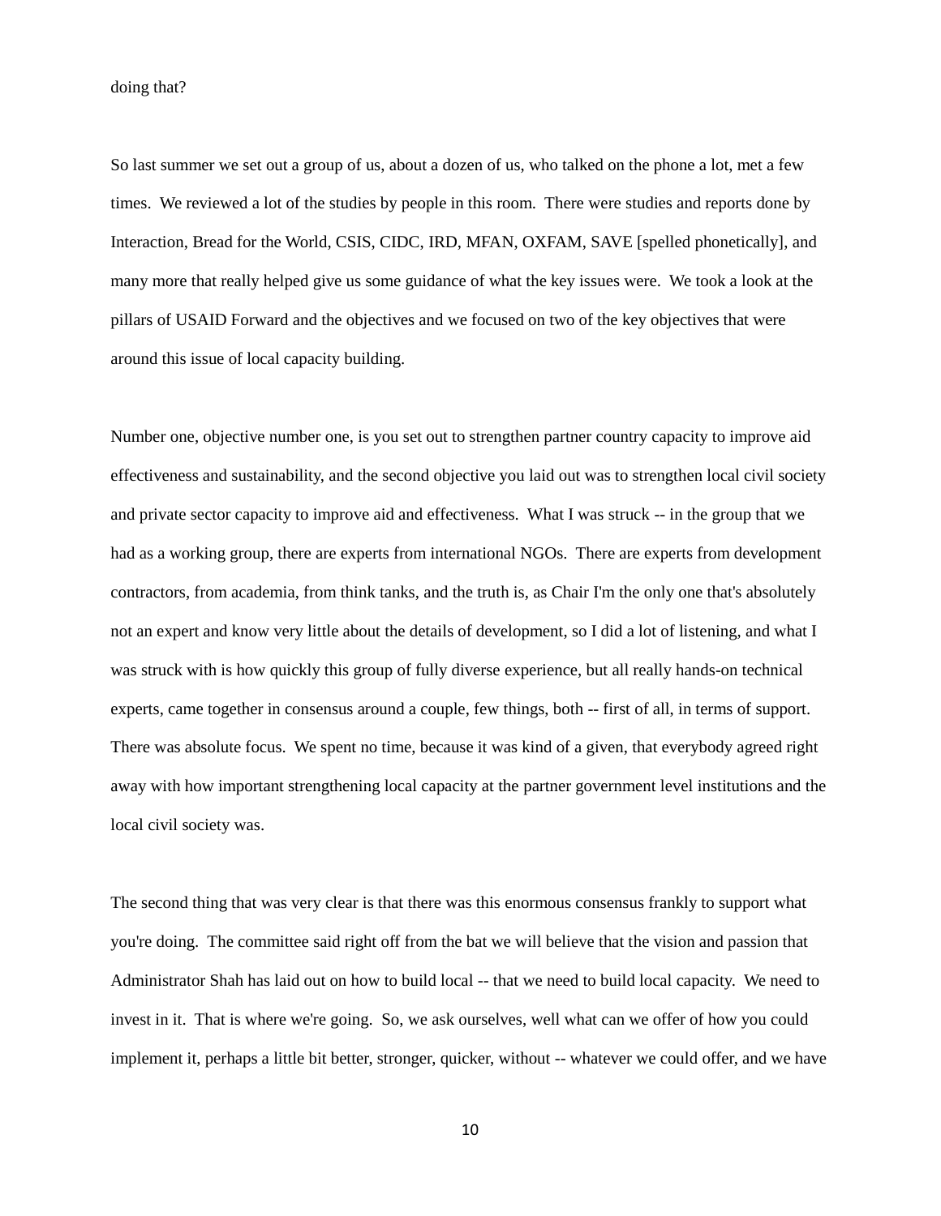doing that?

So last summer we set out a group of us, about a dozen of us, who talked on the phone a lot, met a few times. We reviewed a lot of the studies by people in this room. There were studies and reports done by Interaction, Bread for the World, CSIS, CIDC, IRD, MFAN, OXFAM, SAVE [spelled phonetically], and many more that really helped give us some guidance of what the key issues were. We took a look at the pillars of USAID Forward and the objectives and we focused on two of the key objectives that were around this issue of local capacity building.

Number one, objective number one, is you set out to strengthen partner country capacity to improve aid effectiveness and sustainability, and the second objective you laid out was to strengthen local civil society and private sector capacity to improve aid and effectiveness. What I was struck -- in the group that we had as a working group, there are experts from international NGOs. There are experts from development contractors, from academia, from think tanks, and the truth is, as Chair I'm the only one that's absolutely not an expert and know very little about the details of development, so I did a lot of listening, and what I was struck with is how quickly this group of fully diverse experience, but all really hands-on technical experts, came together in consensus around a couple, few things, both -- first of all, in terms of support. There was absolute focus. We spent no time, because it was kind of a given, that everybody agreed right away with how important strengthening local capacity at the partner government level institutions and the local civil society was.

The second thing that was very clear is that there was this enormous consensus frankly to support what you're doing. The committee said right off from the bat we will believe that the vision and passion that Administrator Shah has laid out on how to build local -- that we need to build local capacity. We need to invest in it. That is where we're going. So, we ask ourselves, well what can we offer of how you could implement it, perhaps a little bit better, stronger, quicker, without -- whatever we could offer, and we have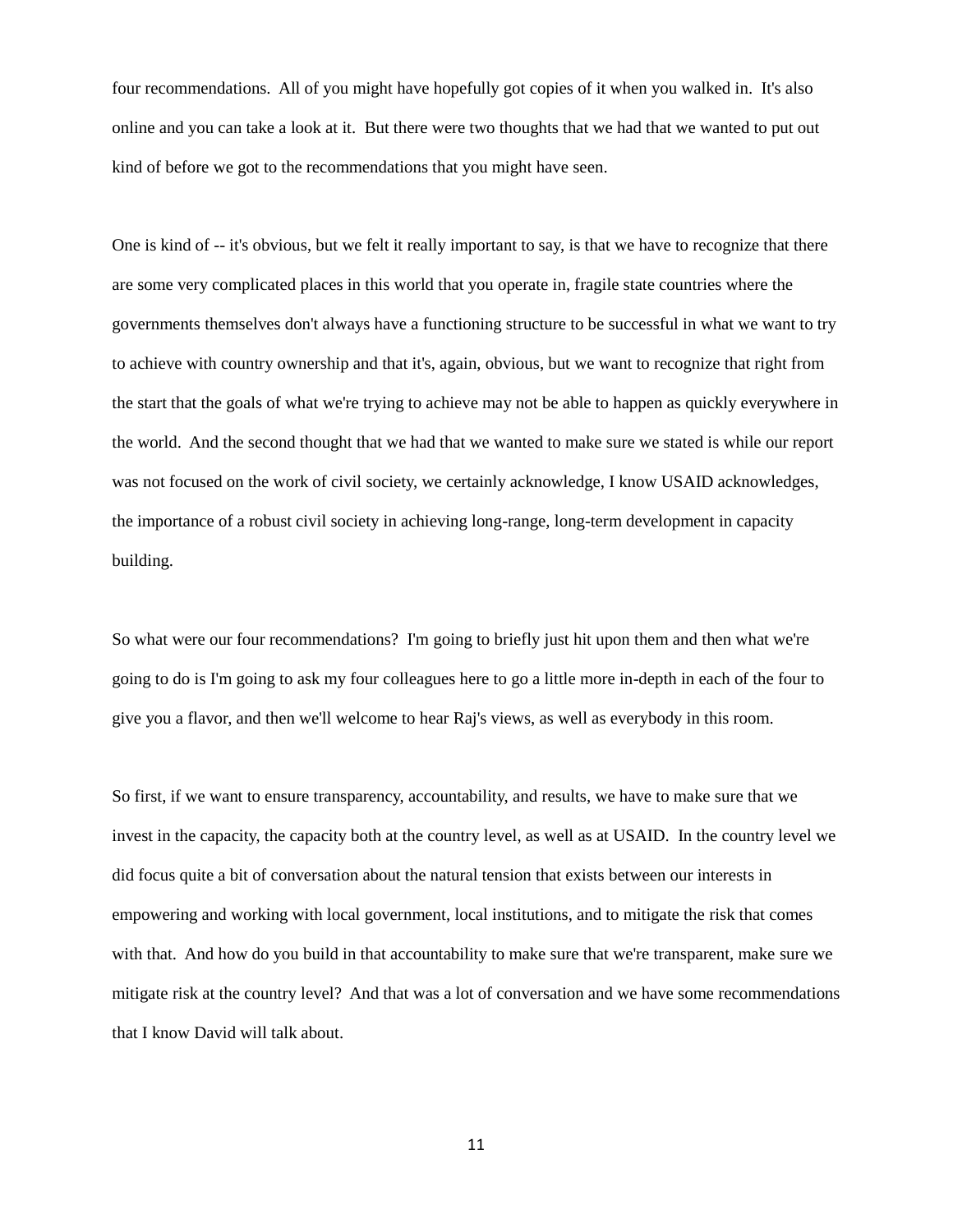four recommendations. All of you might have hopefully got copies of it when you walked in. It's also online and you can take a look at it. But there were two thoughts that we had that we wanted to put out kind of before we got to the recommendations that you might have seen.

One is kind of -- it's obvious, but we felt it really important to say, is that we have to recognize that there are some very complicated places in this world that you operate in, fragile state countries where the governments themselves don't always have a functioning structure to be successful in what we want to try to achieve with country ownership and that it's, again, obvious, but we want to recognize that right from the start that the goals of what we're trying to achieve may not be able to happen as quickly everywhere in the world. And the second thought that we had that we wanted to make sure we stated is while our report was not focused on the work of civil society, we certainly acknowledge, I know USAID acknowledges, the importance of a robust civil society in achieving long-range, long-term development in capacity building.

So what were our four recommendations? I'm going to briefly just hit upon them and then what we're going to do is I'm going to ask my four colleagues here to go a little more in-depth in each of the four to give you a flavor, and then we'll welcome to hear Raj's views, as well as everybody in this room.

So first, if we want to ensure transparency, accountability, and results, we have to make sure that we invest in the capacity, the capacity both at the country level, as well as at USAID. In the country level we did focus quite a bit of conversation about the natural tension that exists between our interests in empowering and working with local government, local institutions, and to mitigate the risk that comes with that. And how do you build in that accountability to make sure that we're transparent, make sure we mitigate risk at the country level? And that was a lot of conversation and we have some recommendations that I know David will talk about.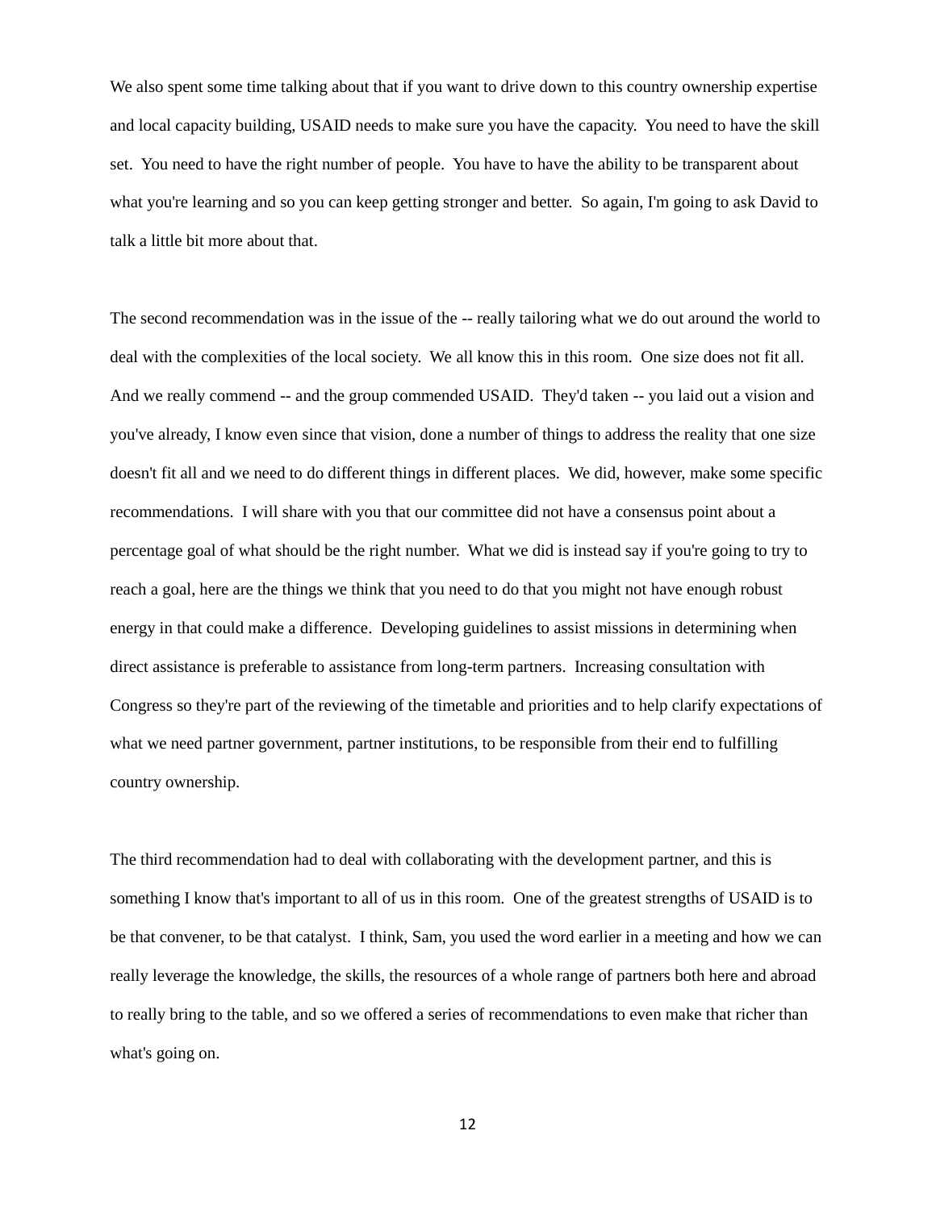We also spent some time talking about that if you want to drive down to this country ownership expertise and local capacity building, USAID needs to make sure you have the capacity. You need to have the skill set. You need to have the right number of people. You have to have the ability to be transparent about what you're learning and so you can keep getting stronger and better. So again, I'm going to ask David to talk a little bit more about that.

The second recommendation was in the issue of the -- really tailoring what we do out around the world to deal with the complexities of the local society. We all know this in this room. One size does not fit all. And we really commend -- and the group commended USAID. They'd taken -- you laid out a vision and you've already, I know even since that vision, done a number of things to address the reality that one size doesn't fit all and we need to do different things in different places. We did, however, make some specific recommendations. I will share with you that our committee did not have a consensus point about a percentage goal of what should be the right number. What we did is instead say if you're going to try to reach a goal, here are the things we think that you need to do that you might not have enough robust energy in that could make a difference. Developing guidelines to assist missions in determining when direct assistance is preferable to assistance from long-term partners. Increasing consultation with Congress so they're part of the reviewing of the timetable and priorities and to help clarify expectations of what we need partner government, partner institutions, to be responsible from their end to fulfilling country ownership.

The third recommendation had to deal with collaborating with the development partner, and this is something I know that's important to all of us in this room. One of the greatest strengths of USAID is to be that convener, to be that catalyst. I think, Sam, you used the word earlier in a meeting and how we can really leverage the knowledge, the skills, the resources of a whole range of partners both here and abroad to really bring to the table, and so we offered a series of recommendations to even make that richer than what's going on.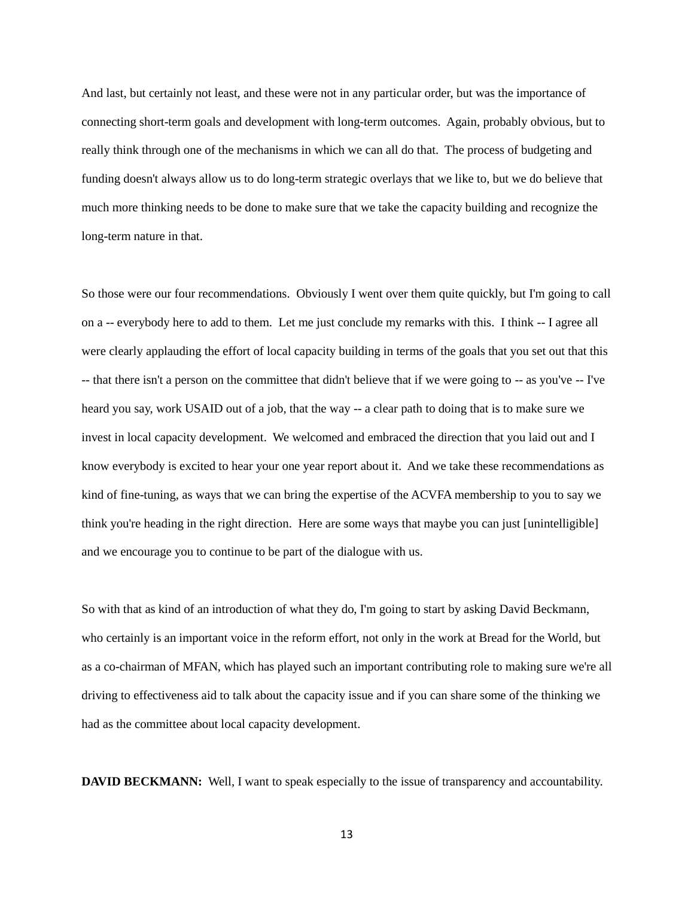And last, but certainly not least, and these were not in any particular order, but was the importance of connecting short-term goals and development with long-term outcomes. Again, probably obvious, but to really think through one of the mechanisms in which we can all do that. The process of budgeting and funding doesn't always allow us to do long-term strategic overlays that we like to, but we do believe that much more thinking needs to be done to make sure that we take the capacity building and recognize the long-term nature in that.

So those were our four recommendations. Obviously I went over them quite quickly, but I'm going to call on a -- everybody here to add to them. Let me just conclude my remarks with this. I think -- I agree all were clearly applauding the effort of local capacity building in terms of the goals that you set out that this -- that there isn't a person on the committee that didn't believe that if we were going to -- as you've -- I've heard you say, work USAID out of a job, that the way -- a clear path to doing that is to make sure we invest in local capacity development. We welcomed and embraced the direction that you laid out and I know everybody is excited to hear your one year report about it. And we take these recommendations as kind of fine-tuning, as ways that we can bring the expertise of the ACVFA membership to you to say we think you're heading in the right direction. Here are some ways that maybe you can just [unintelligible] and we encourage you to continue to be part of the dialogue with us.

So with that as kind of an introduction of what they do, I'm going to start by asking David Beckmann, who certainly is an important voice in the reform effort, not only in the work at Bread for the World, but as a co-chairman of MFAN, which has played such an important contributing role to making sure we're all driving to effectiveness aid to talk about the capacity issue and if you can share some of the thinking we had as the committee about local capacity development.

**DAVID BECKMANN:** Well, I want to speak especially to the issue of transparency and accountability.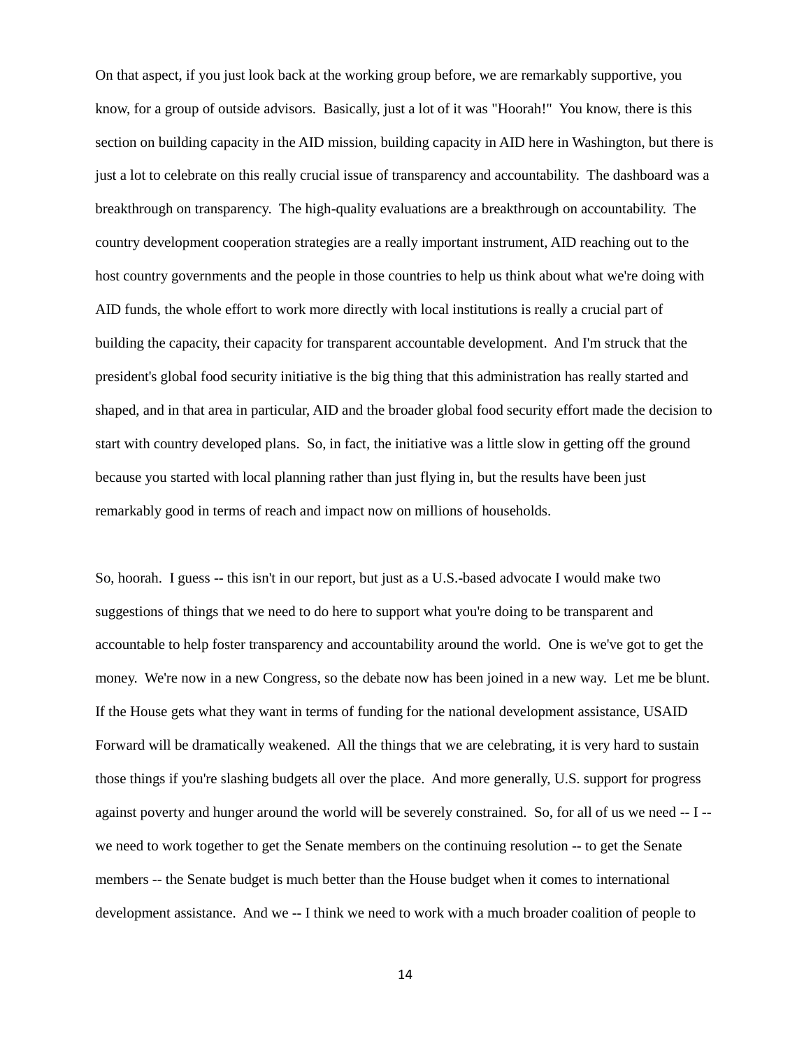On that aspect, if you just look back at the working group before, we are remarkably supportive, you know, for a group of outside advisors. Basically, just a lot of it was "Hoorah!" You know, there is this section on building capacity in the AID mission, building capacity in AID here in Washington, but there is just a lot to celebrate on this really crucial issue of transparency and accountability. The dashboard was a breakthrough on transparency. The high-quality evaluations are a breakthrough on accountability. The country development cooperation strategies are a really important instrument, AID reaching out to the host country governments and the people in those countries to help us think about what we're doing with AID funds, the whole effort to work more directly with local institutions is really a crucial part of building the capacity, their capacity for transparent accountable development. And I'm struck that the president's global food security initiative is the big thing that this administration has really started and shaped, and in that area in particular, AID and the broader global food security effort made the decision to start with country developed plans. So, in fact, the initiative was a little slow in getting off the ground because you started with local planning rather than just flying in, but the results have been just remarkably good in terms of reach and impact now on millions of households.

So, hoorah. I guess -- this isn't in our report, but just as a U.S.-based advocate I would make two suggestions of things that we need to do here to support what you're doing to be transparent and accountable to help foster transparency and accountability around the world. One is we've got to get the money. We're now in a new Congress, so the debate now has been joined in a new way. Let me be blunt. If the House gets what they want in terms of funding for the national development assistance, USAID Forward will be dramatically weakened. All the things that we are celebrating, it is very hard to sustain those things if you're slashing budgets all over the place. And more generally, U.S. support for progress against poverty and hunger around the world will be severely constrained. So, for all of us we need -- I -- we need to work together to get the Senate members on the continuing resolution -- to get the Senate members -- the Senate budget is much better than the House budget when it comes to international development assistance. And we -- I think we need to work with a much broader coalition of people to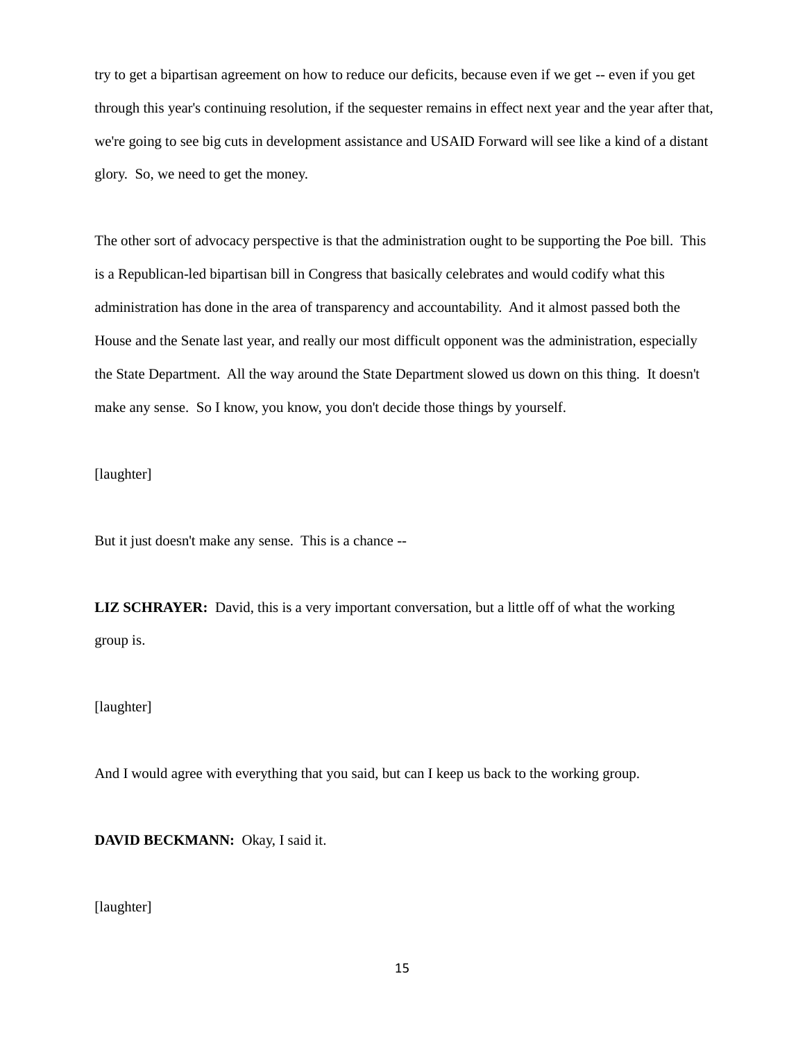try to get a bipartisan agreement on how to reduce our deficits, because even if we get -- even if you get through this year's continuing resolution, if the sequester remains in effect next year and the year after that, we're going to see big cuts in development assistance and USAID Forward will see like a kind of a distant glory. So, we need to get the money.

The other sort of advocacy perspective is that the administration ought to be supporting the Poe bill. This is a Republican-led bipartisan bill in Congress that basically celebrates and would codify what this administration has done in the area of transparency and accountability. And it almost passed both the House and the Senate last year, and really our most difficult opponent was the administration, especially the State Department. All the way around the State Department slowed us down on this thing. It doesn't make any sense. So I know, you know, you don't decide those things by yourself.

[laughter]

But it just doesn't make any sense. This is a chance --

**LIZ SCHRAYER:** David, this is a very important conversation, but a little off of what the working group is.

[laughter]

And I would agree with everything that you said, but can I keep us back to the working group.

**DAVID BECKMANN:** Okay, I said it.

[laughter]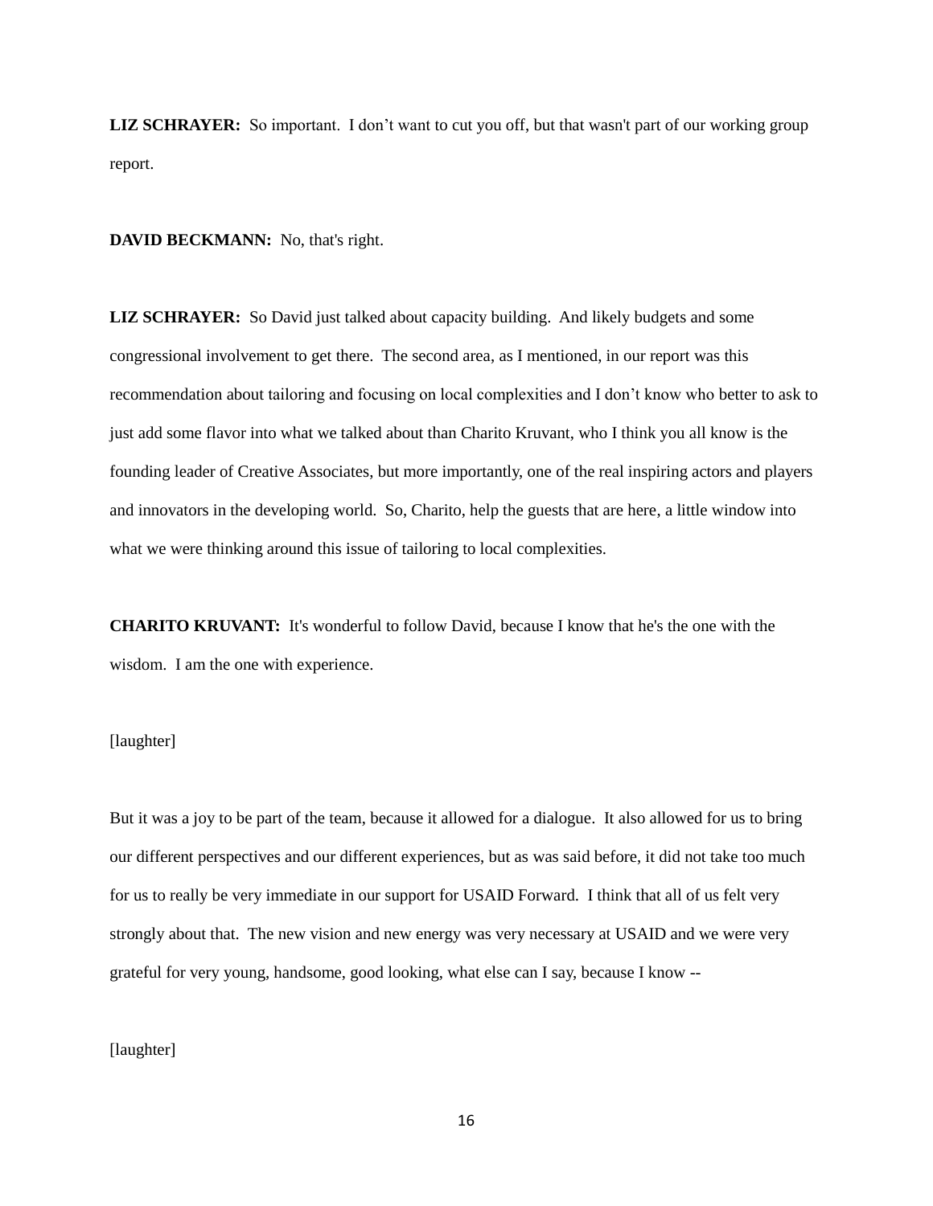**LIZ SCHRAYER:** So important. I don't want to cut you off, but that wasn't part of our working group report.

**DAVID BECKMANN:** No, that's right.

**LIZ SCHRAYER:** So David just talked about capacity building. And likely budgets and some congressional involvement to get there. The second area, as I mentioned, in our report was this recommendation about tailoring and focusing on local complexities and I don't know who better to ask to just add some flavor into what we talked about than Charito Kruvant, who I think you all know is the founding leader of Creative Associates, but more importantly, one of the real inspiring actors and players and innovators in the developing world. So, Charito, help the guests that are here, a little window into what we were thinking around this issue of tailoring to local complexities.

**CHARITO KRUVANT:** It's wonderful to follow David, because I know that he's the one with the wisdom. I am the one with experience.

[laughter]

But it was a joy to be part of the team, because it allowed for a dialogue. It also allowed for us to bring our different perspectives and our different experiences, but as was said before, it did not take too much for us to really be very immediate in our support for USAID Forward. I think that all of us felt very strongly about that. The new vision and new energy was very necessary at USAID and we were very grateful for very young, handsome, good looking, what else can I say, because I know --

[laughter]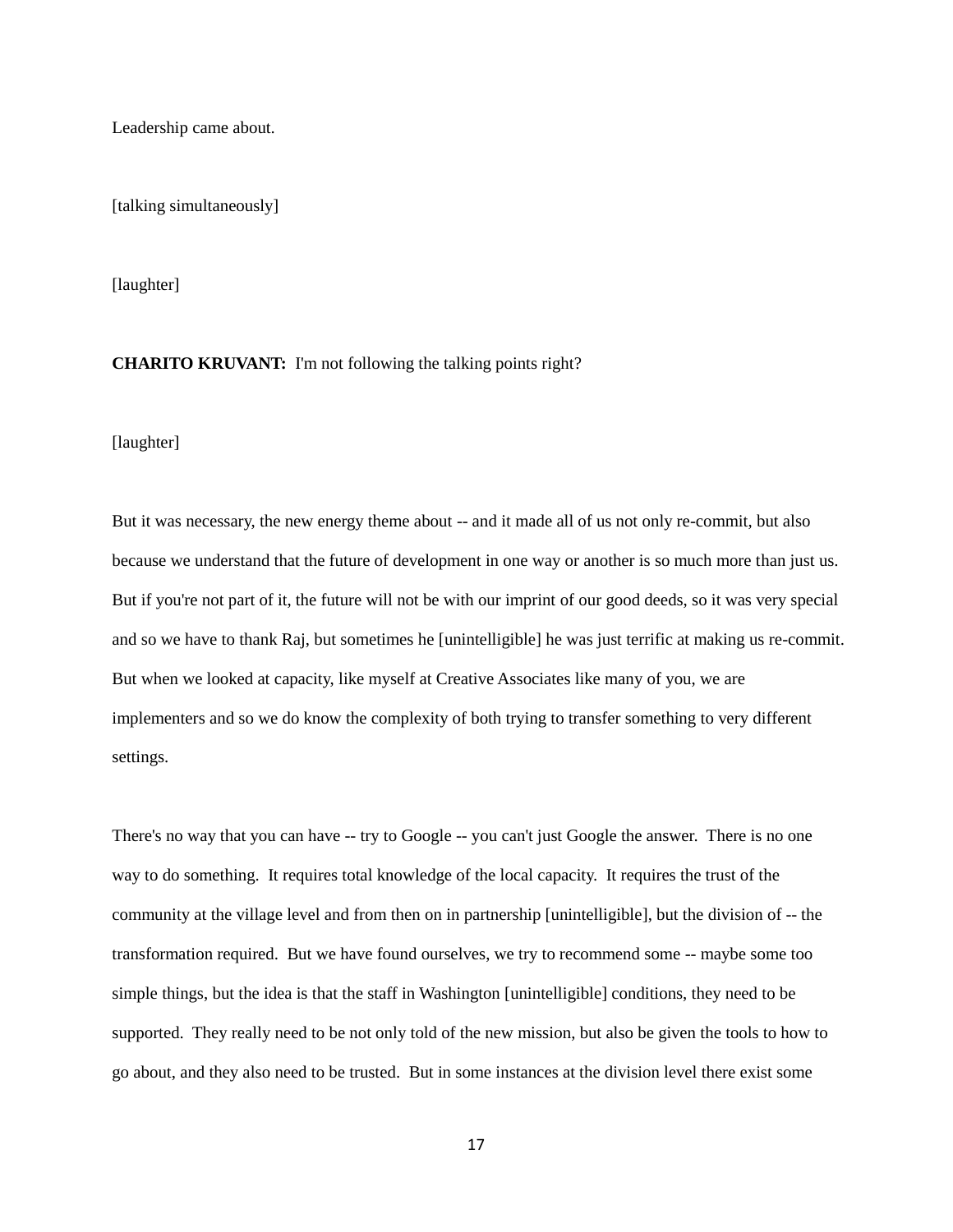Leadership came about.

[talking simultaneously]

[laughter]

**CHARITO KRUVANT:** I'm not following the talking points right?

[laughter]

But it was necessary, the new energy theme about -- and it made all of us not only re-commit, but also because we understand that the future of development in one way or another is so much more than just us. But if you're not part of it, the future will not be with our imprint of our good deeds, so it was very special and so we have to thank Raj, but sometimes he [unintelligible] he was just terrific at making us re-commit. But when we looked at capacity, like myself at Creative Associates like many of you, we are implementers and so we do know the complexity of both trying to transfer something to very different settings.

There's no way that you can have -- try to Google -- you can't just Google the answer. There is no one way to do something. It requires total knowledge of the local capacity. It requires the trust of the community at the village level and from then on in partnership [unintelligible], but the division of -- the transformation required. But we have found ourselves, we try to recommend some -- maybe some too simple things, but the idea is that the staff in Washington [unintelligible] conditions, they need to be supported. They really need to be not only told of the new mission, but also be given the tools to how to go about, and they also need to be trusted. But in some instances at the division level there exist some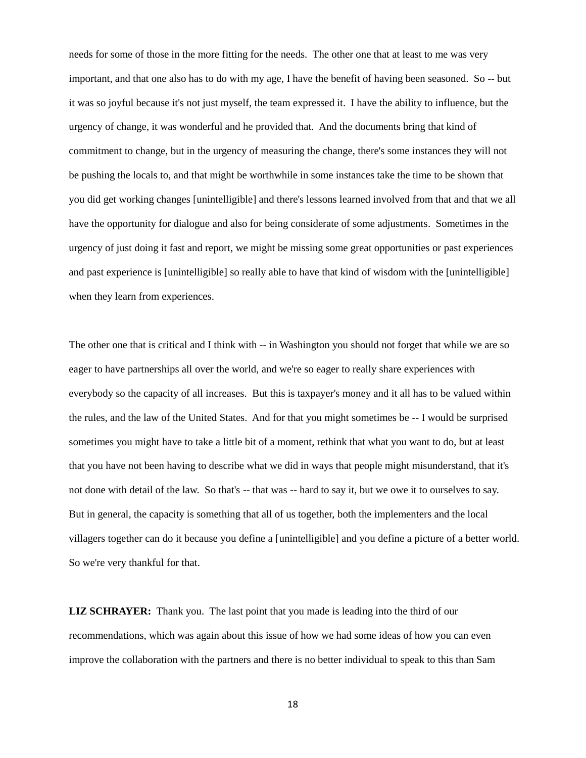needs for some of those in the more fitting for the needs. The other one that at least to me was very important, and that one also has to do with my age, I have the benefit of having been seasoned. So -- but it was so joyful because it's not just myself, the team expressed it. I have the ability to influence, but the urgency of change, it was wonderful and he provided that. And the documents bring that kind of commitment to change, but in the urgency of measuring the change, there's some instances they will not be pushing the locals to, and that might be worthwhile in some instances take the time to be shown that you did get working changes [unintelligible] and there's lessons learned involved from that and that we all have the opportunity for dialogue and also for being considerate of some adjustments. Sometimes in the urgency of just doing it fast and report, we might be missing some great opportunities or past experiences and past experience is [unintelligible] so really able to have that kind of wisdom with the [unintelligible] when they learn from experiences.

The other one that is critical and I think with -- in Washington you should not forget that while we are so eager to have partnerships all over the world, and we're so eager to really share experiences with everybody so the capacity of all increases. But this is taxpayer's money and it all has to be valued within the rules, and the law of the United States. And for that you might sometimes be -- I would be surprised sometimes you might have to take a little bit of a moment, rethink that what you want to do, but at least that you have not been having to describe what we did in ways that people might misunderstand, that it's not done with detail of the law. So that's -- that was -- hard to say it, but we owe it to ourselves to say. But in general, the capacity is something that all of us together, both the implementers and the local villagers together can do it because you define a [unintelligible] and you define a picture of a better world. So we're very thankful for that.

**LIZ SCHRAYER:** Thank you. The last point that you made is leading into the third of our recommendations, which was again about this issue of how we had some ideas of how you can even improve the collaboration with the partners and there is no better individual to speak to this than Sam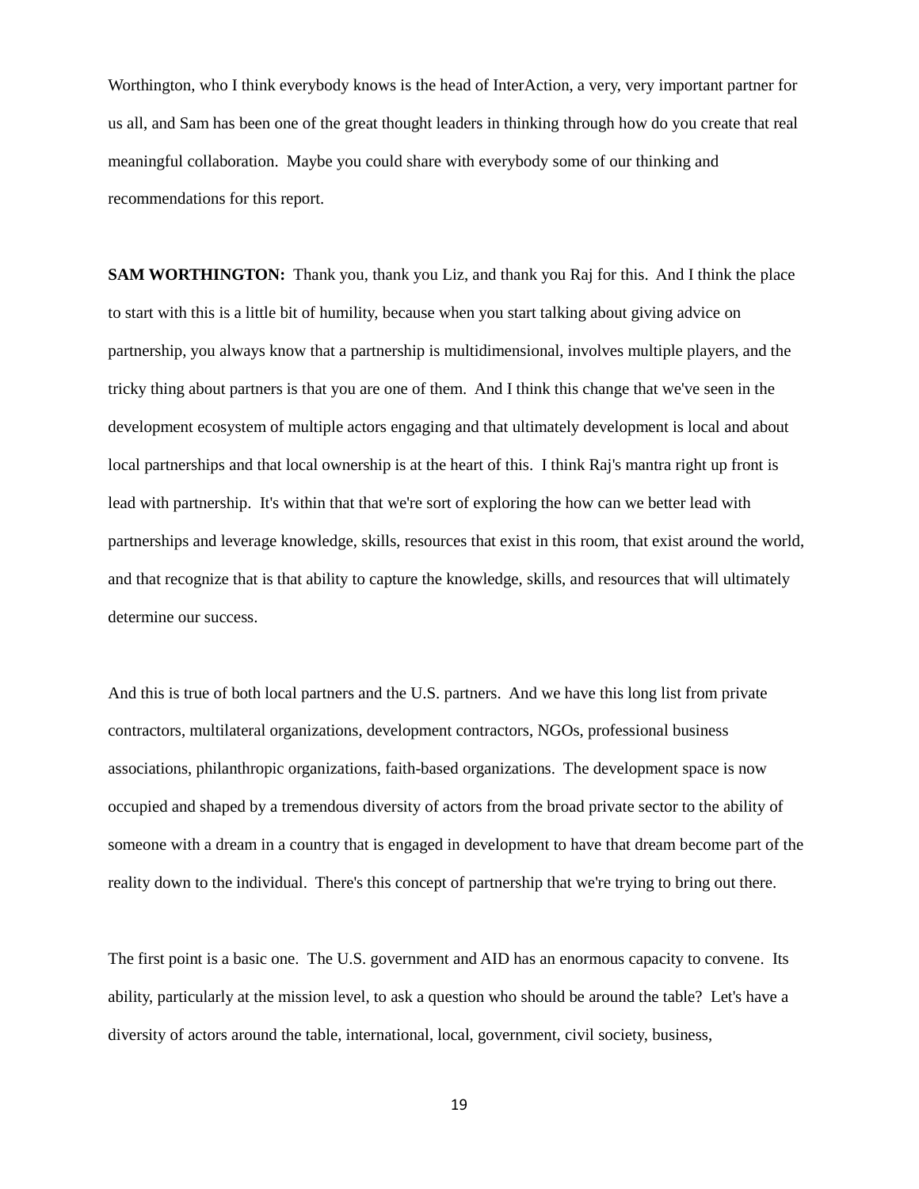Worthington, who I think everybody knows is the head of InterAction, a very, very important partner for us all, and Sam has been one of the great thought leaders in thinking through how do you create that real meaningful collaboration. Maybe you could share with everybody some of our thinking and recommendations for this report.

**SAM WORTHINGTON:** Thank you, thank you Liz, and thank you Raj for this. And I think the place to start with this is a little bit of humility, because when you start talking about giving advice on partnership, you always know that a partnership is multidimensional, involves multiple players, and the tricky thing about partners is that you are one of them. And I think this change that we've seen in the development ecosystem of multiple actors engaging and that ultimately development is local and about local partnerships and that local ownership is at the heart of this. I think Raj's mantra right up front is lead with partnership. It's within that that we're sort of exploring the how can we better lead with partnerships and leverage knowledge, skills, resources that exist in this room, that exist around the world, and that recognize that is that ability to capture the knowledge, skills, and resources that will ultimately determine our success.

And this is true of both local partners and the U.S. partners. And we have this long list from private contractors, multilateral organizations, development contractors, NGOs, professional business associations, philanthropic organizations, faith-based organizations. The development space is now occupied and shaped by a tremendous diversity of actors from the broad private sector to the ability of someone with a dream in a country that is engaged in development to have that dream become part of the reality down to the individual. There's this concept of partnership that we're trying to bring out there.

The first point is a basic one. The U.S. government and AID has an enormous capacity to convene. Its ability, particularly at the mission level, to ask a question who should be around the table? Let's have a diversity of actors around the table, international, local, government, civil society, business,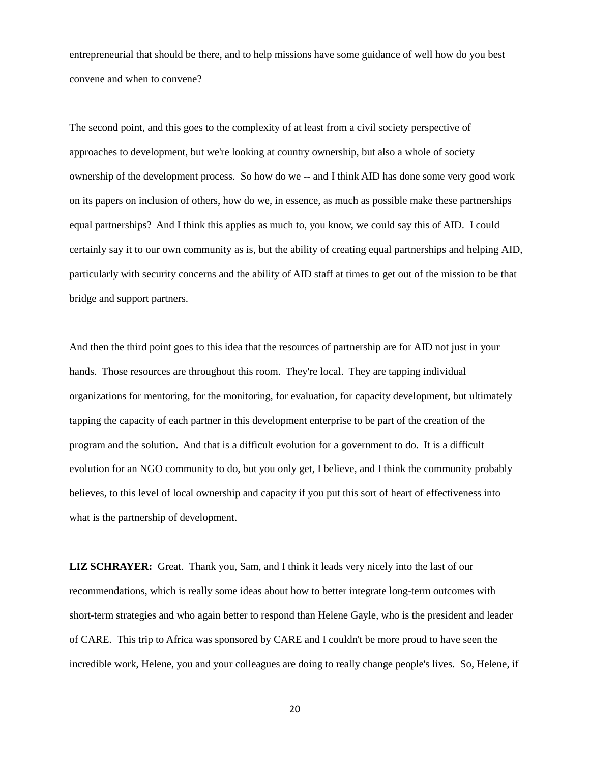entrepreneurial that should be there, and to help missions have some guidance of well how do you best convene and when to convene?

The second point, and this goes to the complexity of at least from a civil society perspective of approaches to development, but we're looking at country ownership, but also a whole of society ownership of the development process. So how do we -- and I think AID has done some very good work on its papers on inclusion of others, how do we, in essence, as much as possible make these partnerships equal partnerships? And I think this applies as much to, you know, we could say this of AID. I could certainly say it to our own community as is, but the ability of creating equal partnerships and helping AID, particularly with security concerns and the ability of AID staff at times to get out of the mission to be that bridge and support partners.

And then the third point goes to this idea that the resources of partnership are for AID not just in your hands. Those resources are throughout this room. They're local. They are tapping individual organizations for mentoring, for the monitoring, for evaluation, for capacity development, but ultimately tapping the capacity of each partner in this development enterprise to be part of the creation of the program and the solution. And that is a difficult evolution for a government to do. It is a difficult evolution for an NGO community to do, but you only get, I believe, and I think the community probably believes, to this level of local ownership and capacity if you put this sort of heart of effectiveness into what is the partnership of development.

**LIZ SCHRAYER:** Great. Thank you, Sam, and I think it leads very nicely into the last of our recommendations, which is really some ideas about how to better integrate long-term outcomes with short-term strategies and who again better to respond than Helene Gayle, who is the president and leader of CARE. This trip to Africa was sponsored by CARE and I couldn't be more proud to have seen the incredible work, Helene, you and your colleagues are doing to really change people's lives. So, Helene, if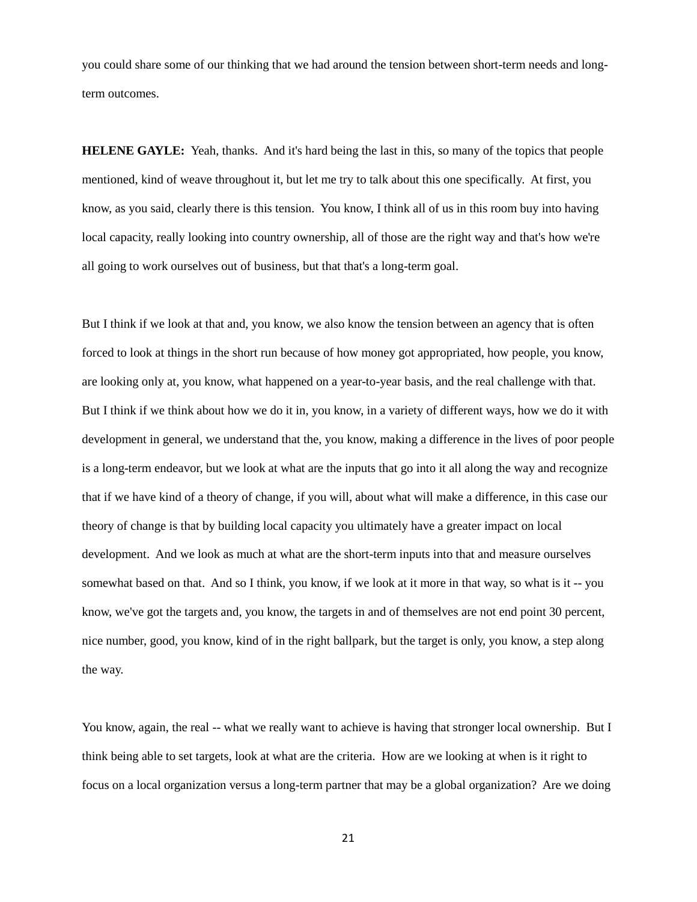you could share some of our thinking that we had around the tension between short-term needs and long-term outcomes.

**HELENE GAYLE:** Yeah, thanks. And it's hard being the last in this, so many of the topics that people mentioned, kind of weave throughout it, but let me try to talk about this one specifically. At first, you know, as you said, clearly there is this tension. You know, I think all of us in this room buy into having local capacity, really looking into country ownership, all of those are the right way and that's how we're all going to work ourselves out of business, but that that's a long-term goal.

But I think if we look at that and, you know, we also know the tension between an agency that is often forced to look at things in the short run because of how money got appropriated, how people, you know, are looking only at, you know, what happened on a year-to-year basis, and the real challenge with that. But I think if we think about how we do it in, you know, in a variety of different ways, how we do it with development in general, we understand that the, you know, making a difference in the lives of poor people is a long-term endeavor, but we look at what are the inputs that go into it all along the way and recognize that if we have kind of a theory of change, if you will, about what will make a difference, in this case our theory of change is that by building local capacity you ultimately have a greater impact on local development. And we look as much at what are the short-term inputs into that and measure ourselves somewhat based on that. And so I think, you know, if we look at it more in that way, so what is it -- you know, we've got the targets and, you know, the targets in and of themselves are not end point 30 percent, nice number, good, you know, kind of in the right ballpark, but the target is only, you know, a step along the way.

You know, again, the real -- what we really want to achieve is having that stronger local ownership. But I think being able to set targets, look at what are the criteria. How are we looking at when is it right to focus on a local organization versus a long-term partner that may be a global organization? Are we doing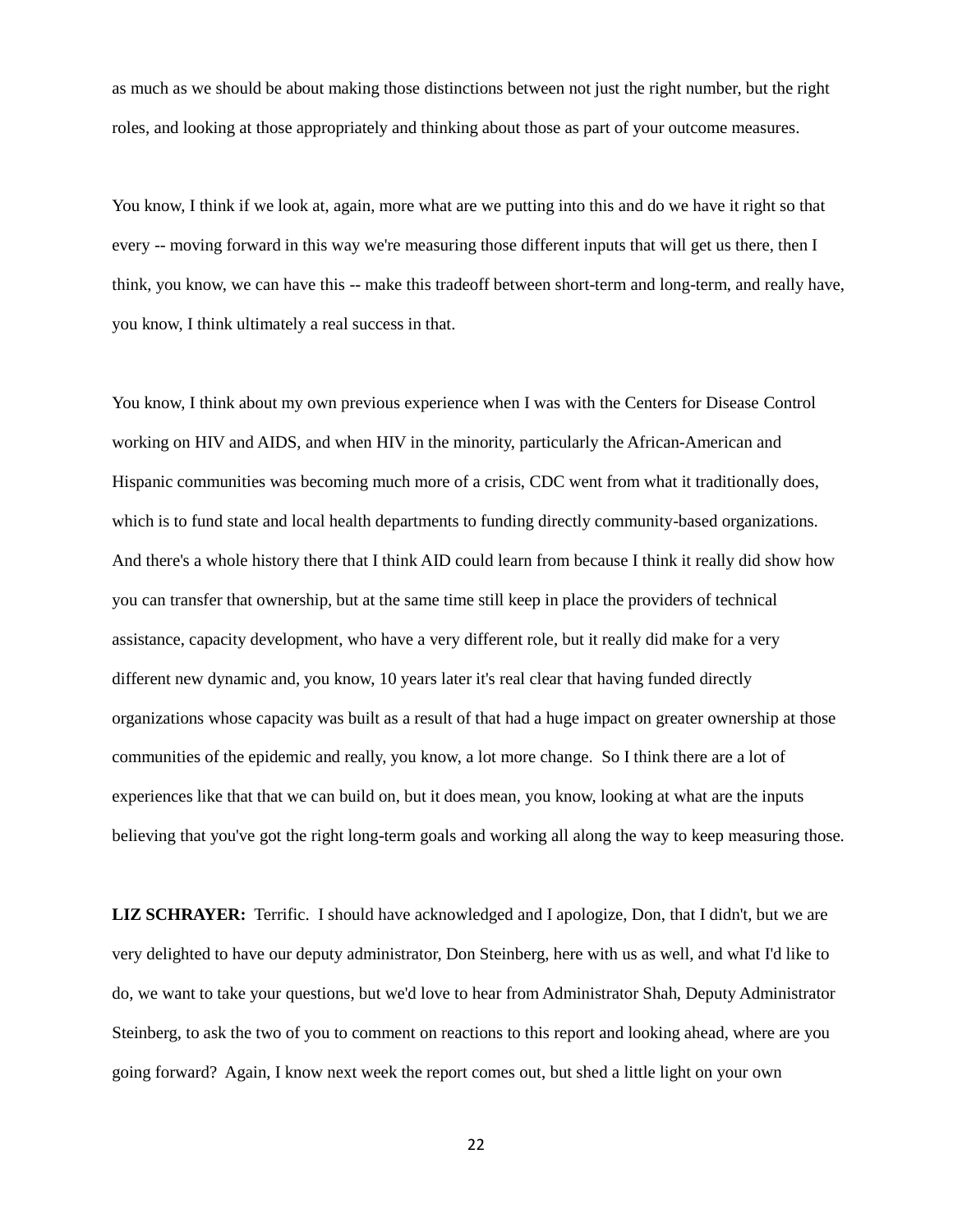as much as we should be about making those distinctions between not just the right number, but the right roles, and looking at those appropriately and thinking about those as part of your outcome measures.

You know, I think if we look at, again, more what are we putting into this and do we have it right so that every -- moving forward in this way we're measuring those different inputs that will get us there, then I think, you know, we can have this -- make this tradeoff between short-term and long-term, and really have, you know, I think ultimately a real success in that.

You know, I think about my own previous experience when I was with the Centers for Disease Control working on HIV and AIDS, and when HIV in the minority, particularly the African-American and Hispanic communities was becoming much more of a crisis, CDC went from what it traditionally does, which is to fund state and local health departments to funding directly community-based organizations. And there's a whole history there that I think AID could learn from because I think it really did show how you can transfer that ownership, but at the same time still keep in place the providers of technical assistance, capacity development, who have a very different role, but it really did make for a very different new dynamic and, you know, 10 years later it's real clear that having funded directly organizations whose capacity was built as a result of that had a huge impact on greater ownership at those communities of the epidemic and really, you know, a lot more change. So I think there are a lot of experiences like that that we can build on, but it does mean, you know, looking at what are the inputs believing that you've got the right long-term goals and working all along the way to keep measuring those.

**LIZ SCHRAYER:** Terrific. I should have acknowledged and I apologize, Don, that I didn't, but we are very delighted to have our deputy administrator, Don Steinberg, here with us as well, and what I'd like to do, we want to take your questions, but we'd love to hear from Administrator Shah, Deputy Administrator Steinberg, to ask the two of you to comment on reactions to this report and looking ahead, where are you going forward? Again, I know next week the report comes out, but shed a little light on your own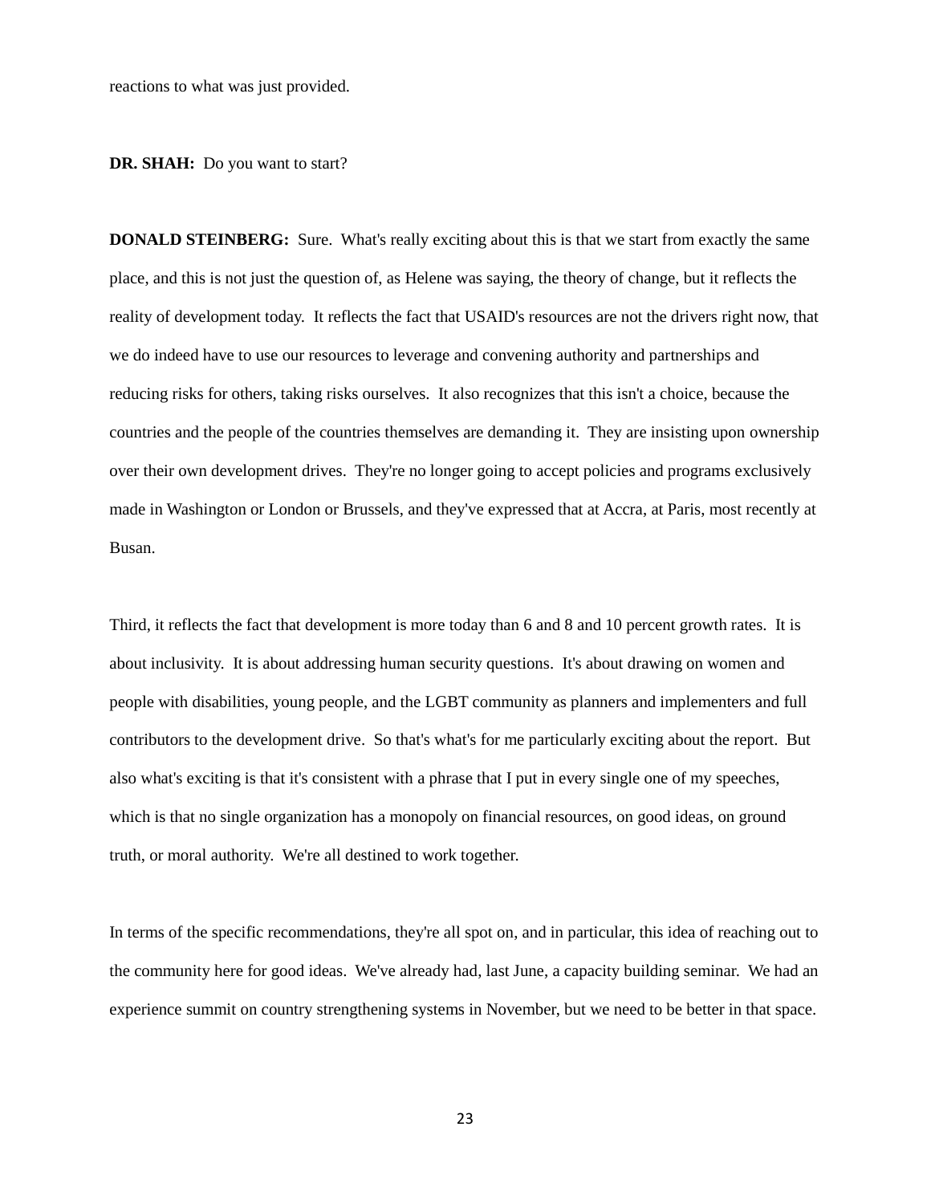reactions to what was just provided.

**DR. SHAH:** Do you want to start?

**DONALD STEINBERG:** Sure. What's really exciting about this is that we start from exactly the same place, and this is not just the question of, as Helene was saying, the theory of change, but it reflects the reality of development today. It reflects the fact that USAID's resources are not the drivers right now, that we do indeed have to use our resources to leverage and convening authority and partnerships and reducing risks for others, taking risks ourselves. It also recognizes that this isn't a choice, because the countries and the people of the countries themselves are demanding it. They are insisting upon ownership over their own development drives. They're no longer going to accept policies and programs exclusively made in Washington or London or Brussels, and they've expressed that at Accra, at Paris, most recently at Busan.

Third, it reflects the fact that development is more today than 6 and 8 and 10 percent growth rates. It is about inclusivity. It is about addressing human security questions. It's about drawing on women and people with disabilities, young people, and the LGBT community as planners and implementers and full contributors to the development drive. So that's what's for me particularly exciting about the report. But also what's exciting is that it's consistent with a phrase that I put in every single one of my speeches, which is that no single organization has a monopoly on financial resources, on good ideas, on ground truth, or moral authority. We're all destined to work together.

In terms of the specific recommendations, they're all spot on, and in particular, this idea of reaching out to the community here for good ideas. We've already had, last June, a capacity building seminar. We had an experience summit on country strengthening systems in November, but we need to be better in that space.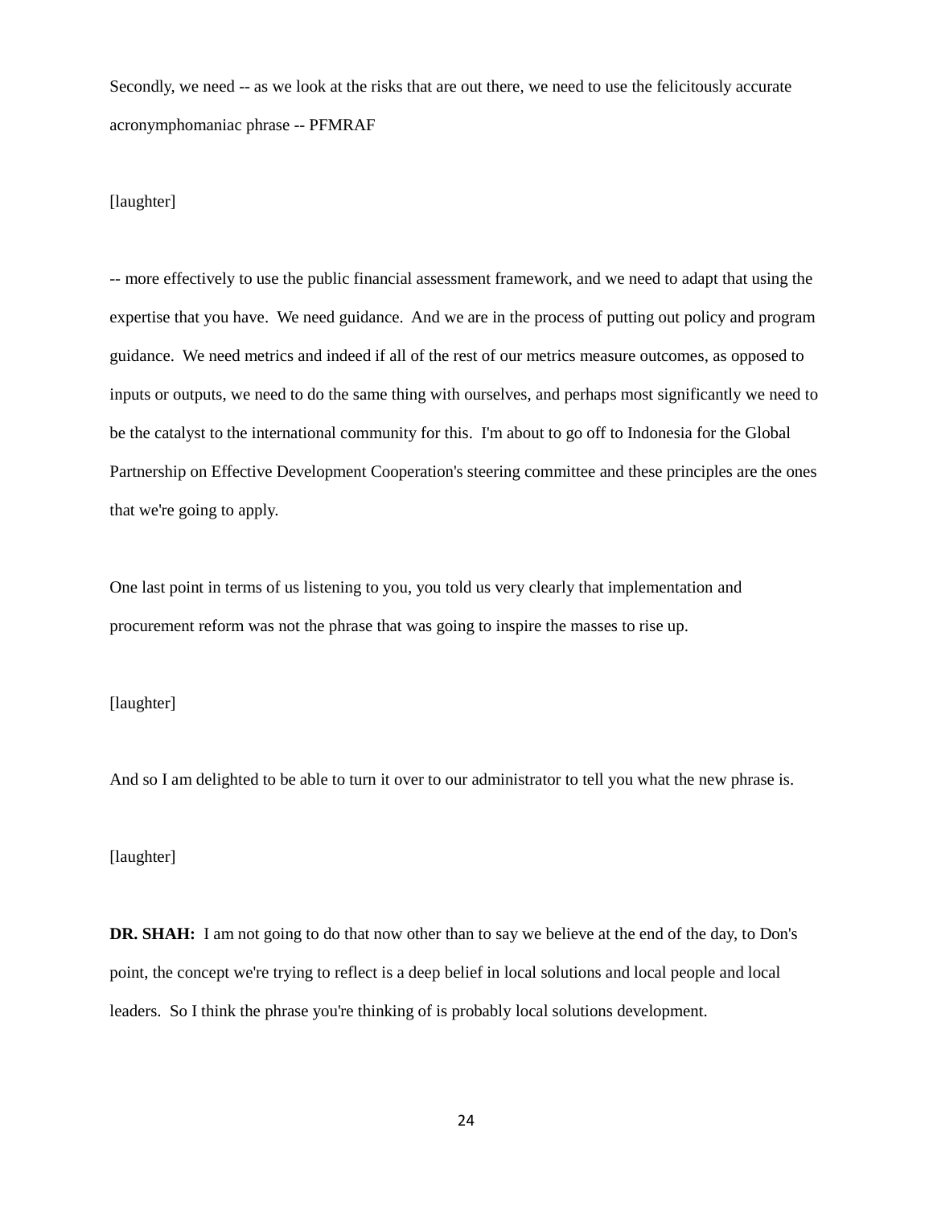Secondly, we need -- as we look at the risks that are out there, we need to use the felicitously accurate acronymphomaniac phrase -- PFMRAF

[laughter]

-- more effectively to use the public financial assessment framework, and we need to adapt that using the expertise that you have. We need guidance. And we are in the process of putting out policy and program guidance. We need metrics and indeed if all of the rest of our metrics measure outcomes, as opposed to inputs or outputs, we need to do the same thing with ourselves, and perhaps most significantly we need to be the catalyst to the international community for this. I'm about to go off to Indonesia for the Global Partnership on Effective Development Cooperation's steering committee and these principles are the ones that we're going to apply.

One last point in terms of us listening to you, you told us very clearly that implementation and procurement reform was not the phrase that was going to inspire the masses to rise up.

[laughter]

And so I am delighted to be able to turn it over to our administrator to tell you what the new phrase is.

[laughter]

**DR. SHAH:** I am not going to do that now other than to say we believe at the end of the day, to Don's point, the concept we're trying to reflect is a deep belief in local solutions and local people and local leaders. So I think the phrase you're thinking of is probably local solutions development.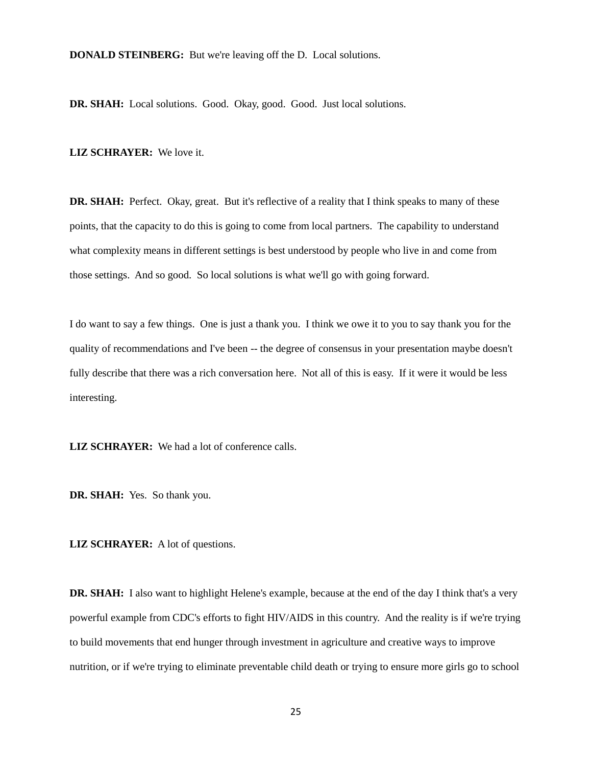**DONALD STEINBERG:** But we're leaving off the D. Local solutions.

**DR. SHAH:** Local solutions. Good. Okay, good. Good. Just local solutions.

**LIZ SCHRAYER:** We love it.

**DR. SHAH:** Perfect. Okay, great. But it's reflective of a reality that I think speaks to many of these points, that the capacity to do this is going to come from local partners. The capability to understand what complexity means in different settings is best understood by people who live in and come from those settings. And so good. So local solutions is what we'll go with going forward.

I do want to say a few things. One is just a thank you. I think we owe it to you to say thank you for the quality of recommendations and I've been -- the degree of consensus in your presentation maybe doesn't fully describe that there was a rich conversation here. Not all of this is easy. If it were it would be less interesting.

**LIZ SCHRAYER:** We had a lot of conference calls.

**DR. SHAH:** Yes. So thank you.

**LIZ SCHRAYER:** A lot of questions.

**DR. SHAH:** I also want to highlight Helene's example, because at the end of the day I think that's a very powerful example from CDC's efforts to fight HIV/AIDS in this country. And the reality is if we're trying to build movements that end hunger through investment in agriculture and creative ways to improve nutrition, or if we're trying to eliminate preventable child death or trying to ensure more girls go to school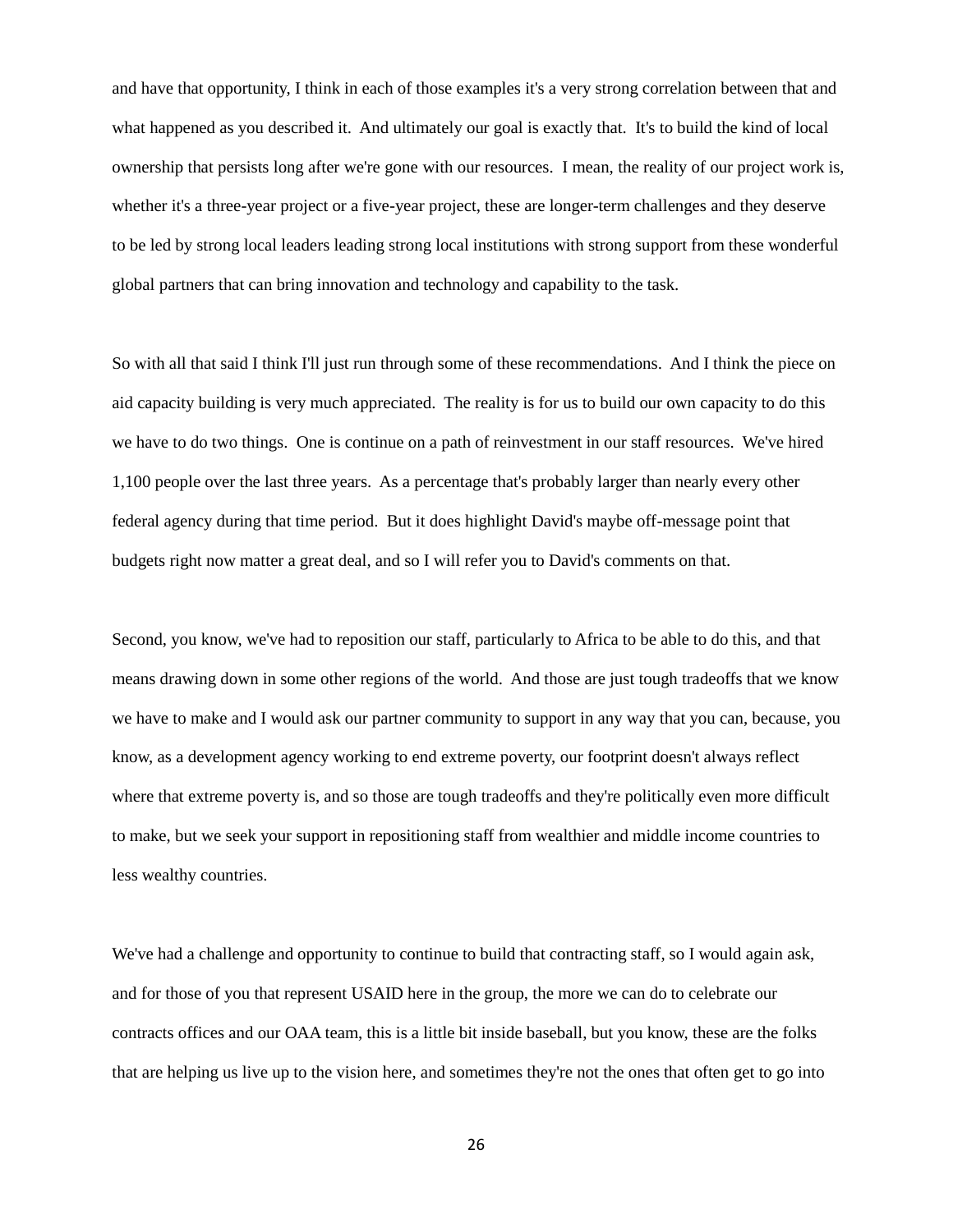and have that opportunity, I think in each of those examples it's a very strong correlation between that and what happened as you described it. And ultimately our goal is exactly that. It's to build the kind of local ownership that persists long after we're gone with our resources. I mean, the reality of our project work is, whether it's a three-year project or a five-year project, these are longer-term challenges and they deserve to be led by strong local leaders leading strong local institutions with strong support from these wonderful global partners that can bring innovation and technology and capability to the task.

So with all that said I think I'll just run through some of these recommendations. And I think the piece on aid capacity building is very much appreciated. The reality is for us to build our own capacity to do this we have to do two things. One is continue on a path of reinvestment in our staff resources. We've hired 1,100 people over the last three years. As a percentage that's probably larger than nearly every other federal agency during that time period. But it does highlight David's maybe off-message point that budgets right now matter a great deal, and so I will refer you to David's comments on that.

Second, you know, we've had to reposition our staff, particularly to Africa to be able to do this, and that means drawing down in some other regions of the world. And those are just tough tradeoffs that we know we have to make and I would ask our partner community to support in any way that you can, because, you know, as a development agency working to end extreme poverty, our footprint doesn't always reflect where that extreme poverty is, and so those are tough tradeoffs and they're politically even more difficult to make, but we seek your support in repositioning staff from wealthier and middle income countries to less wealthy countries.

We've had a challenge and opportunity to continue to build that contracting staff, so I would again ask, and for those of you that represent USAID here in the group, the more we can do to celebrate our contracts offices and our OAA team, this is a little bit inside baseball, but you know, these are the folks that are helping us live up to the vision here, and sometimes they're not the ones that often get to go into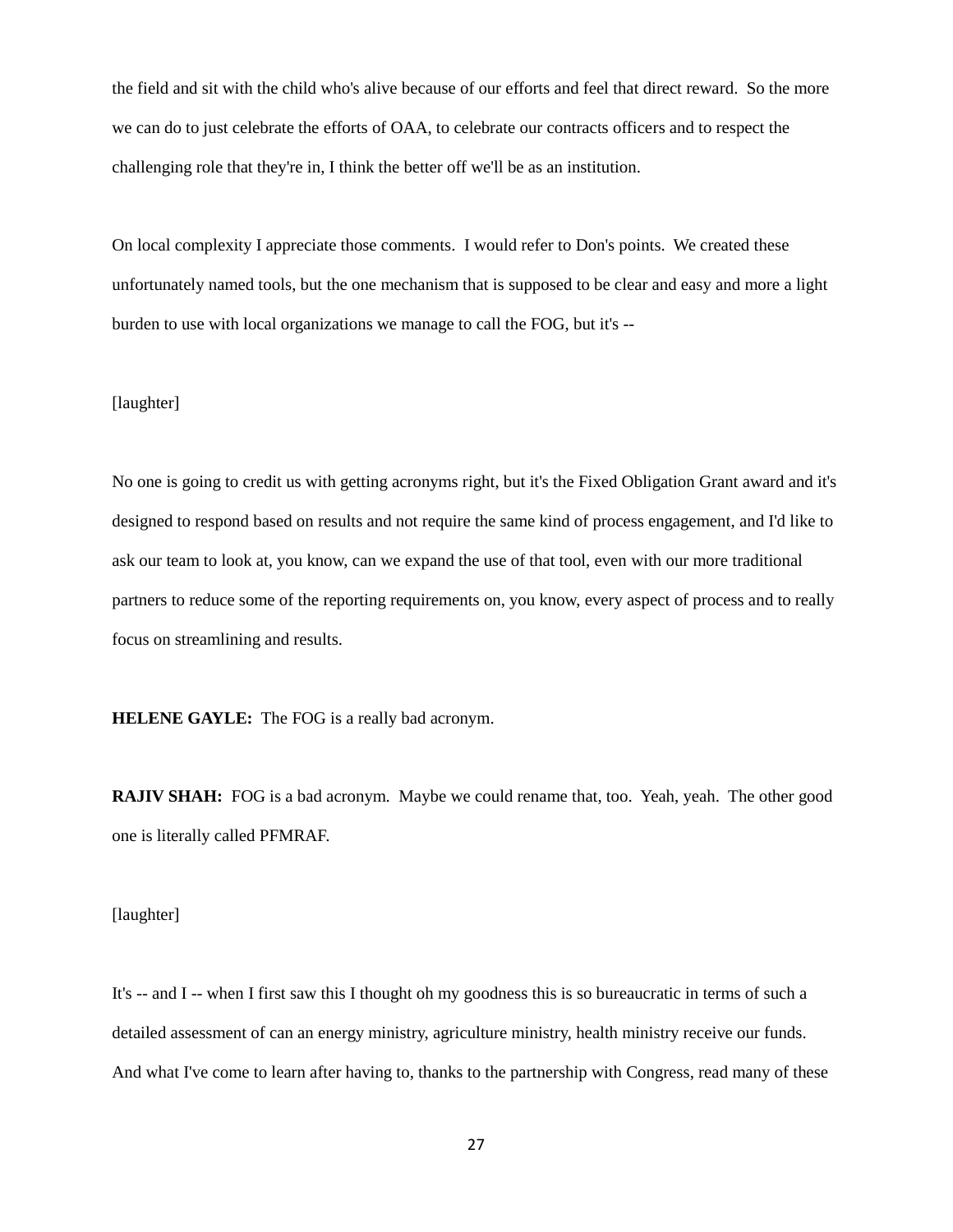the field and sit with the child who's alive because of our efforts and feel that direct reward. So the more we can do to just celebrate the efforts of OAA, to celebrate our contracts officers and to respect the challenging role that they're in, I think the better off we'll be as an institution.

On local complexity I appreciate those comments. I would refer to Don's points. We created these unfortunately named tools, but the one mechanism that is supposed to be clear and easy and more a light burden to use with local organizations we manage to call the FOG, but it's --

[laughter]

No one is going to credit us with getting acronyms right, but it's the Fixed Obligation Grant award and it's designed to respond based on results and not require the same kind of process engagement, and I'd like to ask our team to look at, you know, can we expand the use of that tool, even with our more traditional partners to reduce some of the reporting requirements on, you know, every aspect of process and to really focus on streamlining and results.

**HELENE GAYLE:** The FOG is a really bad acronym.

**RAJIV SHAH:** FOG is a bad acronym. Maybe we could rename that, too. Yeah, yeah. The other good one is literally called PFMRAF.

[laughter]

It's -- and I -- when I first saw this I thought oh my goodness this is so bureaucratic in terms of such a detailed assessment of can an energy ministry, agriculture ministry, health ministry receive our funds. And what I've come to learn after having to, thanks to the partnership with Congress, read many of these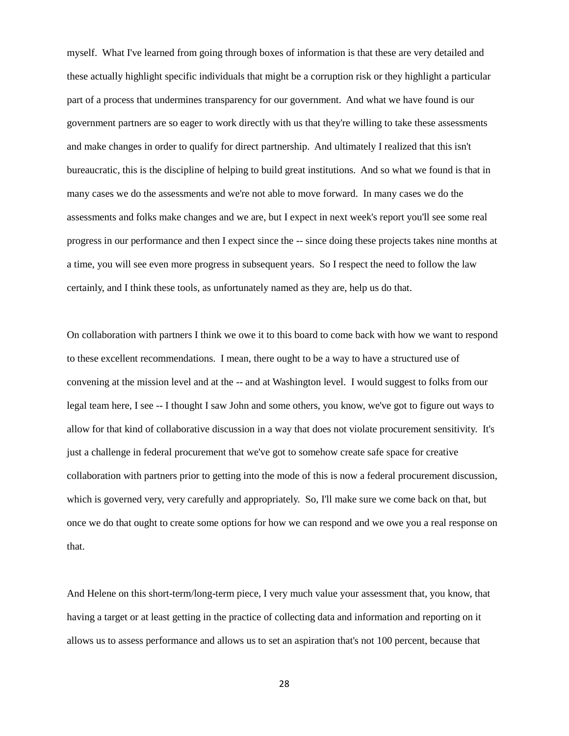myself. What I've learned from going through boxes of information is that these are very detailed and these actually highlight specific individuals that might be a corruption risk or they highlight a particular part of a process that undermines transparency for our government. And what we have found is our government partners are so eager to work directly with us that they're willing to take these assessments and make changes in order to qualify for direct partnership. And ultimately I realized that this isn't bureaucratic, this is the discipline of helping to build great institutions. And so what we found is that in many cases we do the assessments and we're not able to move forward. In many cases we do the assessments and folks make changes and we are, but I expect in next week's report you'll see some real progress in our performance and then I expect since the -- since doing these projects takes nine months at a time, you will see even more progress in subsequent years. So I respect the need to follow the law certainly, and I think these tools, as unfortunately named as they are, help us do that.

On collaboration with partners I think we owe it to this board to come back with how we want to respond to these excellent recommendations. I mean, there ought to be a way to have a structured use of convening at the mission level and at the -- and at Washington level. I would suggest to folks from our legal team here, I see -- I thought I saw John and some others, you know, we've got to figure out ways to allow for that kind of collaborative discussion in a way that does not violate procurement sensitivity. It's just a challenge in federal procurement that we've got to somehow create safe space for creative collaboration with partners prior to getting into the mode of this is now a federal procurement discussion, which is governed very, very carefully and appropriately. So, I'll make sure we come back on that, but once we do that ought to create some options for how we can respond and we owe you a real response on that.

And Helene on this short-term/long-term piece, I very much value your assessment that, you know, that having a target or at least getting in the practice of collecting data and information and reporting on it allows us to assess performance and allows us to set an aspiration that's not 100 percent, because that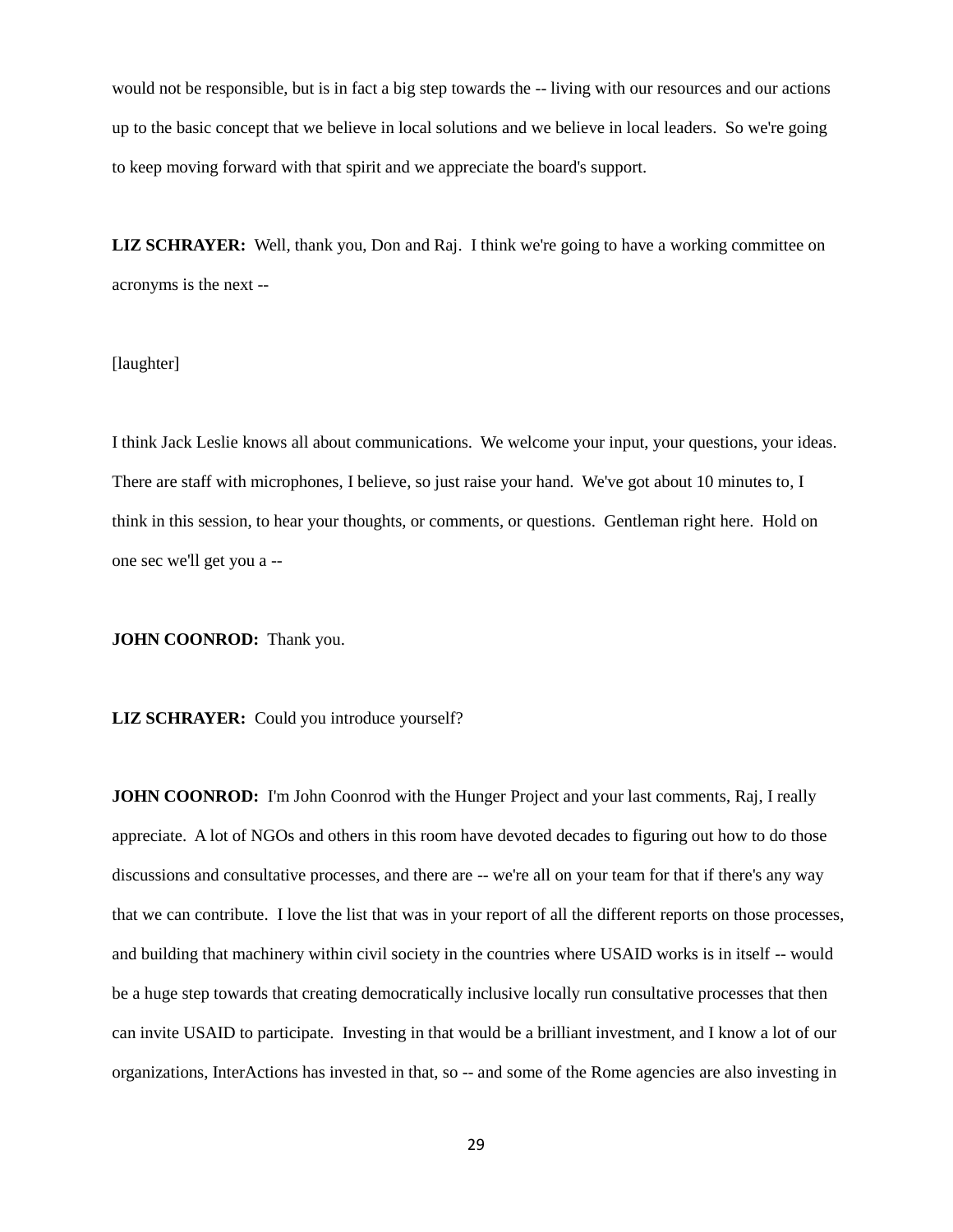would not be responsible, but is in fact a big step towards the -- living with our resources and our actions up to the basic concept that we believe in local solutions and we believe in local leaders. So we're going to keep moving forward with that spirit and we appreciate the board's support.

**LIZ SCHRAYER:** Well, thank you, Don and Raj. I think we're going to have a working committee on acronyms is the next --

[laughter]

I think Jack Leslie knows all about communications. We welcome your input, your questions, your ideas. There are staff with microphones, I believe, so just raise your hand. We've got about 10 minutes to, I think in this session, to hear your thoughts, or comments, or questions. Gentleman right here. Hold on one sec we'll get you a --

**JOHN COONROD:** Thank you.

**LIZ SCHRAYER:** Could you introduce yourself?

**JOHN COONROD:** I'm John Coonrod with the Hunger Project and your last comments, Raj, I really appreciate. A lot of NGOs and others in this room have devoted decades to figuring out how to do those discussions and consultative processes, and there are -- we're all on your team for that if there's any way that we can contribute. I love the list that was in your report of all the different reports on those processes, and building that machinery within civil society in the countries where USAID works is in itself -- would be a huge step towards that creating democratically inclusive locally run consultative processes that then can invite USAID to participate. Investing in that would be a brilliant investment, and I know a lot of our organizations, InterActions has invested in that, so -- and some of the Rome agencies are also investing in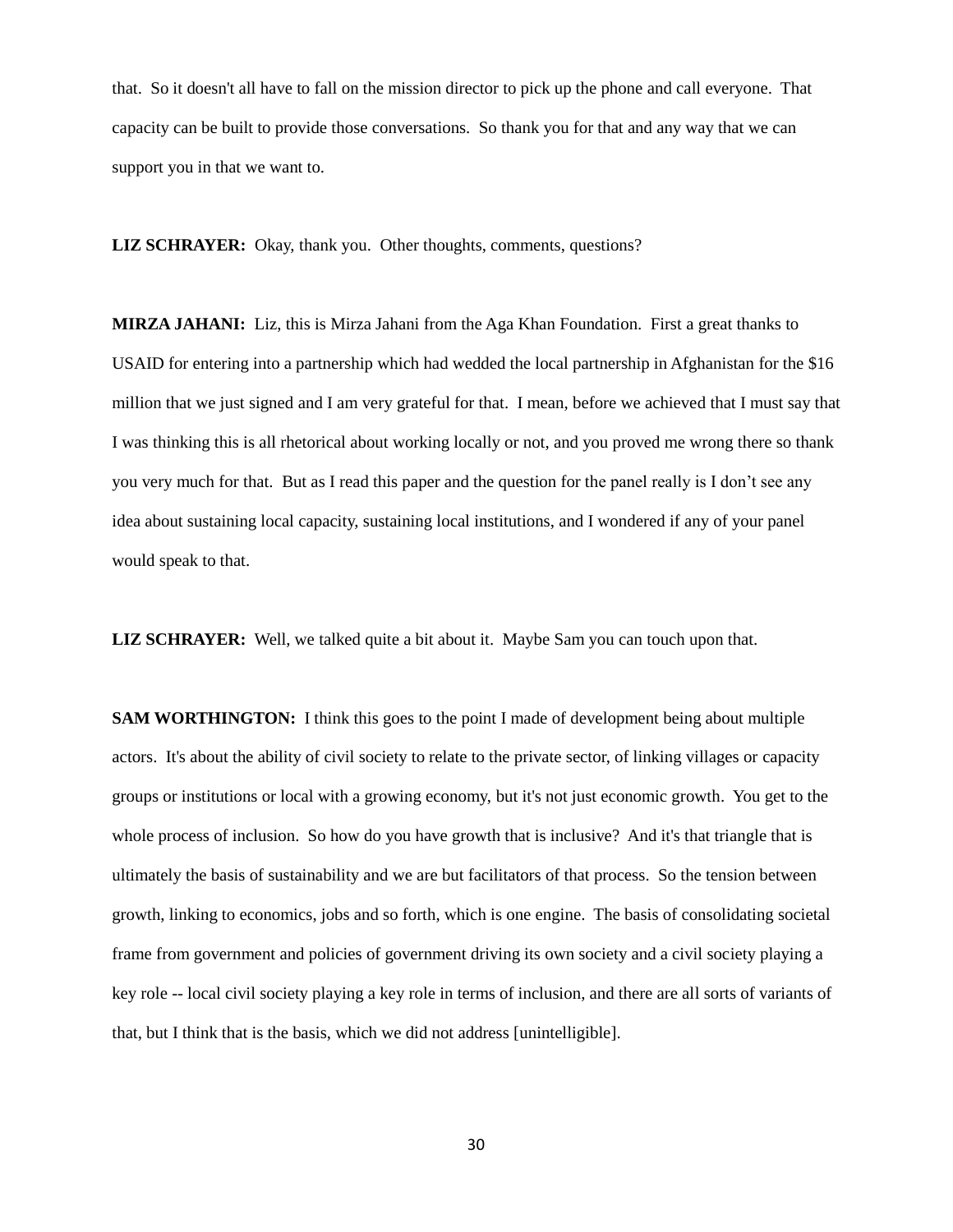that. So it doesn't all have to fall on the mission director to pick up the phone and call everyone. That capacity can be built to provide those conversations. So thank you for that and any way that we can support you in that we want to.

**LIZ SCHRAYER:** Okay, thank you. Other thoughts, comments, questions?

**MIRZA JAHANI:** Liz, this is Mirza Jahani from the Aga Khan Foundation. First a great thanks to USAID for entering into a partnership which had wedded the local partnership in Afghanistan for the $16 million that we just signed and I am very grateful for that. I mean, before we achieved that I must say that I was thinking this is all rhetorical about working locally or not, and you proved me wrong there so thank you very much for that. But as I read this paper and the question for the panel really is I don't see any idea about sustaining local capacity, sustaining local institutions, and I wondered if any of your panel would speak to that.

**LIZ SCHRAYER:** Well, we talked quite a bit about it. Maybe Sam you can touch upon that.

**SAM WORTHINGTON:** I think this goes to the point I made of development being about multiple actors. It's about the ability of civil society to relate to the private sector, of linking villages or capacity groups or institutions or local with a growing economy, but it's not just economic growth. You get to the whole process of inclusion. So how do you have growth that is inclusive? And it's that triangle that is ultimately the basis of sustainability and we are but facilitators of that process. So the tension between growth, linking to economics, jobs and so forth, which is one engine. The basis of consolidating societal frame from government and policies of government driving its own society and a civil society playing a key role -- local civil society playing a key role in terms of inclusion, and there are all sorts of variants of that, but I think that is the basis, which we did not address [unintelligible].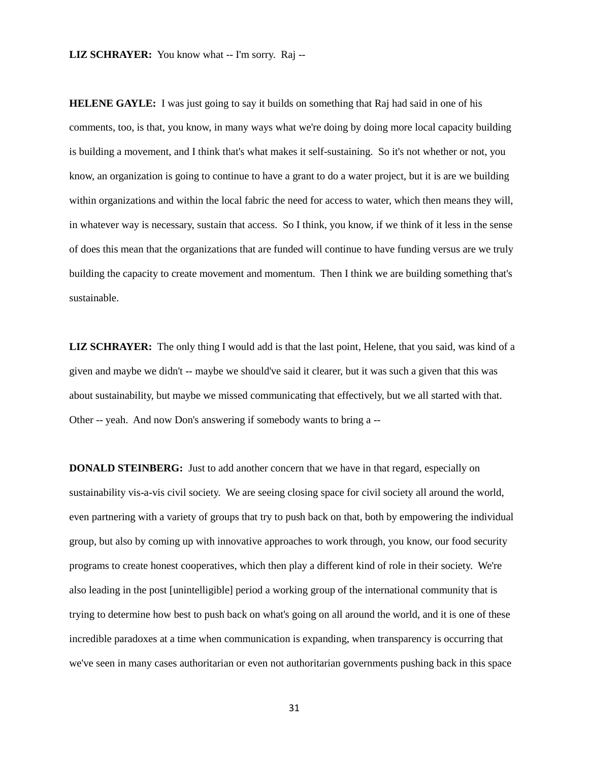**LIZ SCHRAYER:** You know what -- I'm sorry. Raj --

**HELENE GAYLE:** I was just going to say it builds on something that Raj had said in one of his comments, too, is that, you know, in many ways what we're doing by doing more local capacity building is building a movement, and I think that's what makes it self-sustaining. So it's not whether or not, you know, an organization is going to continue to have a grant to do a water project, but it is are we building within organizations and within the local fabric the need for access to water, which then means they will, in whatever way is necessary, sustain that access. So I think, you know, if we think of it less in the sense of does this mean that the organizations that are funded will continue to have funding versus are we truly building the capacity to create movement and momentum. Then I think we are building something that's sustainable.

**LIZ SCHRAYER:** The only thing I would add is that the last point, Helene, that you said, was kind of a given and maybe we didn't -- maybe we should've said it clearer, but it was such a given that this was about sustainability, but maybe we missed communicating that effectively, but we all started with that. Other -- yeah. And now Don's answering if somebody wants to bring a --

**DONALD STEINBERG:** Just to add another concern that we have in that regard, especially on sustainability vis-a-vis civil society. We are seeing closing space for civil society all around the world, even partnering with a variety of groups that try to push back on that, both by empowering the individual group, but also by coming up with innovative approaches to work through, you know, our food security programs to create honest cooperatives, which then play a different kind of role in their society. We're also leading in the post [unintelligible] period a working group of the international community that is trying to determine how best to push back on what's going on all around the world, and it is one of these incredible paradoxes at a time when communication is expanding, when transparency is occurring that we've seen in many cases authoritarian or even not authoritarian governments pushing back in this space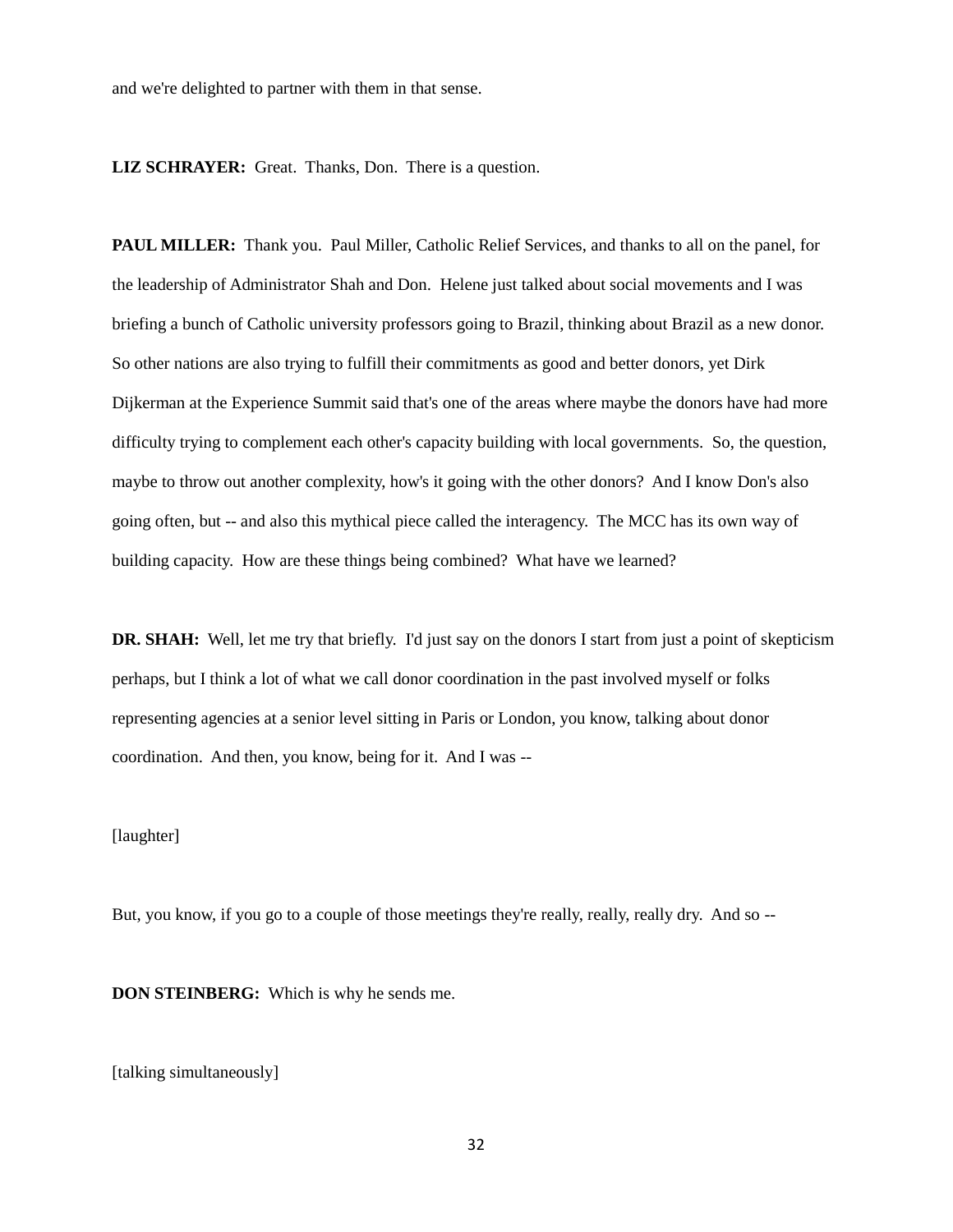and we're delighted to partner with them in that sense.

**LIZ SCHRAYER:** Great. Thanks, Don. There is a question.

**PAUL MILLER:** Thank you. Paul Miller, Catholic Relief Services, and thanks to all on the panel, for the leadership of Administrator Shah and Don. Helene just talked about social movements and I was briefing a bunch of Catholic university professors going to Brazil, thinking about Brazil as a new donor. So other nations are also trying to fulfill their commitments as good and better donors, yet Dirk Dijkerman at the Experience Summit said that's one of the areas where maybe the donors have had more difficulty trying to complement each other's capacity building with local governments. So, the question, maybe to throw out another complexity, how's it going with the other donors? And I know Don's also going often, but -- and also this mythical piece called the interagency. The MCC has its own way of building capacity. How are these things being combined? What have we learned?

**DR. SHAH:** Well, let me try that briefly. I'd just say on the donors I start from just a point of skepticism perhaps, but I think a lot of what we call donor coordination in the past involved myself or folks representing agencies at a senior level sitting in Paris or London, you know, talking about donor coordination. And then, you know, being for it. And I was --

[laughter]

But, you know, if you go to a couple of those meetings they're really, really, really dry. And so --

**DON STEINBERG:** Which is why he sends me.

[talking simultaneously]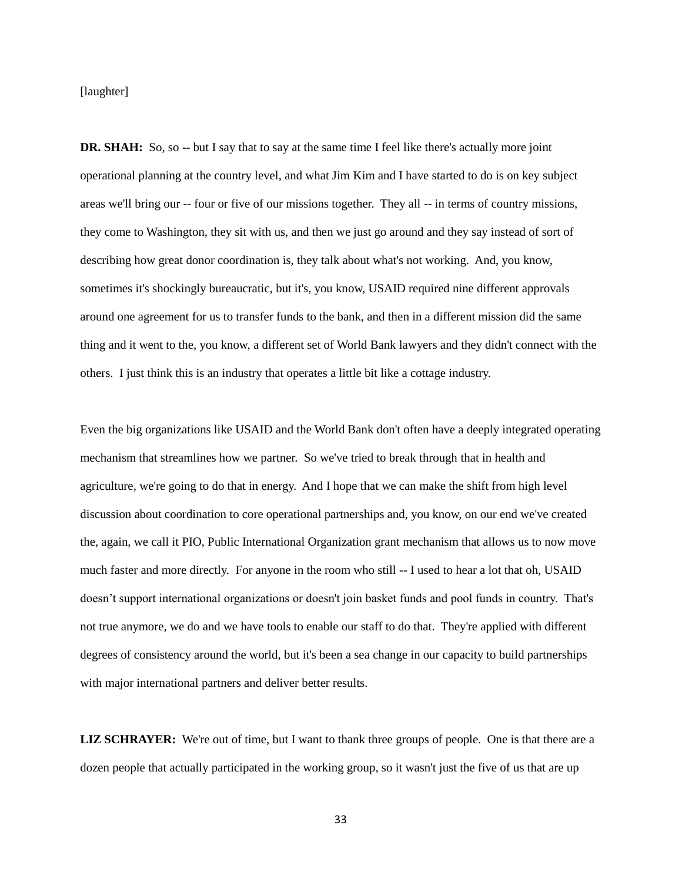[laughter]

**DR. SHAH:** So, so -- but I say that to say at the same time I feel like there's actually more joint operational planning at the country level, and what Jim Kim and I have started to do is on key subject areas we'll bring our -- four or five of our missions together. They all -- in terms of country missions, they come to Washington, they sit with us, and then we just go around and they say instead of sort of describing how great donor coordination is, they talk about what's not working. And, you know, sometimes it's shockingly bureaucratic, but it's, you know, USAID required nine different approvals around one agreement for us to transfer funds to the bank, and then in a different mission did the same thing and it went to the, you know, a different set of World Bank lawyers and they didn't connect with the others. I just think this is an industry that operates a little bit like a cottage industry.

Even the big organizations like USAID and the World Bank don't often have a deeply integrated operating mechanism that streamlines how we partner. So we've tried to break through that in health and agriculture, we're going to do that in energy. And I hope that we can make the shift from high level discussion about coordination to core operational partnerships and, you know, on our end we've created the, again, we call it PIO, Public International Organization grant mechanism that allows us to now move much faster and more directly. For anyone in the room who still -- I used to hear a lot that oh, USAID doesn't support international organizations or doesn't join basket funds and pool funds in country. That's not true anymore, we do and we have tools to enable our staff to do that. They're applied with different degrees of consistency around the world, but it's been a sea change in our capacity to build partnerships with major international partners and deliver better results.

**LIZ SCHRAYER:** We're out of time, but I want to thank three groups of people. One is that there are a dozen people that actually participated in the working group, so it wasn't just the five of us that are up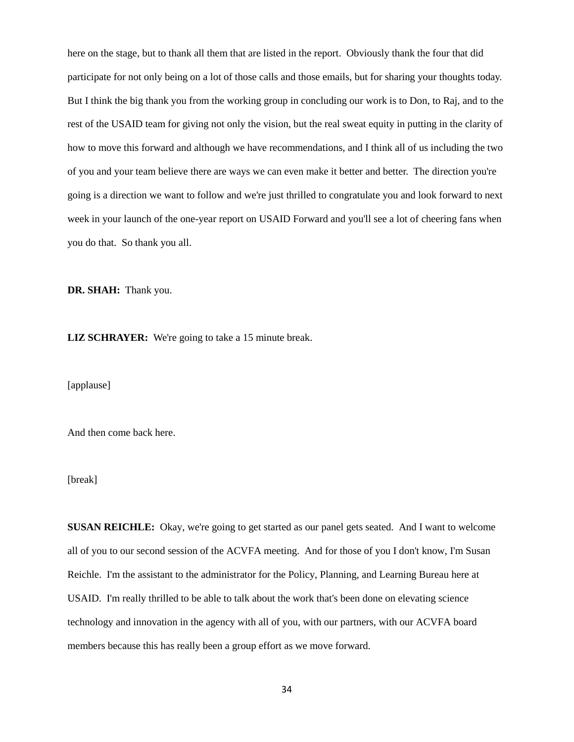here on the stage, but to thank all them that are listed in the report. Obviously thank the four that did participate for not only being on a lot of those calls and those emails, but for sharing your thoughts today. But I think the big thank you from the working group in concluding our work is to Don, to Raj, and to the rest of the USAID team for giving not only the vision, but the real sweat equity in putting in the clarity of how to move this forward and although we have recommendations, and I think all of us including the two of you and your team believe there are ways we can even make it better and better. The direction you're going is a direction we want to follow and we're just thrilled to congratulate you and look forward to next week in your launch of the one-year report on USAID Forward and you'll see a lot of cheering fans when you do that. So thank you all.

**DR. SHAH:** Thank you.

**LIZ SCHRAYER:** We're going to take a 15 minute break.

[applause]

And then come back here.

[break]

**SUSAN REICHLE:** Okay, we're going to get started as our panel gets seated. And I want to welcome all of you to our second session of the ACVFA meeting. And for those of you I don't know, I'm Susan Reichle. I'm the assistant to the administrator for the Policy, Planning, and Learning Bureau here at USAID. I'm really thrilled to be able to talk about the work that's been done on elevating science technology and innovation in the agency with all of you, with our partners, with our ACVFA board members because this has really been a group effort as we move forward.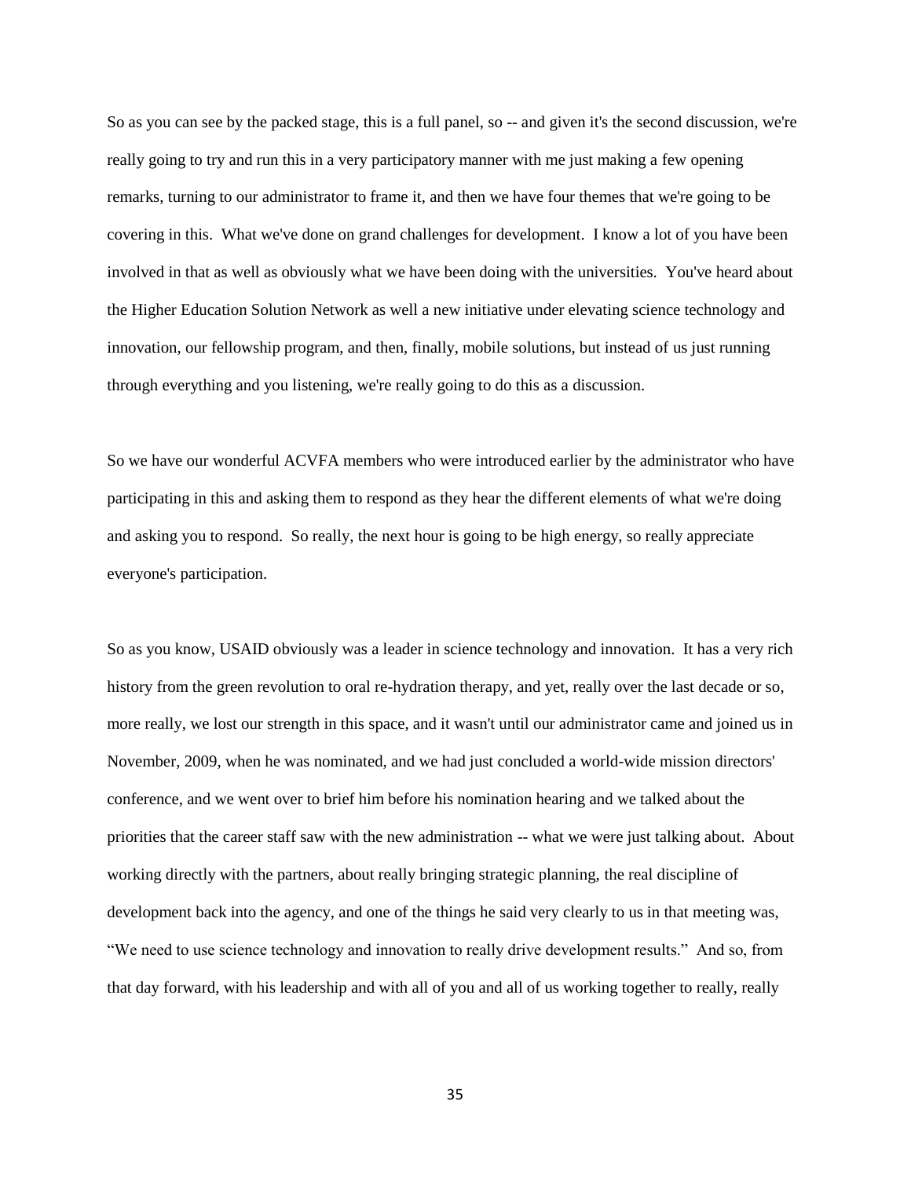So as you can see by the packed stage, this is a full panel, so -- and given it's the second discussion, we're really going to try and run this in a very participatory manner with me just making a few opening remarks, turning to our administrator to frame it, and then we have four themes that we're going to be covering in this. What we've done on grand challenges for development. I know a lot of you have been involved in that as well as obviously what we have been doing with the universities. You've heard about the Higher Education Solution Network as well a new initiative under elevating science technology and innovation, our fellowship program, and then, finally, mobile solutions, but instead of us just running through everything and you listening, we're really going to do this as a discussion.

So we have our wonderful ACVFA members who were introduced earlier by the administrator who have participating in this and asking them to respond as they hear the different elements of what we're doing and asking you to respond. So really, the next hour is going to be high energy, so really appreciate everyone's participation.

So as you know, USAID obviously was a leader in science technology and innovation. It has a very rich history from the green revolution to oral re-hydration therapy, and yet, really over the last decade or so, more really, we lost our strength in this space, and it wasn't until our administrator came and joined us in November, 2009, when he was nominated, and we had just concluded a world-wide mission directors' conference, and we went over to brief him before his nomination hearing and we talked about the priorities that the career staff saw with the new administration -- what we were just talking about. About working directly with the partners, about really bringing strategic planning, the real discipline of development back into the agency, and one of the things he said very clearly to us in that meeting was, "We need to use science technology and innovation to really drive development results." And so, from that day forward, with his leadership and with all of you and all of us working together to really, really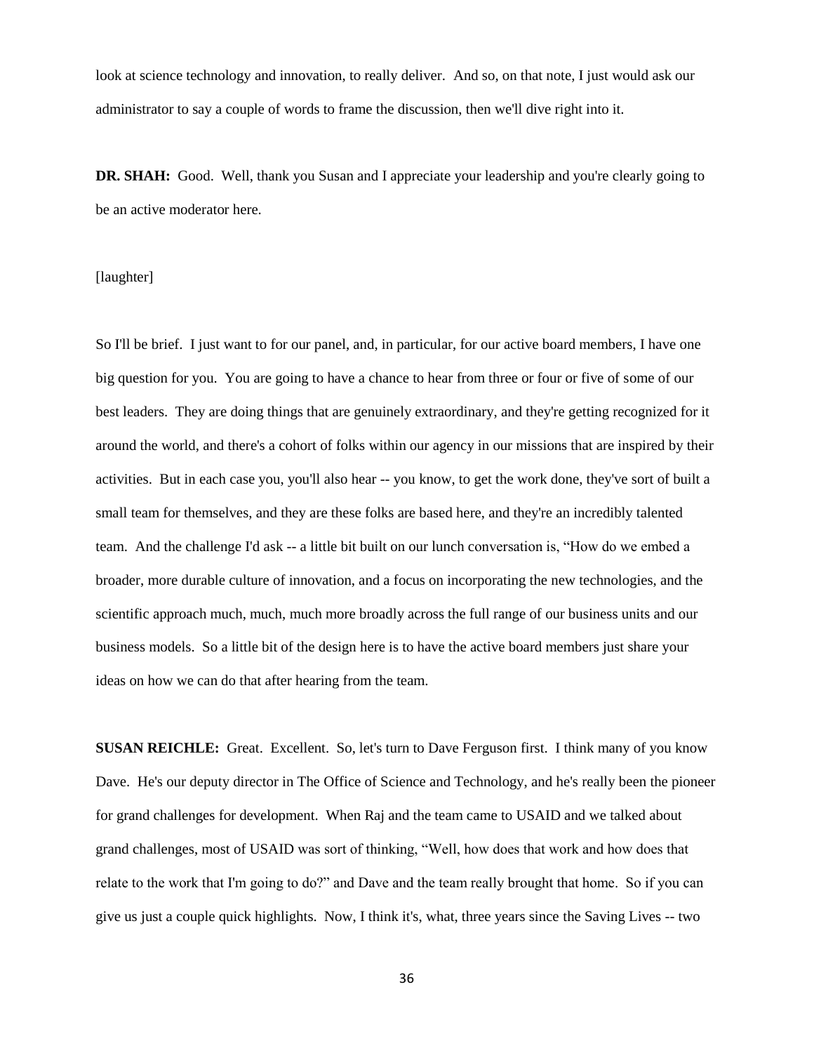look at science technology and innovation, to really deliver. And so, on that note, I just would ask our administrator to say a couple of words to frame the discussion, then we'll dive right into it.

**DR. SHAH:** Good. Well, thank you Susan and I appreciate your leadership and you're clearly going to be an active moderator here.

[laughter]

So I'll be brief. I just want to for our panel, and, in particular, for our active board members, I have one big question for you. You are going to have a chance to hear from three or four or five of some of our best leaders. They are doing things that are genuinely extraordinary, and they're getting recognized for it around the world, and there's a cohort of folks within our agency in our missions that are inspired by their activities. But in each case you, you'll also hear -- you know, to get the work done, they've sort of built a small team for themselves, and they are these folks are based here, and they're an incredibly talented team. And the challenge I'd ask -- a little bit built on our lunch conversation is, "How do we embed a broader, more durable culture of innovation, and a focus on incorporating the new technologies, and the scientific approach much, much, much more broadly across the full range of our business units and our business models. So a little bit of the design here is to have the active board members just share your ideas on how we can do that after hearing from the team.

**SUSAN REICHLE:** Great. Excellent. So, let's turn to Dave Ferguson first. I think many of you know Dave. He's our deputy director in The Office of Science and Technology, and he's really been the pioneer for grand challenges for development. When Raj and the team came to USAID and we talked about grand challenges, most of USAID was sort of thinking, "Well, how does that work and how does that relate to the work that I'm going to do?" and Dave and the team really brought that home. So if you can give us just a couple quick highlights. Now, I think it's, what, three years since the Saving Lives -- two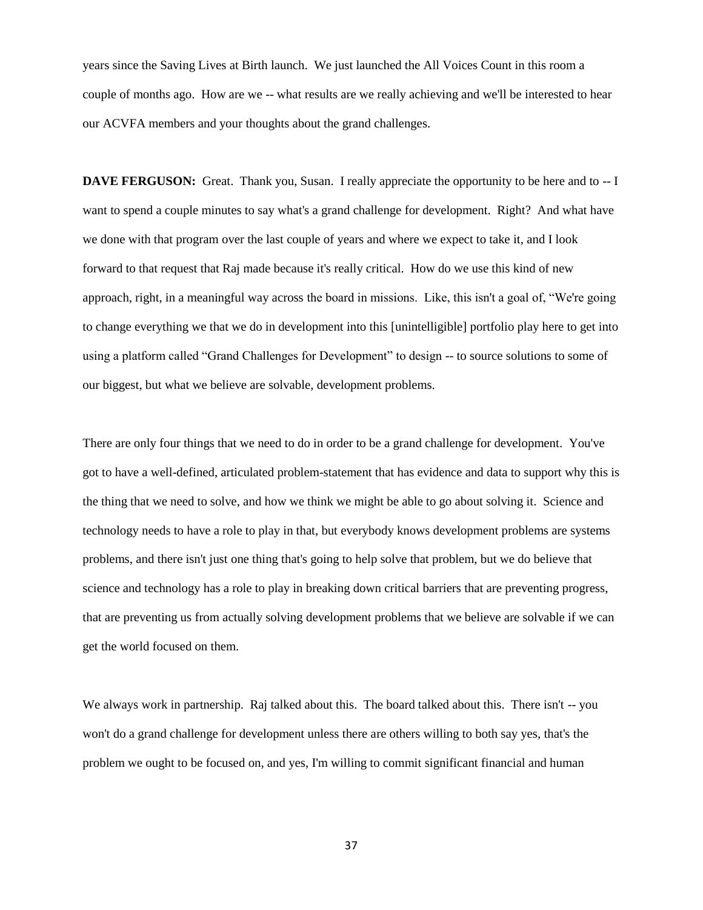years since the Saving Lives at Birth launch. We just launched the All Voices Count in this room a couple of months ago. How are we -- what results are we really achieving and we'll be interested to hear our ACVFA members and your thoughts about the grand challenges.

**DAVE FERGUSON:** Great. Thank you, Susan. I really appreciate the opportunity to be here and to -- I want to spend a couple minutes to say what's a grand challenge for development. Right? And what have we done with that program over the last couple of years and where we expect to take it, and I look forward to that request that Raj made because it's really critical. How do we use this kind of new approach, right, in a meaningful way across the board in missions. Like, this isn't a goal of, "We're going to change everything we that we do in development into this [unintelligible] portfolio play here to get into using a platform called "Grand Challenges for Development" to design -- to source solutions to some of our biggest, but what we believe are solvable, development problems.

There are only four things that we need to do in order to be a grand challenge for development. You've got to have a well-defined, articulated problem-statement that has evidence and data to support why this is the thing that we need to solve, and how we think we might be able to go about solving it. Science and technology needs to have a role to play in that, but everybody knows development problems are systems problems, and there isn't just one thing that's going to help solve that problem, but we do believe that science and technology has a role to play in breaking down critical barriers that are preventing progress, that are preventing us from actually solving development problems that we believe are solvable if we can get the world focused on them.

We always work in partnership. Raj talked about this. The board talked about this. There isn't -- you won't do a grand challenge for development unless there are others willing to both say yes, that's the problem we ought to be focused on, and yes, I'm willing to commit significant financial and human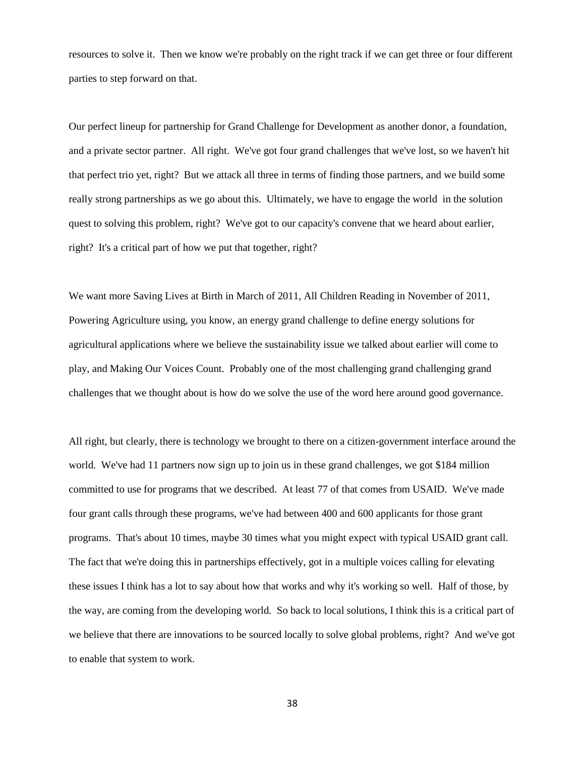resources to solve it. Then we know we're probably on the right track if we can get three or four different parties to step forward on that.

Our perfect lineup for partnership for Grand Challenge for Development as another donor, a foundation, and a private sector partner. All right. We've got four grand challenges that we've lost, so we haven't hit that perfect trio yet, right? But we attack all three in terms of finding those partners, and we build some really strong partnerships as we go about this. Ultimately, we have to engage the world in the solution quest to solving this problem, right? We've got to our capacity's convene that we heard about earlier, right? It's a critical part of how we put that together, right?

We want more Saving Lives at Birth in March of 2011, All Children Reading in November of 2011, Powering Agriculture using, you know, an energy grand challenge to define energy solutions for agricultural applications where we believe the sustainability issue we talked about earlier will come to play, and Making Our Voices Count. Probably one of the most challenging grand challenging grand challenges that we thought about is how do we solve the use of the word here around good governance.

All right, but clearly, there is technology we brought to there on a citizen-government interface around the world. We've had 11 partners now sign up to join us in these grand challenges, we got \$184 million committed to use for programs that we described. At least 77 of that comes from USAID. We've made four grant calls through these programs, we've had between 400 and 600 applicants for those grant programs. That's about 10 times, maybe 30 times what you might expect with typical USAID grant call. The fact that we're doing this in partnerships effectively, got in a multiple voices calling for elevating these issues I think has a lot to say about how that works and why it's working so well. Half of those, by the way, are coming from the developing world. So back to local solutions, I think this is a critical part of we believe that there are innovations to be sourced locally to solve global problems, right? And we've got to enable that system to work.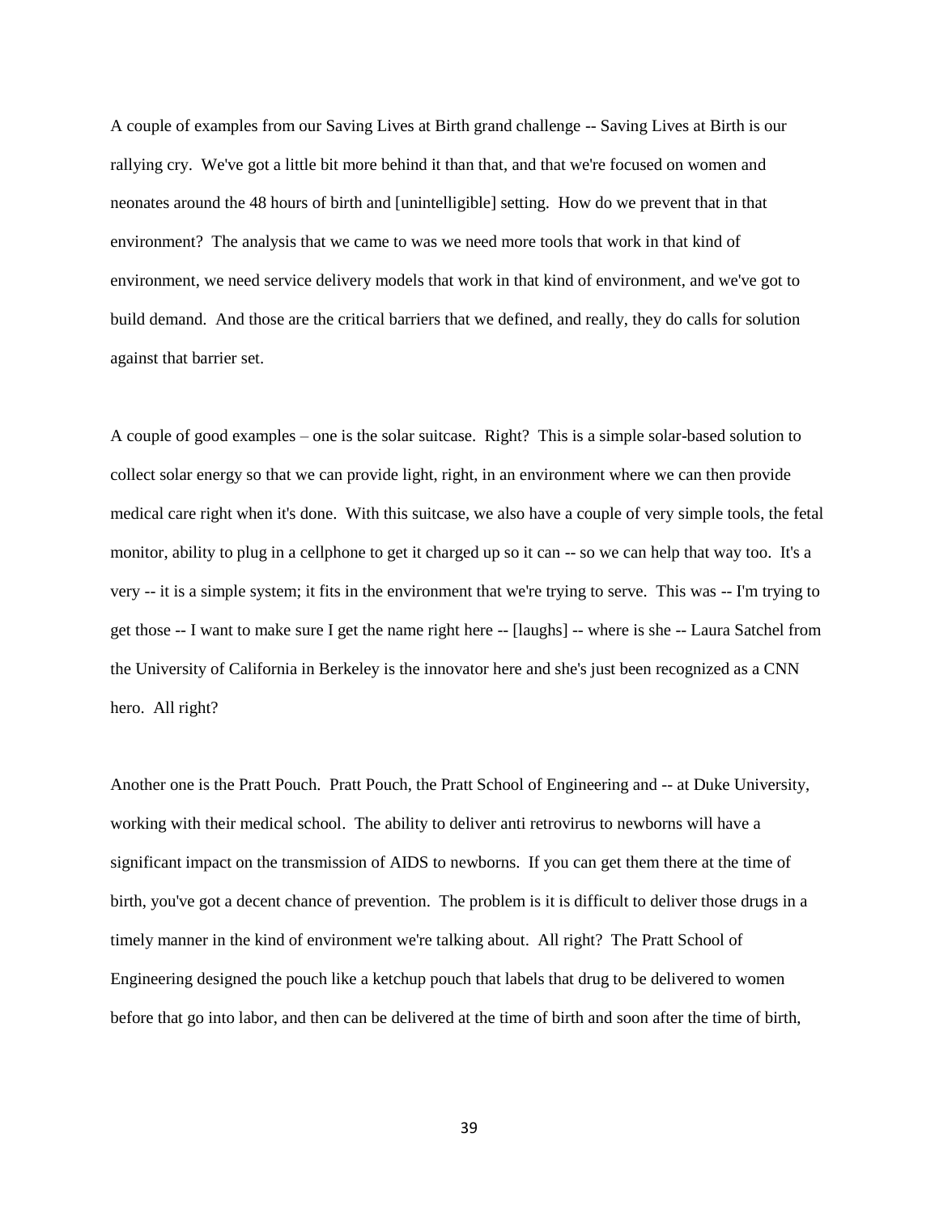A couple of examples from our Saving Lives at Birth grand challenge -- Saving Lives at Birth is our rallying cry. We've got a little bit more behind it than that, and that we're focused on women and neonates around the 48 hours of birth and [unintelligible] setting. How do we prevent that in that environment? The analysis that we came to was we need more tools that work in that kind of environment, we need service delivery models that work in that kind of environment, and we've got to build demand. And those are the critical barriers that we defined, and really, they do calls for solution against that barrier set.

A couple of good examples – one is the solar suitcase. Right? This is a simple solar-based solution to collect solar energy so that we can provide light, right, in an environment where we can then provide medical care right when it's done. With this suitcase, we also have a couple of very simple tools, the fetal monitor, ability to plug in a cellphone to get it charged up so it can -- so we can help that way too. It's a very -- it is a simple system; it fits in the environment that we're trying to serve. This was -- I'm trying to get those -- I want to make sure I get the name right here -- [laughs] -- where is she -- Laura Satchel from the University of California in Berkeley is the innovator here and she's just been recognized as a CNN hero. All right?

Another one is the Pratt Pouch. Pratt Pouch, the Pratt School of Engineering and -- at Duke University, working with their medical school. The ability to deliver anti retrovirus to newborns will have a significant impact on the transmission of AIDS to newborns. If you can get them there at the time of birth, you've got a decent chance of prevention. The problem is it is difficult to deliver those drugs in a timely manner in the kind of environment we're talking about. All right? The Pratt School of Engineering designed the pouch like a ketchup pouch that labels that drug to be delivered to women before that go into labor, and then can be delivered at the time of birth and soon after the time of birth,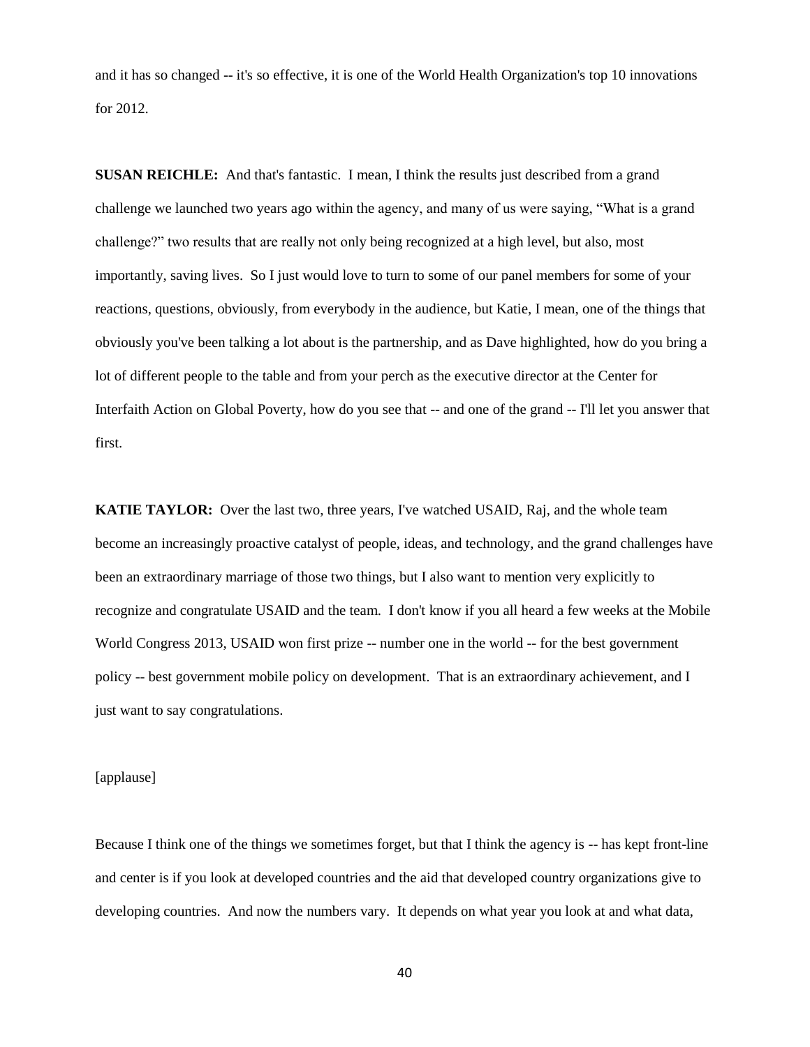and it has so changed -- it's so effective, it is one of the World Health Organization's top 10 innovations for 2012.

**SUSAN REICHLE:** And that's fantastic. I mean, I think the results just described from a grand challenge we launched two years ago within the agency, and many of us were saying, "What is a grand challenge?" two results that are really not only being recognized at a high level, but also, most importantly, saving lives. So I just would love to turn to some of our panel members for some of your reactions, questions, obviously, from everybody in the audience, but Katie, I mean, one of the things that obviously you've been talking a lot about is the partnership, and as Dave highlighted, how do you bring a lot of different people to the table and from your perch as the executive director at the Center for Interfaith Action on Global Poverty, how do you see that -- and one of the grand -- I'll let you answer that first.

**KATIE TAYLOR:** Over the last two, three years, I've watched USAID, Raj, and the whole team become an increasingly proactive catalyst of people, ideas, and technology, and the grand challenges have been an extraordinary marriage of those two things, but I also want to mention very explicitly to recognize and congratulate USAID and the team. I don't know if you all heard a few weeks at the Mobile World Congress 2013, USAID won first prize -- number one in the world -- for the best government policy -- best government mobile policy on development. That is an extraordinary achievement, and I just want to say congratulations.

[applause]

Because I think one of the things we sometimes forget, but that I think the agency is -- has kept front-line and center is if you look at developed countries and the aid that developed country organizations give to developing countries. And now the numbers vary. It depends on what year you look at and what data,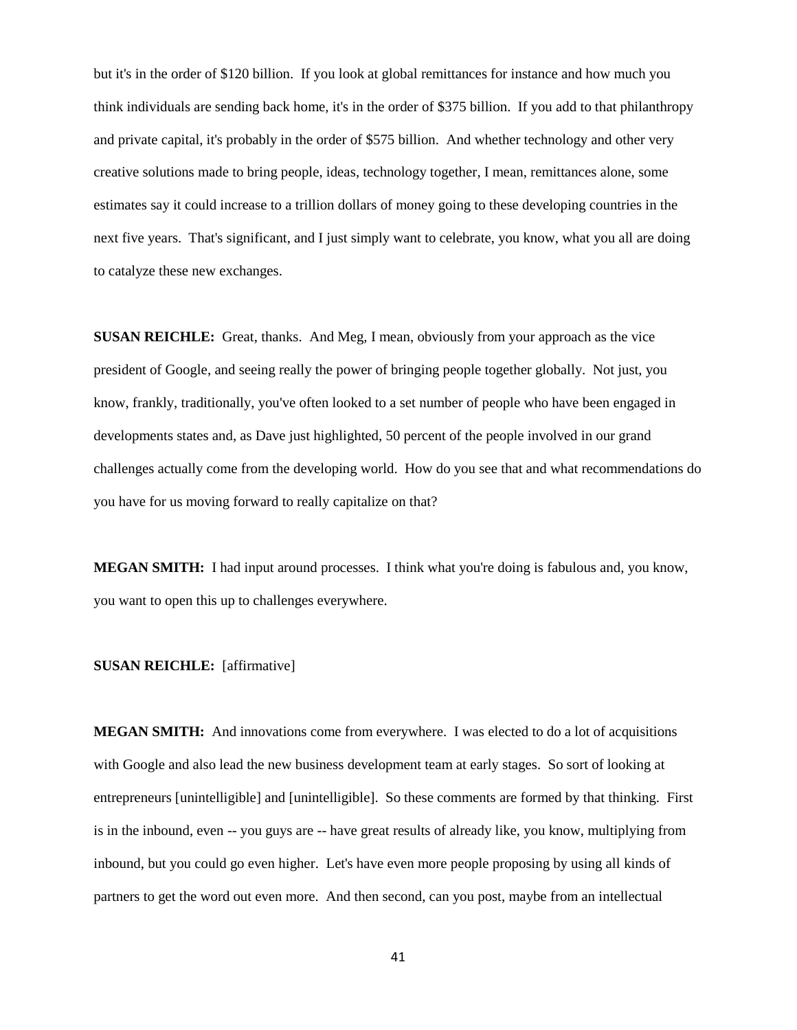but it's in the order of $120 billion. If you look at global remittances for instance and how much you think individuals are sending back home, it's in the order of $375 billion. If you add to that philanthropy and private capital, it's probably in the order of $575 billion. And whether technology and other very creative solutions made to bring people, ideas, technology together, I mean, remittances alone, some estimates say it could increase to a trillion dollars of money going to these developing countries in the next five years. That's significant, and I just simply want to celebrate, you know, what you all are doing to catalyze these new exchanges.

**SUSAN REICHLE:** Great, thanks. And Meg, I mean, obviously from your approach as the vice president of Google, and seeing really the power of bringing people together globally. Not just, you know, frankly, traditionally, you've often looked to a set number of people who have been engaged in developments states and, as Dave just highlighted, 50 percent of the people involved in our grand challenges actually come from the developing world. How do you see that and what recommendations do you have for us moving forward to really capitalize on that?

**MEGAN SMITH:** I had input around processes. I think what you're doing is fabulous and, you know, you want to open this up to challenges everywhere.

**SUSAN REICHLE:** [affirmative]

**MEGAN SMITH:** And innovations come from everywhere. I was elected to do a lot of acquisitions with Google and also lead the new business development team at early stages. So sort of looking at entrepreneurs [unintelligible] and [unintelligible]. So these comments are formed by that thinking. First is in the inbound, even -- you guys are -- have great results of already like, you know, multiplying from inbound, but you could go even higher. Let's have even more people proposing by using all kinds of partners to get the word out even more. And then second, can you post, maybe from an intellectual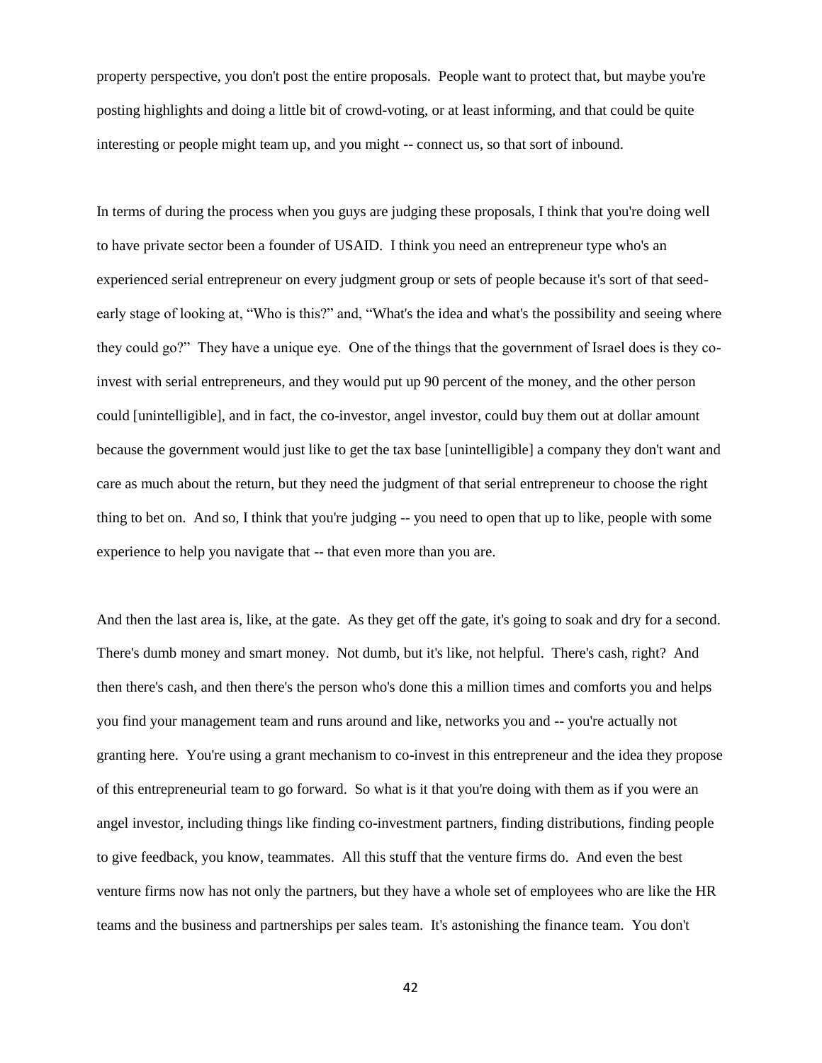property perspective, you don't post the entire proposals. People want to protect that, but maybe you're posting highlights and doing a little bit of crowd-voting, or at least informing, and that could be quite interesting or people might team up, and you might -- connect us, so that sort of inbound.

In terms of during the process when you guys are judging these proposals, I think that you're doing well to have private sector been a founder of USAID. I think you need an entrepreneur type who's an experienced serial entrepreneur on every judgment group or sets of people because it's sort of that seed-early stage of looking at, "Who is this?" and, "What's the idea and what's the possibility and seeing where they could go?" They have a unique eye. One of the things that the government of Israel does is they co-invest with serial entrepreneurs, and they would put up 90 percent of the money, and the other person could [unintelligible], and in fact, the co-investor, angel investor, could buy them out at dollar amount because the government would just like to get the tax base [unintelligible] a company they don't want and care as much about the return, but they need the judgment of that serial entrepreneur to choose the right thing to bet on. And so, I think that you're judging -- you need to open that up to like, people with some experience to help you navigate that -- that even more than you are.

And then the last area is, like, at the gate. As they get off the gate, it's going to soak and dry for a second. There's dumb money and smart money. Not dumb, but it's like, not helpful. There's cash, right? And then there's cash, and then there's the person who's done this a million times and comforts you and helps you find your management team and runs around and like, networks you and -- you're actually not granting here. You're using a grant mechanism to co-invest in this entrepreneur and the idea they propose of this entrepreneurial team to go forward. So what is it that you're doing with them as if you were an angel investor, including things like finding co-investment partners, finding distributions, finding people to give feedback, you know, teammates. All this stuff that the venture firms do. And even the best venture firms now has not only the partners, but they have a whole set of employees who are like the HR teams and the business and partnerships per sales team. It's astonishing the finance team. You don't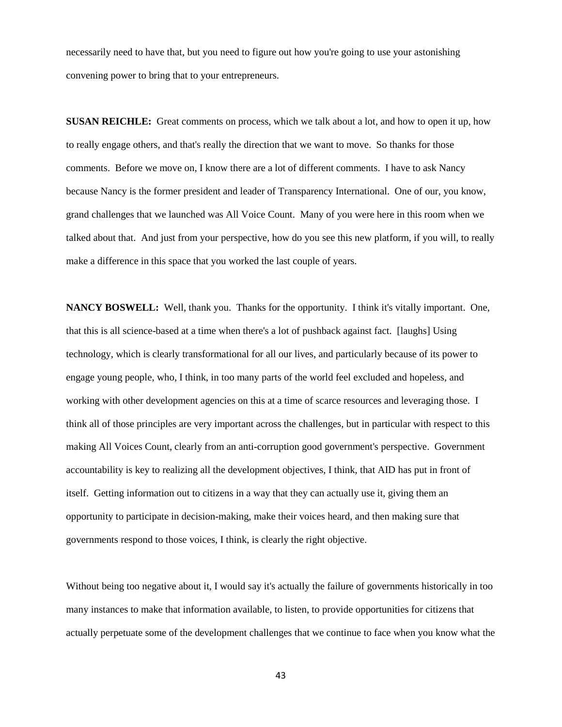necessarily need to have that, but you need to figure out how you're going to use your astonishing convening power to bring that to your entrepreneurs.

**SUSAN REICHLE:** Great comments on process, which we talk about a lot, and how to open it up, how to really engage others, and that's really the direction that we want to move. So thanks for those comments. Before we move on, I know there are a lot of different comments. I have to ask Nancy because Nancy is the former president and leader of Transparency International. One of our, you know, grand challenges that we launched was All Voice Count. Many of you were here in this room when we talked about that. And just from your perspective, how do you see this new platform, if you will, to really make a difference in this space that you worked the last couple of years.

**NANCY BOSWELL:** Well, thank you. Thanks for the opportunity. I think it's vitally important. One, that this is all science-based at a time when there's a lot of pushback against fact. [laughs] Using technology, which is clearly transformational for all our lives, and particularly because of its power to engage young people, who, I think, in too many parts of the world feel excluded and hopeless, and working with other development agencies on this at a time of scarce resources and leveraging those. I think all of those principles are very important across the challenges, but in particular with respect to this making All Voices Count, clearly from an anti-corruption good government's perspective. Government accountability is key to realizing all the development objectives, I think, that AID has put in front of itself. Getting information out to citizens in a way that they can actually use it, giving them an opportunity to participate in decision-making, make their voices heard, and then making sure that governments respond to those voices, I think, is clearly the right objective.

Without being too negative about it, I would say it's actually the failure of governments historically in too many instances to make that information available, to listen, to provide opportunities for citizens that actually perpetuate some of the development challenges that we continue to face when you know what the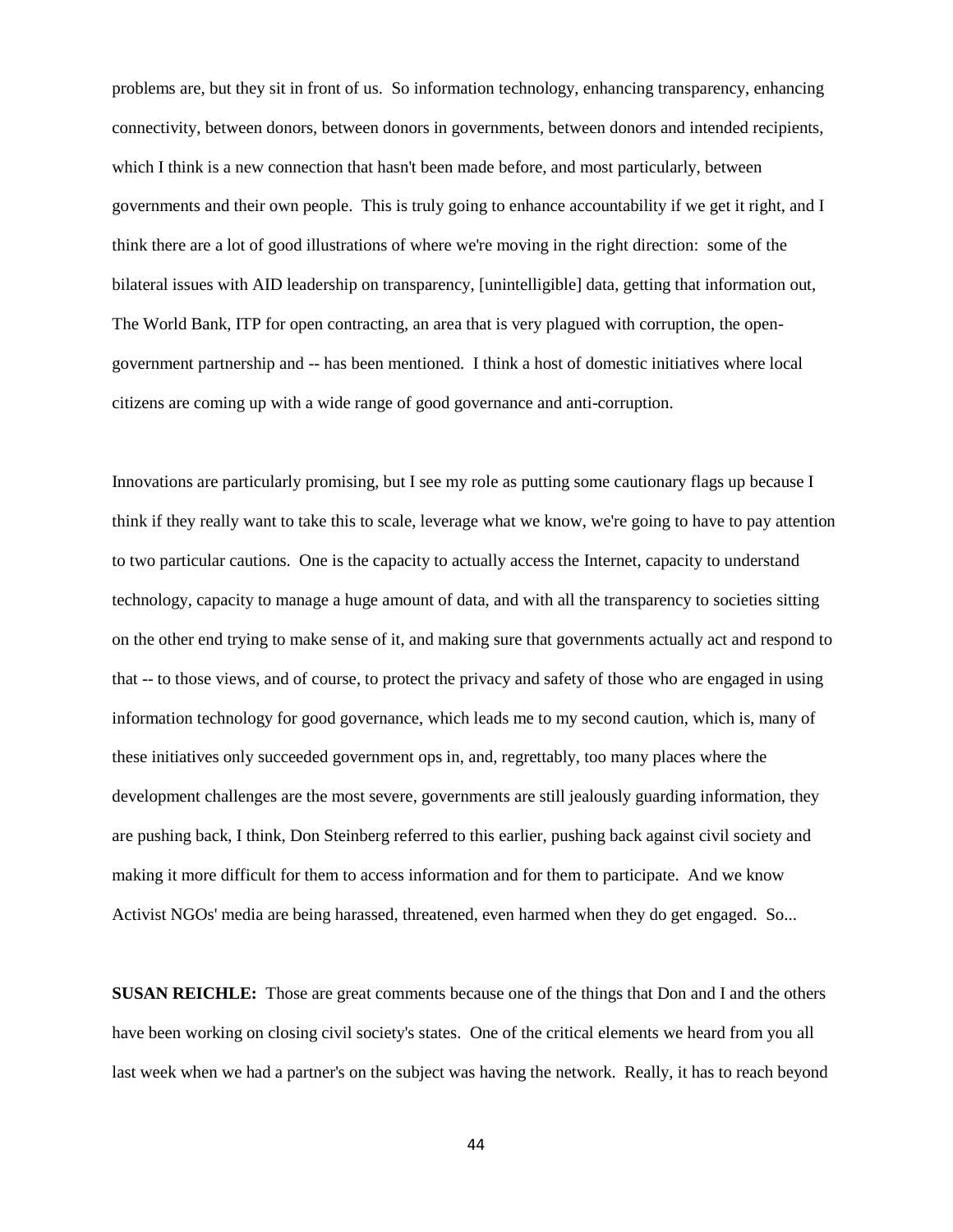problems are, but they sit in front of us. So information technology, enhancing transparency, enhancing connectivity, between donors, between donors in governments, between donors and intended recipients, which I think is a new connection that hasn't been made before, and most particularly, between governments and their own people. This is truly going to enhance accountability if we get it right, and I think there are a lot of good illustrations of where we're moving in the right direction: some of the bilateral issues with AID leadership on transparency, [unintelligible] data, getting that information out, The World Bank, ITP for open contracting, an area that is very plagued with corruption, the open-government partnership and -- has been mentioned. I think a host of domestic initiatives where local citizens are coming up with a wide range of good governance and anti-corruption.

Innovations are particularly promising, but I see my role as putting some cautionary flags up because I think if they really want to take this to scale, leverage what we know, we're going to have to pay attention to two particular cautions. One is the capacity to actually access the Internet, capacity to understand technology, capacity to manage a huge amount of data, and with all the transparency to societies sitting on the other end trying to make sense of it, and making sure that governments actually act and respond to that -- to those views, and of course, to protect the privacy and safety of those who are engaged in using information technology for good governance, which leads me to my second caution, which is, many of these initiatives only succeeded government ops in, and, regrettably, too many places where the development challenges are the most severe, governments are still jealously guarding information, they are pushing back, I think, Don Steinberg referred to this earlier, pushing back against civil society and making it more difficult for them to access information and for them to participate. And we know Activist NGOs' media are being harassed, threatened, even harmed when they do get engaged. So...

**SUSAN REICHLE:** Those are great comments because one of the things that Don and I and the others have been working on closing civil society's states. One of the critical elements we heard from you all last week when we had a partner's on the subject was having the network. Really, it has to reach beyond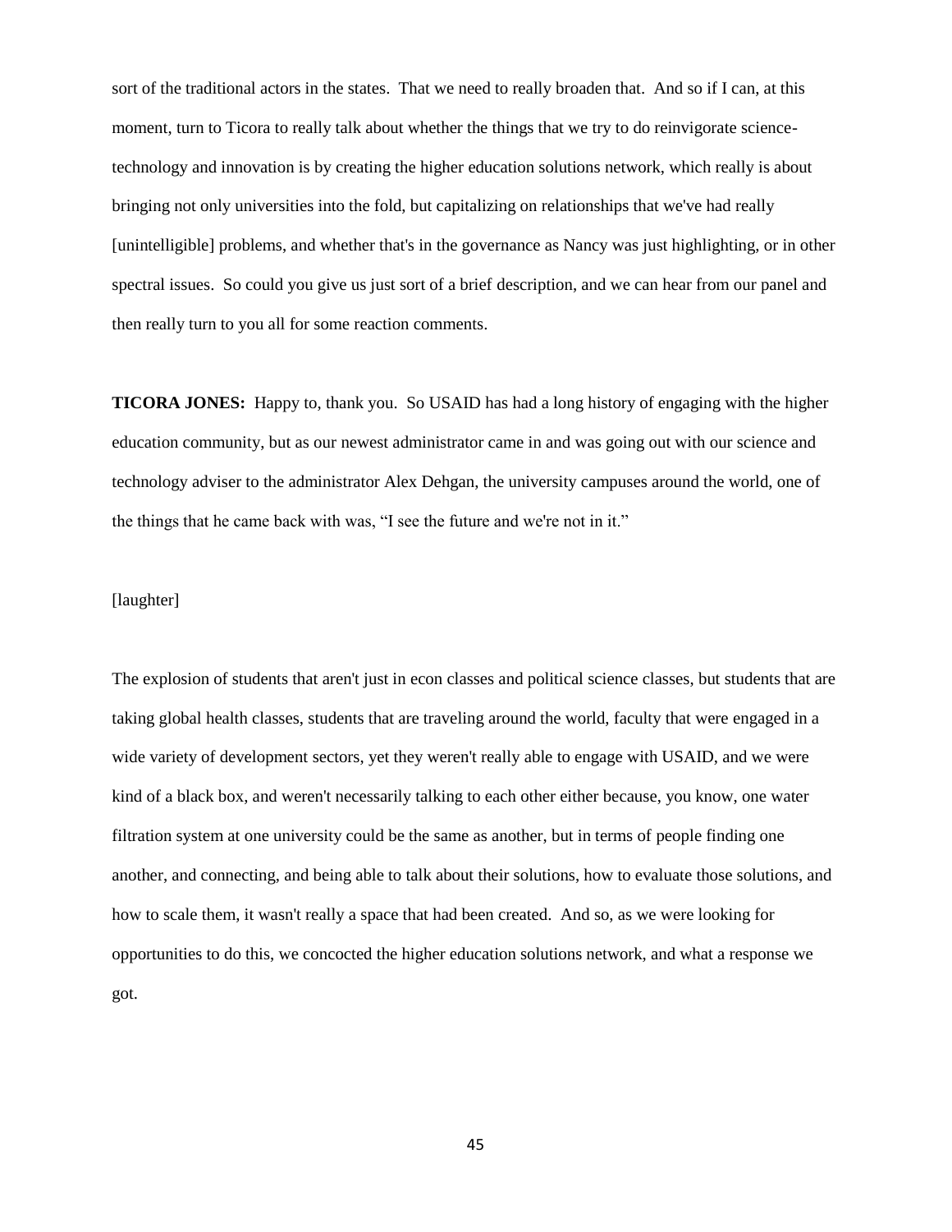sort of the traditional actors in the states. That we need to really broaden that. And so if I can, at this moment, turn to Ticora to really talk about whether the things that we try to do reinvigorate science-technology and innovation is by creating the higher education solutions network, which really is about bringing not only universities into the fold, but capitalizing on relationships that we've had really [unintelligible] problems, and whether that's in the governance as Nancy was just highlighting, or in other spectral issues. So could you give us just sort of a brief description, and we can hear from our panel and then really turn to you all for some reaction comments.

**TICORA JONES:** Happy to, thank you. So USAID has had a long history of engaging with the higher education community, but as our newest administrator came in and was going out with our science and technology adviser to the administrator Alex Dehgan, the university campuses around the world, one of the things that he came back with was, "I see the future and we're not in it."

[laughter]

The explosion of students that aren't just in econ classes and political science classes, but students that are taking global health classes, students that are traveling around the world, faculty that were engaged in a wide variety of development sectors, yet they weren't really able to engage with USAID, and we were kind of a black box, and weren't necessarily talking to each other either because, you know, one water filtration system at one university could be the same as another, but in terms of people finding one another, and connecting, and being able to talk about their solutions, how to evaluate those solutions, and how to scale them, it wasn't really a space that had been created. And so, as we were looking for opportunities to do this, we concocted the higher education solutions network, and what a response we got.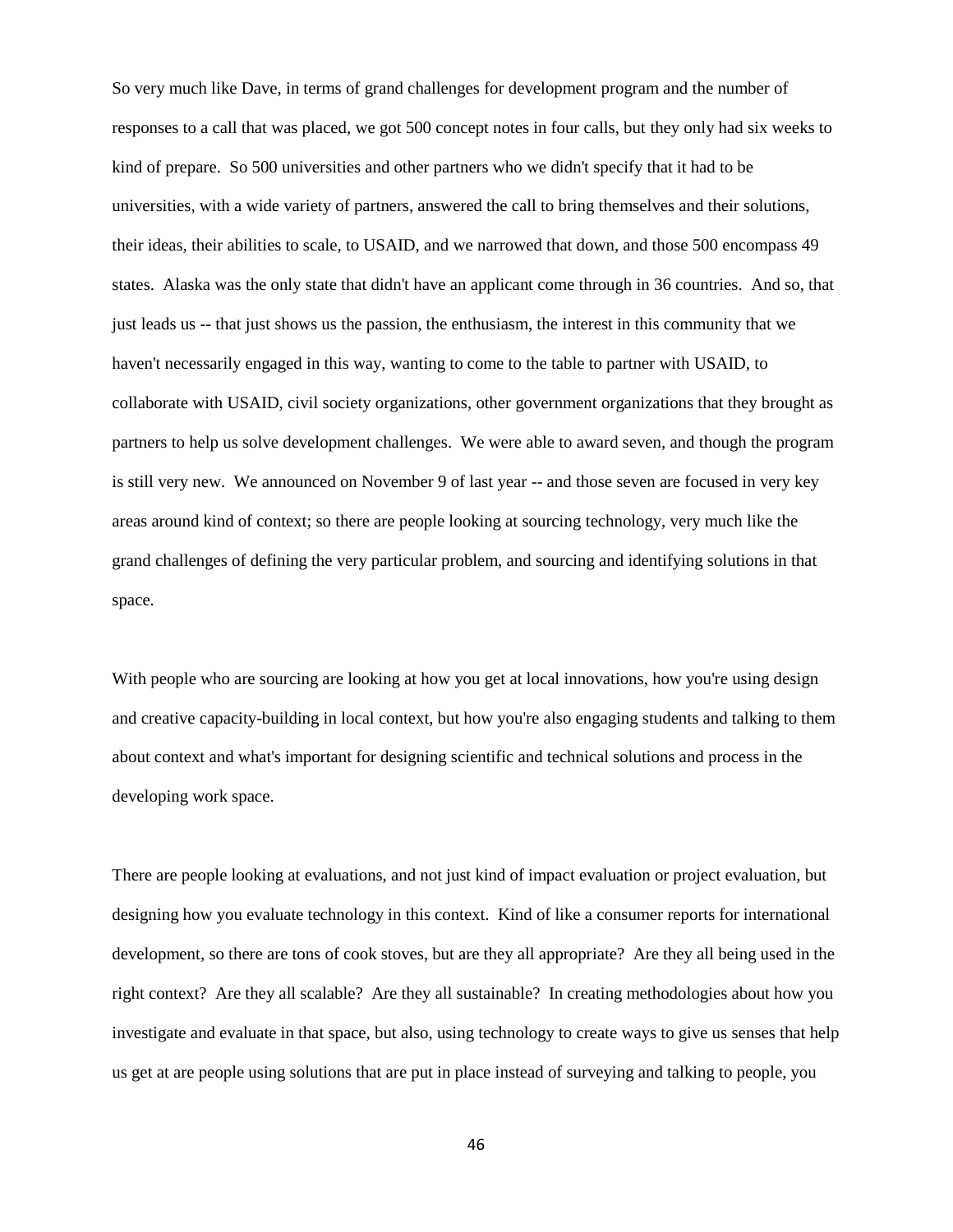So very much like Dave, in terms of grand challenges for development program and the number of responses to a call that was placed, we got 500 concept notes in four calls, but they only had six weeks to kind of prepare. So 500 universities and other partners who we didn't specify that it had to be universities, with a wide variety of partners, answered the call to bring themselves and their solutions, their ideas, their abilities to scale, to USAID, and we narrowed that down, and those 500 encompass 49 states. Alaska was the only state that didn't have an applicant come through in 36 countries. And so, that just leads us -- that just shows us the passion, the enthusiasm, the interest in this community that we haven't necessarily engaged in this way, wanting to come to the table to partner with USAID, to collaborate with USAID, civil society organizations, other government organizations that they brought as partners to help us solve development challenges. We were able to award seven, and though the program is still very new. We announced on November 9 of last year -- and those seven are focused in very key areas around kind of context; so there are people looking at sourcing technology, very much like the grand challenges of defining the very particular problem, and sourcing and identifying solutions in that space.

With people who are sourcing are looking at how you get at local innovations, how you're using design and creative capacity-building in local context, but how you're also engaging students and talking to them about context and what's important for designing scientific and technical solutions and process in the developing work space.

There are people looking at evaluations, and not just kind of impact evaluation or project evaluation, but designing how you evaluate technology in this context. Kind of like a consumer reports for international development, so there are tons of cook stoves, but are they all appropriate? Are they all being used in the right context? Are they all scalable? Are they all sustainable? In creating methodologies about how you investigate and evaluate in that space, but also, using technology to create ways to give us senses that help us get at are people using solutions that are put in place instead of surveying and talking to people, you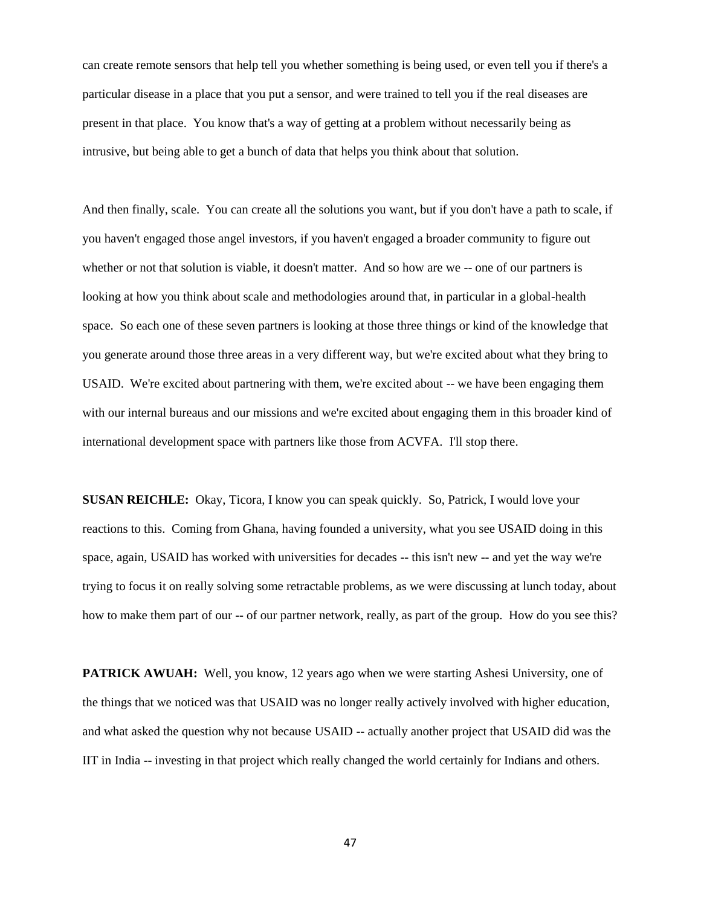can create remote sensors that help tell you whether something is being used, or even tell you if there's a particular disease in a place that you put a sensor, and were trained to tell you if the real diseases are present in that place. You know that's a way of getting at a problem without necessarily being as intrusive, but being able to get a bunch of data that helps you think about that solution.

And then finally, scale. You can create all the solutions you want, but if you don't have a path to scale, if you haven't engaged those angel investors, if you haven't engaged a broader community to figure out whether or not that solution is viable, it doesn't matter. And so how are we -- one of our partners is looking at how you think about scale and methodologies around that, in particular in a global-health space. So each one of these seven partners is looking at those three things or kind of the knowledge that you generate around those three areas in a very different way, but we're excited about what they bring to USAID. We're excited about partnering with them, we're excited about -- we have been engaging them with our internal bureaus and our missions and we're excited about engaging them in this broader kind of international development space with partners like those from ACVFA. I'll stop there.

**SUSAN REICHLE:** Okay, Ticora, I know you can speak quickly. So, Patrick, I would love your reactions to this. Coming from Ghana, having founded a university, what you see USAID doing in this space, again, USAID has worked with universities for decades -- this isn't new -- and yet the way we're trying to focus it on really solving some retractable problems, as we were discussing at lunch today, about how to make them part of our -- of our partner network, really, as part of the group. How do you see this?

**PATRICK AWUAH:** Well, you know, 12 years ago when we were starting Ashesi University, one of the things that we noticed was that USAID was no longer really actively involved with higher education, and what asked the question why not because USAID -- actually another project that USAID did was the IIT in India -- investing in that project which really changed the world certainly for Indians and others.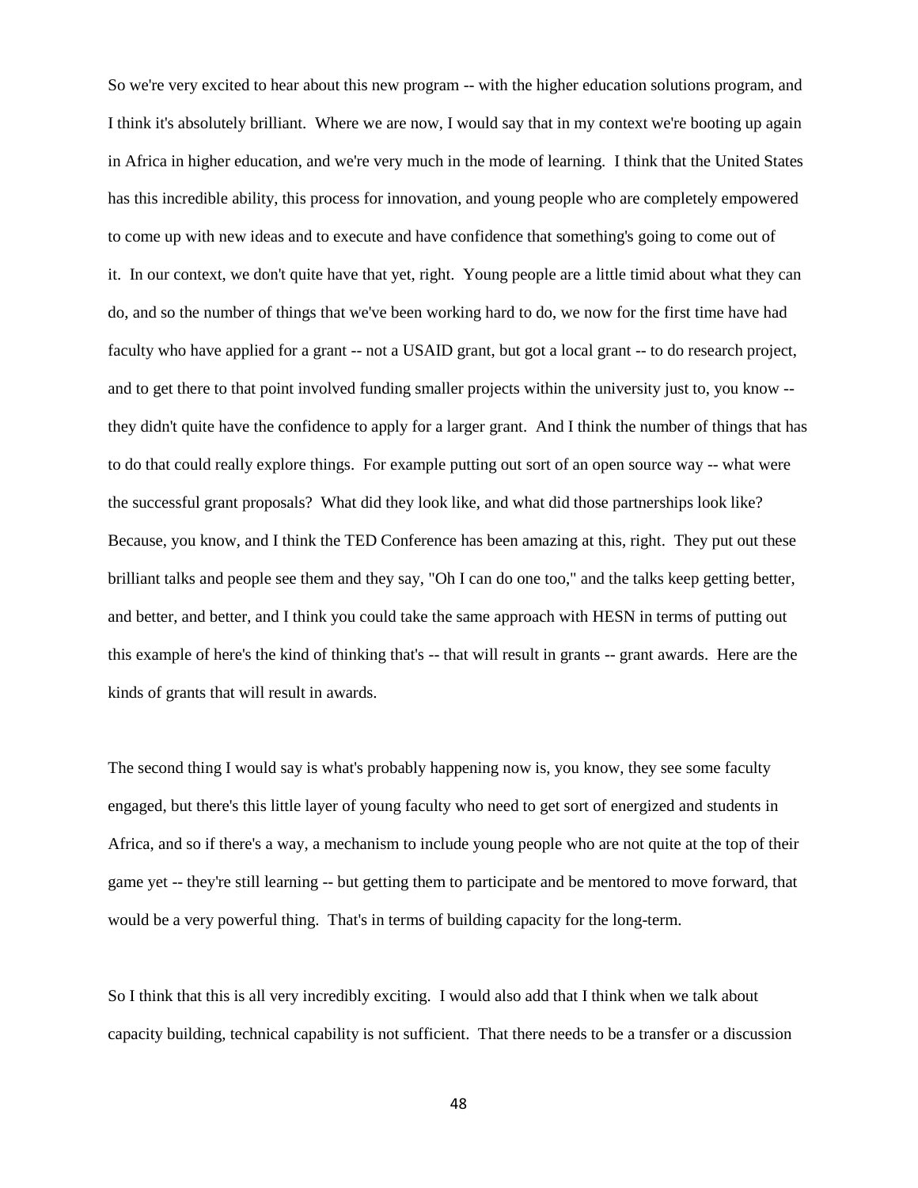So we're very excited to hear about this new program -- with the higher education solutions program, and I think it's absolutely brilliant. Where we are now, I would say that in my context we're booting up again in Africa in higher education, and we're very much in the mode of learning. I think that the United States has this incredible ability, this process for innovation, and young people who are completely empowered to come up with new ideas and to execute and have confidence that something's going to come out of it. In our context, we don't quite have that yet, right. Young people are a little timid about what they can do, and so the number of things that we've been working hard to do, we now for the first time have had faculty who have applied for a grant -- not a USAID grant, but got a local grant -- to do research project, and to get there to that point involved funding smaller projects within the university just to, you know -- they didn't quite have the confidence to apply for a larger grant. And I think the number of things that has to do that could really explore things. For example putting out sort of an open source way -- what were the successful grant proposals? What did they look like, and what did those partnerships look like? Because, you know, and I think the TED Conference has been amazing at this, right. They put out these brilliant talks and people see them and they say, "Oh I can do one too," and the talks keep getting better, and better, and better, and I think you could take the same approach with HESN in terms of putting out this example of here's the kind of thinking that's -- that will result in grants -- grant awards. Here are the kinds of grants that will result in awards.

The second thing I would say is what's probably happening now is, you know, they see some faculty engaged, but there's this little layer of young faculty who need to get sort of energized and students in Africa, and so if there's a way, a mechanism to include young people who are not quite at the top of their game yet -- they're still learning -- but getting them to participate and be mentored to move forward, that would be a very powerful thing. That's in terms of building capacity for the long-term.

So I think that this is all very incredibly exciting. I would also add that I think when we talk about capacity building, technical capability is not sufficient. That there needs to be a transfer or a discussion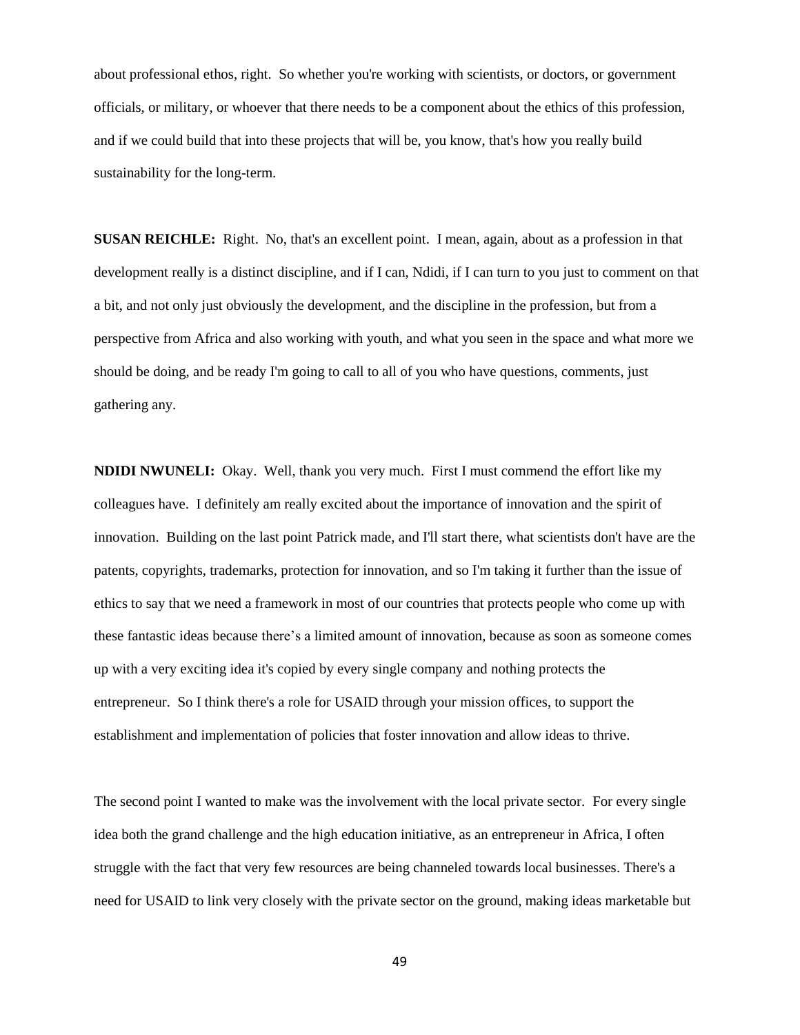about professional ethos, right. So whether you're working with scientists, or doctors, or government officials, or military, or whoever that there needs to be a component about the ethics of this profession, and if we could build that into these projects that will be, you know, that's how you really build sustainability for the long-term.

**SUSAN REICHLE:** Right. No, that's an excellent point. I mean, again, about as a profession in that development really is a distinct discipline, and if I can, Ndidi, if I can turn to you just to comment on that a bit, and not only just obviously the development, and the discipline in the profession, but from a perspective from Africa and also working with youth, and what you seen in the space and what more we should be doing, and be ready I'm going to call to all of you who have questions, comments, just gathering any.

**NDIDI NWUNELI:** Okay. Well, thank you very much. First I must commend the effort like my colleagues have. I definitely am really excited about the importance of innovation and the spirit of innovation. Building on the last point Patrick made, and I'll start there, what scientists don't have are the patents, copyrights, trademarks, protection for innovation, and so I'm taking it further than the issue of ethics to say that we need a framework in most of our countries that protects people who come up with these fantastic ideas because there's a limited amount of innovation, because as soon as someone comes up with a very exciting idea it's copied by every single company and nothing protects the entrepreneur. So I think there's a role for USAID through your mission offices, to support the establishment and implementation of policies that foster innovation and allow ideas to thrive.

The second point I wanted to make was the involvement with the local private sector. For every single idea both the grand challenge and the high education initiative, as an entrepreneur in Africa, I often struggle with the fact that very few resources are being channeled towards local businesses. There's a need for USAID to link very closely with the private sector on the ground, making ideas marketable but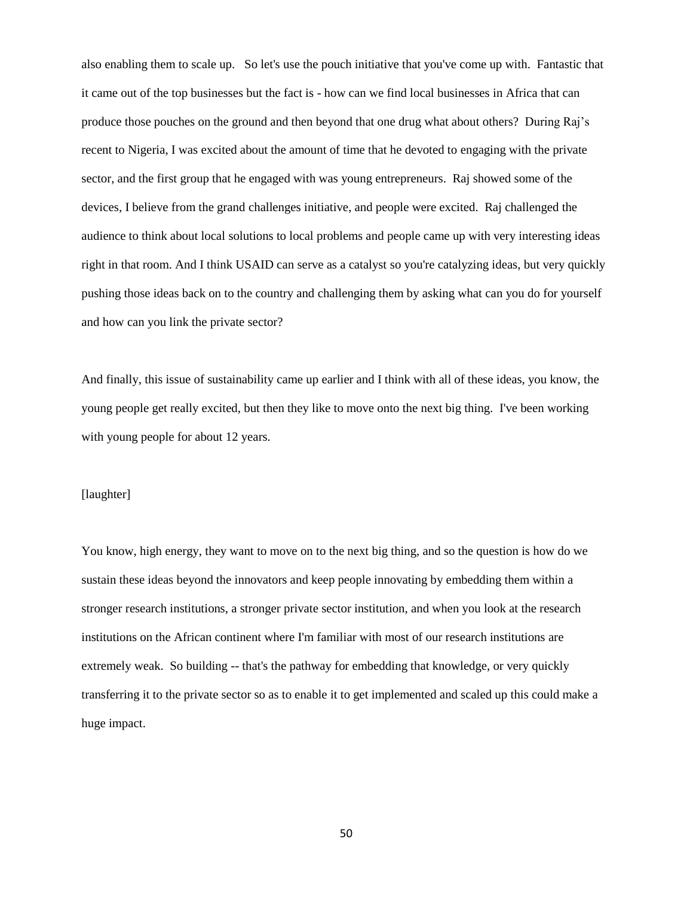also enabling them to scale up. So let's use the pouch initiative that you've come up with. Fantastic that it came out of the top businesses but the fact is - how can we find local businesses in Africa that can produce those pouches on the ground and then beyond that one drug what about others? During Raj's recent to Nigeria, I was excited about the amount of time that he devoted to engaging with the private sector, and the first group that he engaged with was young entrepreneurs. Raj showed some of the devices, I believe from the grand challenges initiative, and people were excited. Raj challenged the audience to think about local solutions to local problems and people came up with very interesting ideas right in that room. And I think USAID can serve as a catalyst so you're catalyzing ideas, but very quickly pushing those ideas back on to the country and challenging them by asking what can you do for yourself and how can you link the private sector?

And finally, this issue of sustainability came up earlier and I think with all of these ideas, you know, the young people get really excited, but then they like to move onto the next big thing. I've been working with young people for about 12 years.

[laughter]

You know, high energy, they want to move on to the next big thing, and so the question is how do we sustain these ideas beyond the innovators and keep people innovating by embedding them within a stronger research institutions, a stronger private sector institution, and when you look at the research institutions on the African continent where I'm familiar with most of our research institutions are extremely weak. So building -- that's the pathway for embedding that knowledge, or very quickly transferring it to the private sector so as to enable it to get implemented and scaled up this could make a huge impact.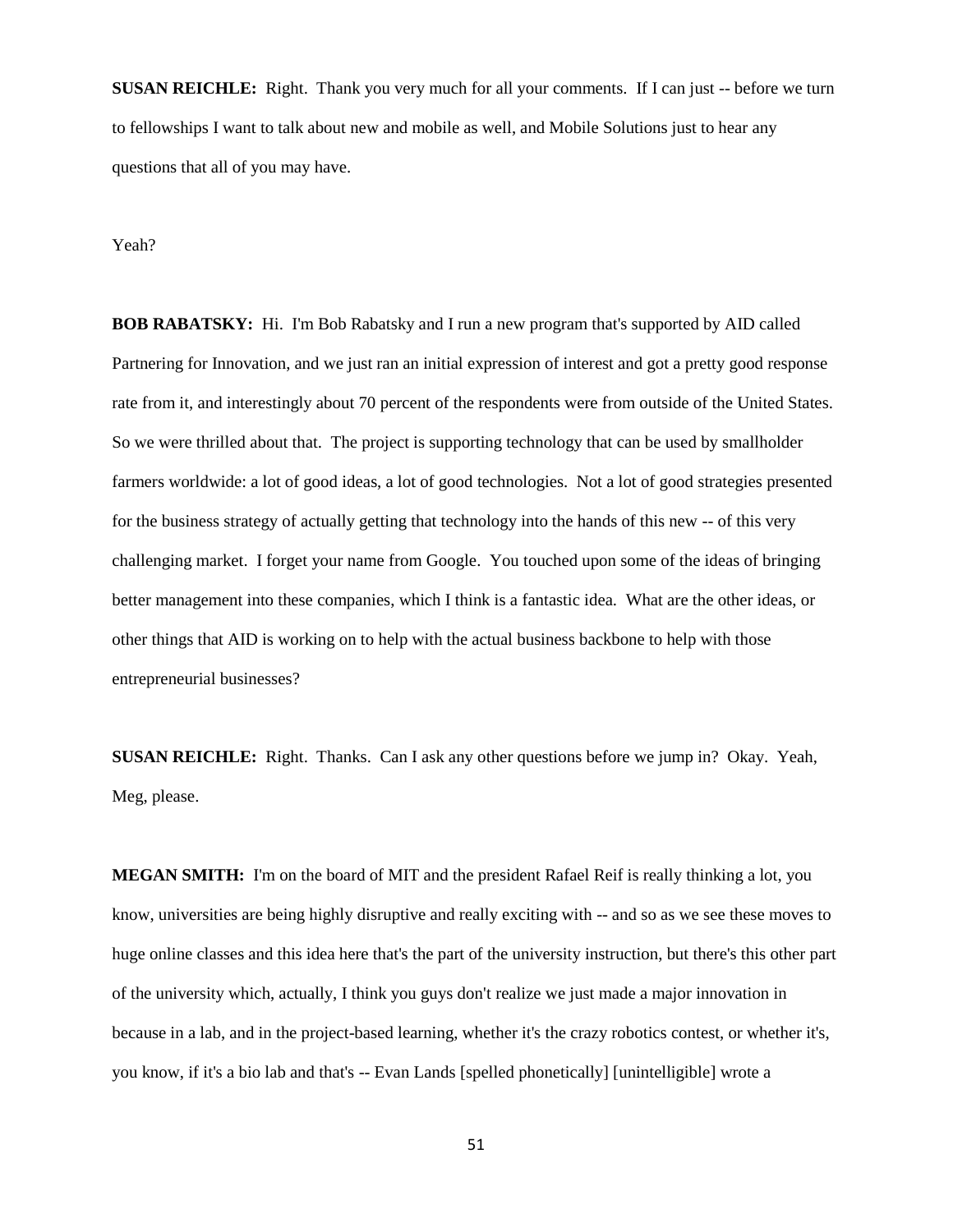**SUSAN REICHLE:** Right. Thank you very much for all your comments. If I can just -- before we turn to fellowships I want to talk about new and mobile as well, and Mobile Solutions just to hear any questions that all of you may have.

Yeah?

**BOB RABATSKY:** Hi. I'm Bob Rabatsky and I run a new program that's supported by AID called Partnering for Innovation, and we just ran an initial expression of interest and got a pretty good response rate from it, and interestingly about 70 percent of the respondents were from outside of the United States. So we were thrilled about that. The project is supporting technology that can be used by smallholder farmers worldwide: a lot of good ideas, a lot of good technologies. Not a lot of good strategies presented for the business strategy of actually getting that technology into the hands of this new -- of this very challenging market. I forget your name from Google. You touched upon some of the ideas of bringing better management into these companies, which I think is a fantastic idea. What are the other ideas, or other things that AID is working on to help with the actual business backbone to help with those entrepreneurial businesses?

**SUSAN REICHLE:** Right. Thanks. Can I ask any other questions before we jump in? Okay. Yeah, Meg, please.

**MEGAN SMITH:** I'm on the board of MIT and the president Rafael Reif is really thinking a lot, you know, universities are being highly disruptive and really exciting with -- and so as we see these moves to huge online classes and this idea here that's the part of the university instruction, but there's this other part of the university which, actually, I think you guys don't realize we just made a major innovation in because in a lab, and in the project-based learning, whether it's the crazy robotics contest, or whether it's, you know, if it's a bio lab and that's -- Evan Lands [spelled phonetically] [unintelligible] wrote a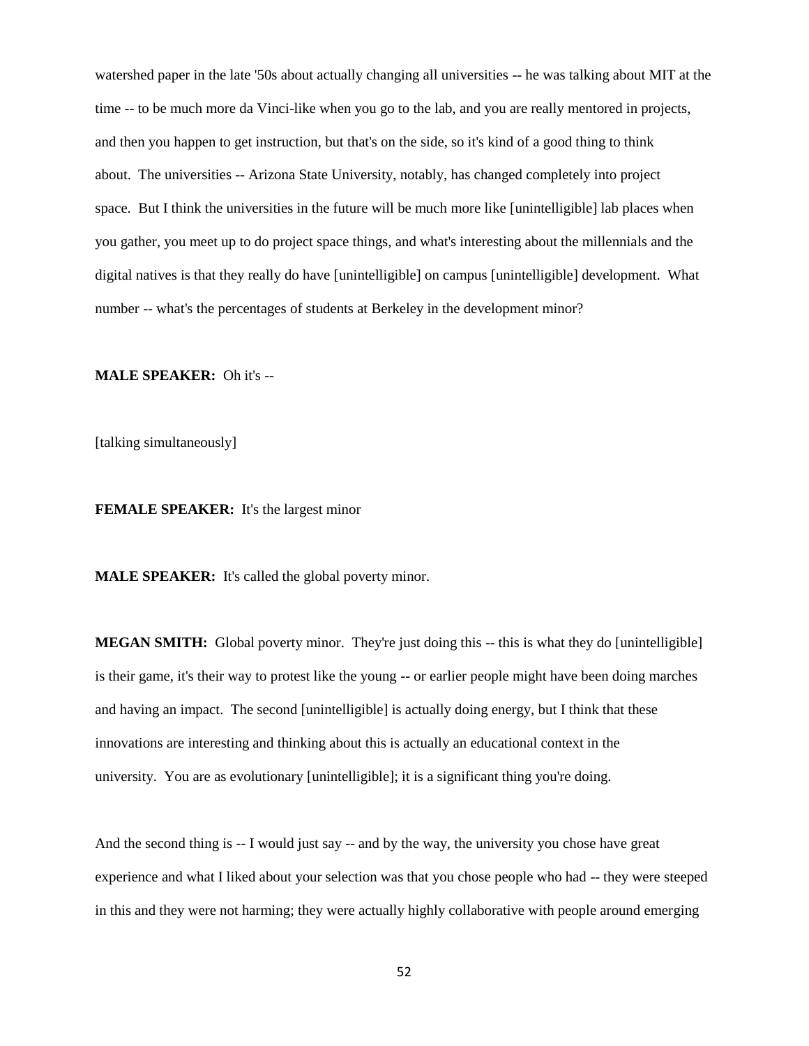watershed paper in the late '50s about actually changing all universities -- he was talking about MIT at the time -- to be much more da Vinci-like when you go to the lab, and you are really mentored in projects, and then you happen to get instruction, but that's on the side, so it's kind of a good thing to think about. The universities -- Arizona State University, notably, has changed completely into project space. But I think the universities in the future will be much more like [unintelligible] lab places when you gather, you meet up to do project space things, and what's interesting about the millennials and the digital natives is that they really do have [unintelligible] on campus [unintelligible] development. What number -- what's the percentages of students at Berkeley in the development minor?

**MALE SPEAKER:** Oh it's --

[talking simultaneously]

**FEMALE SPEAKER:** It's the largest minor

**MALE SPEAKER:** It's called the global poverty minor.

**MEGAN SMITH:** Global poverty minor. They're just doing this -- this is what they do [unintelligible] is their game, it's their way to protest like the young -- or earlier people might have been doing marches and having an impact. The second [unintelligible] is actually doing energy, but I think that these innovations are interesting and thinking about this is actually an educational context in the university. You are as evolutionary [unintelligible]; it is a significant thing you're doing.

And the second thing is -- I would just say -- and by the way, the university you chose have great experience and what I liked about your selection was that you chose people who had -- they were steeped in this and they were not harming; they were actually highly collaborative with people around emerging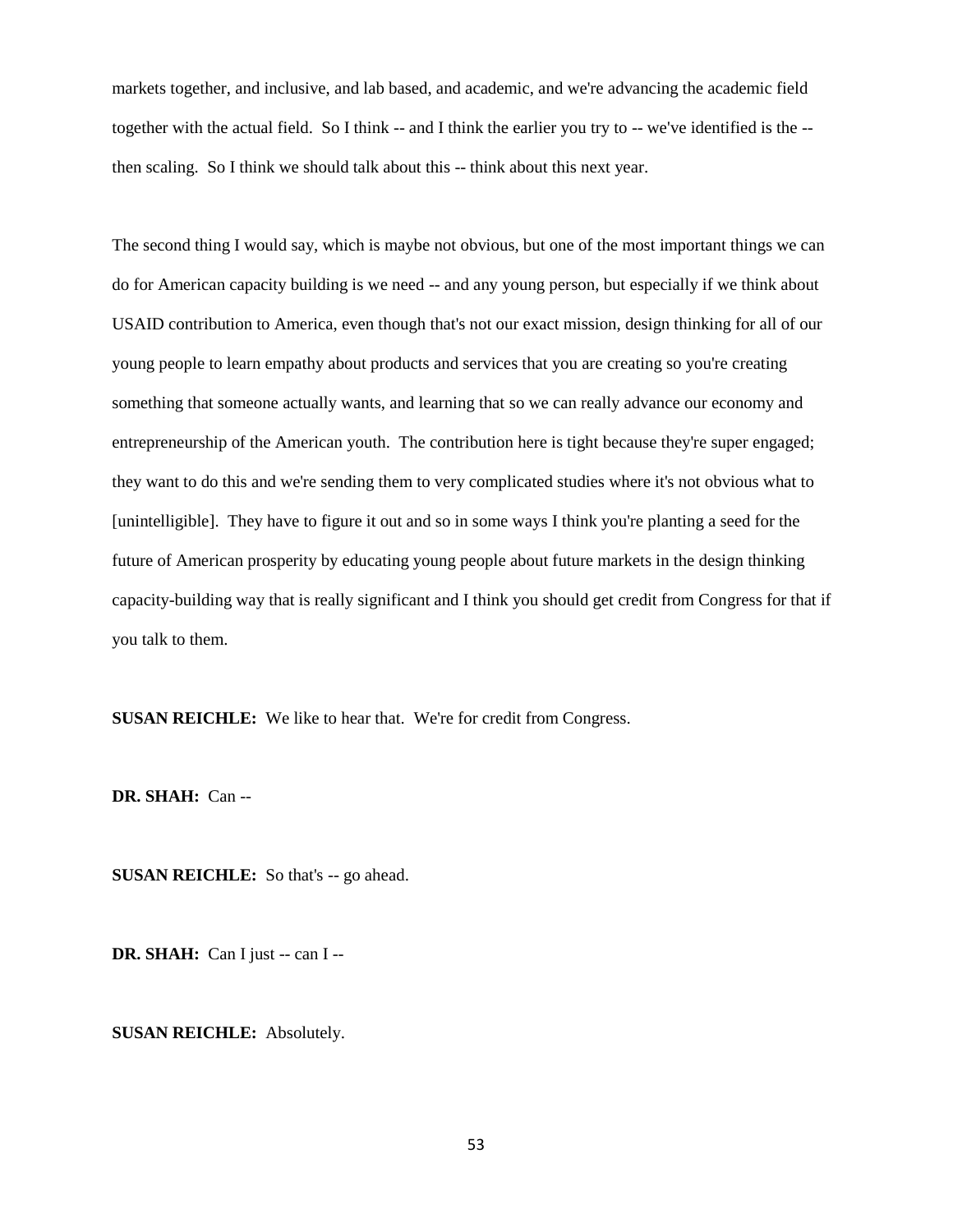markets together, and inclusive, and lab based, and academic, and we're advancing the academic field together with the actual field. So I think -- and I think the earlier you try to -- we've identified is the -- then scaling. So I think we should talk about this -- think about this next year.

The second thing I would say, which is maybe not obvious, but one of the most important things we can do for American capacity building is we need -- and any young person, but especially if we think about USAID contribution to America, even though that's not our exact mission, design thinking for all of our young people to learn empathy about products and services that you are creating so you're creating something that someone actually wants, and learning that so we can really advance our economy and entrepreneurship of the American youth. The contribution here is tight because they're super engaged; they want to do this and we're sending them to very complicated studies where it's not obvious what to [unintelligible]. They have to figure it out and so in some ways I think you're planting a seed for the future of American prosperity by educating young people about future markets in the design thinking capacity-building way that is really significant and I think you should get credit from Congress for that if you talk to them.

**SUSAN REICHLE:** We like to hear that. We're for credit from Congress.

**DR. SHAH:** Can --

**SUSAN REICHLE:** So that's -- go ahead.

**DR. SHAH:** Can I just -- can I --

**SUSAN REICHLE:** Absolutely.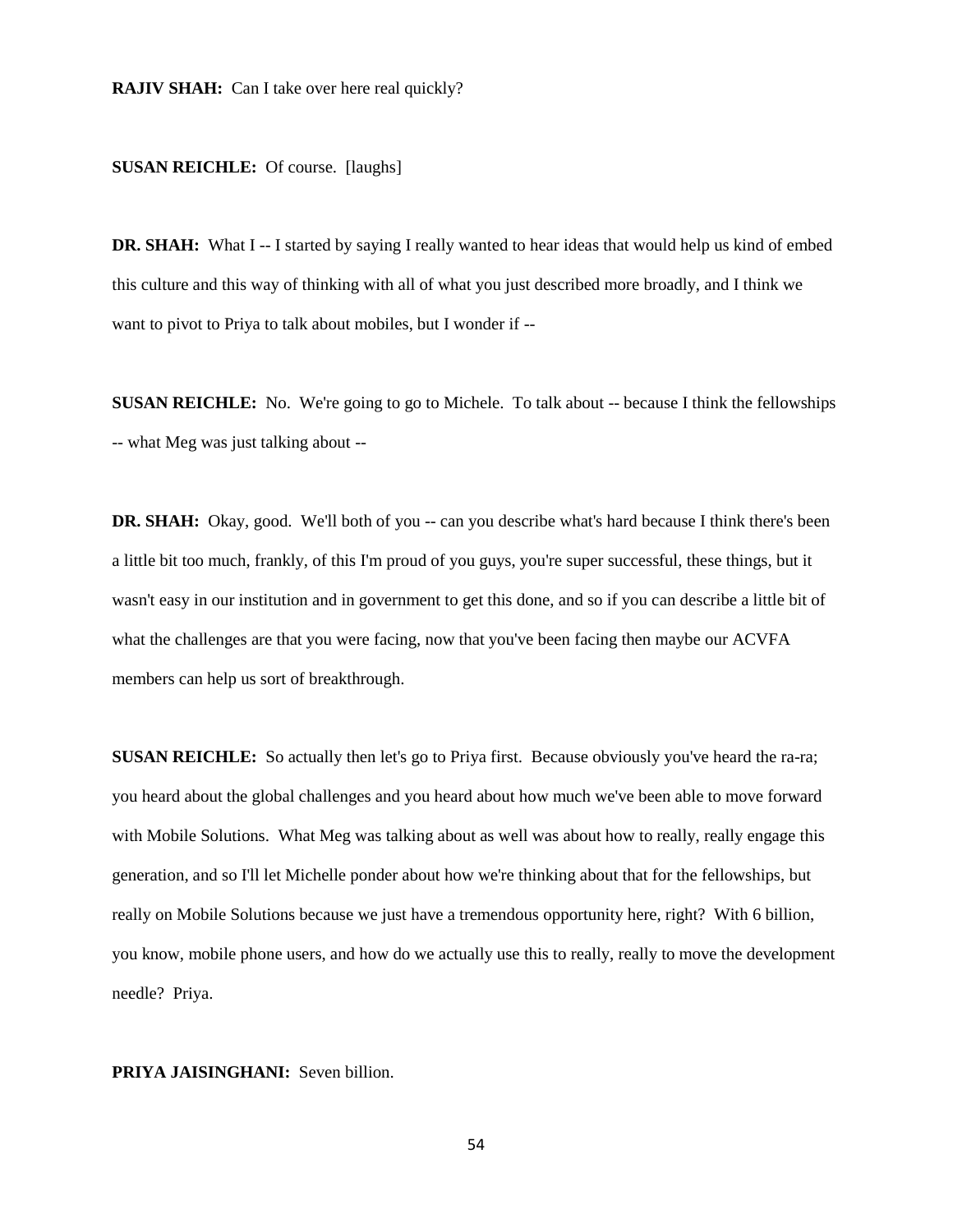**RAJIV SHAH:** Can I take over here real quickly?

**SUSAN REICHLE:** Of course. [laughs]

**DR. SHAH:** What I -- I started by saying I really wanted to hear ideas that would help us kind of embed this culture and this way of thinking with all of what you just described more broadly, and I think we want to pivot to Priya to talk about mobiles, but I wonder if --

**SUSAN REICHLE:** No. We're going to go to Michele. To talk about -- because I think the fellowships -- what Meg was just talking about --

**DR. SHAH:** Okay, good. We'll both of you -- can you describe what's hard because I think there's been a little bit too much, frankly, of this I'm proud of you guys, you're super successful, these things, but it wasn't easy in our institution and in government to get this done, and so if you can describe a little bit of what the challenges are that you were facing, now that you've been facing then maybe our ACVFA members can help us sort of breakthrough.

**SUSAN REICHLE:** So actually then let's go to Priya first. Because obviously you've heard the ra-ra; you heard about the global challenges and you heard about how much we've been able to move forward with Mobile Solutions. What Meg was talking about as well was about how to really, really engage this generation, and so I'll let Michelle ponder about how we're thinking about that for the fellowships, but really on Mobile Solutions because we just have a tremendous opportunity here, right? With 6 billion, you know, mobile phone users, and how do we actually use this to really, really to move the development needle? Priya.

**PRIYA JAISINGHANI:** Seven billion.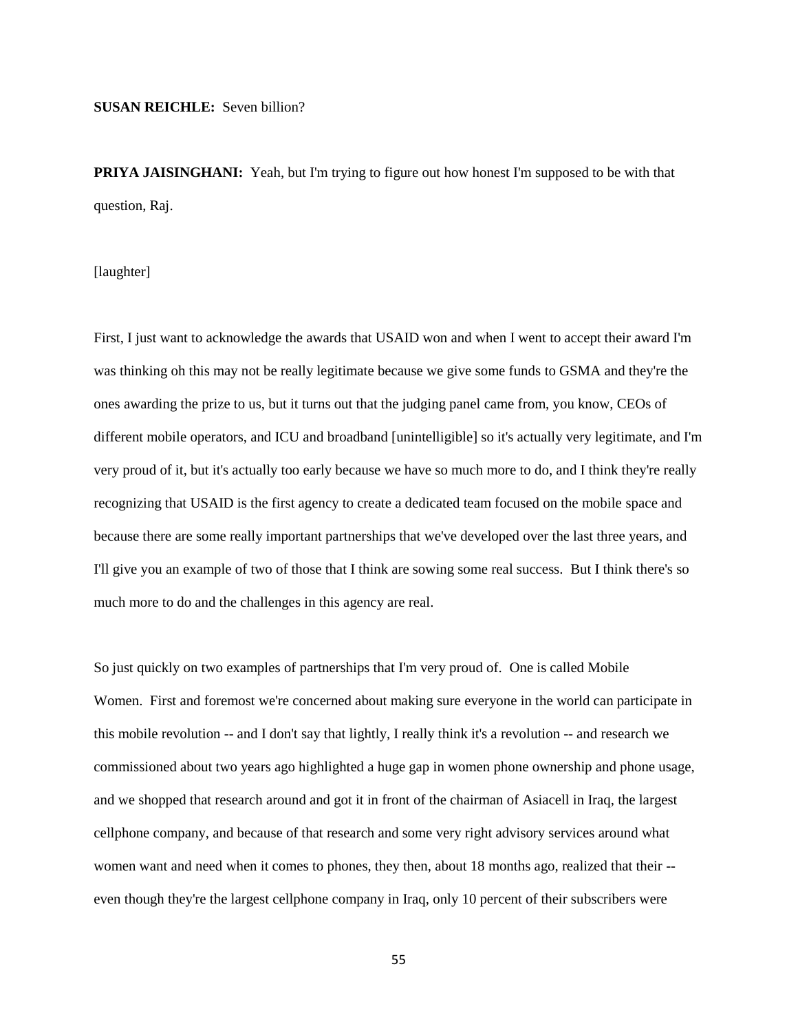**SUSAN REICHLE:** Seven billion?

**PRIYA JAISINGHANI:** Yeah, but I'm trying to figure out how honest I'm supposed to be with that question, Raj.

[laughter]

First, I just want to acknowledge the awards that USAID won and when I went to accept their award I'm was thinking oh this may not be really legitimate because we give some funds to GSMA and they're the ones awarding the prize to us, but it turns out that the judging panel came from, you know, CEOs of different mobile operators, and ICU and broadband [unintelligible] so it's actually very legitimate, and I'm very proud of it, but it's actually too early because we have so much more to do, and I think they're really recognizing that USAID is the first agency to create a dedicated team focused on the mobile space and because there are some really important partnerships that we've developed over the last three years, and I'll give you an example of two of those that I think are sowing some real success. But I think there's so much more to do and the challenges in this agency are real.

So just quickly on two examples of partnerships that I'm very proud of. One is called Mobile Women. First and foremost we're concerned about making sure everyone in the world can participate in this mobile revolution -- and I don't say that lightly, I really think it's a revolution -- and research we commissioned about two years ago highlighted a huge gap in women phone ownership and phone usage, and we shopped that research around and got it in front of the chairman of Asiacell in Iraq, the largest cellphone company, and because of that research and some very right advisory services around what women want and need when it comes to phones, they then, about 18 months ago, realized that their -- even though they're the largest cellphone company in Iraq, only 10 percent of their subscribers were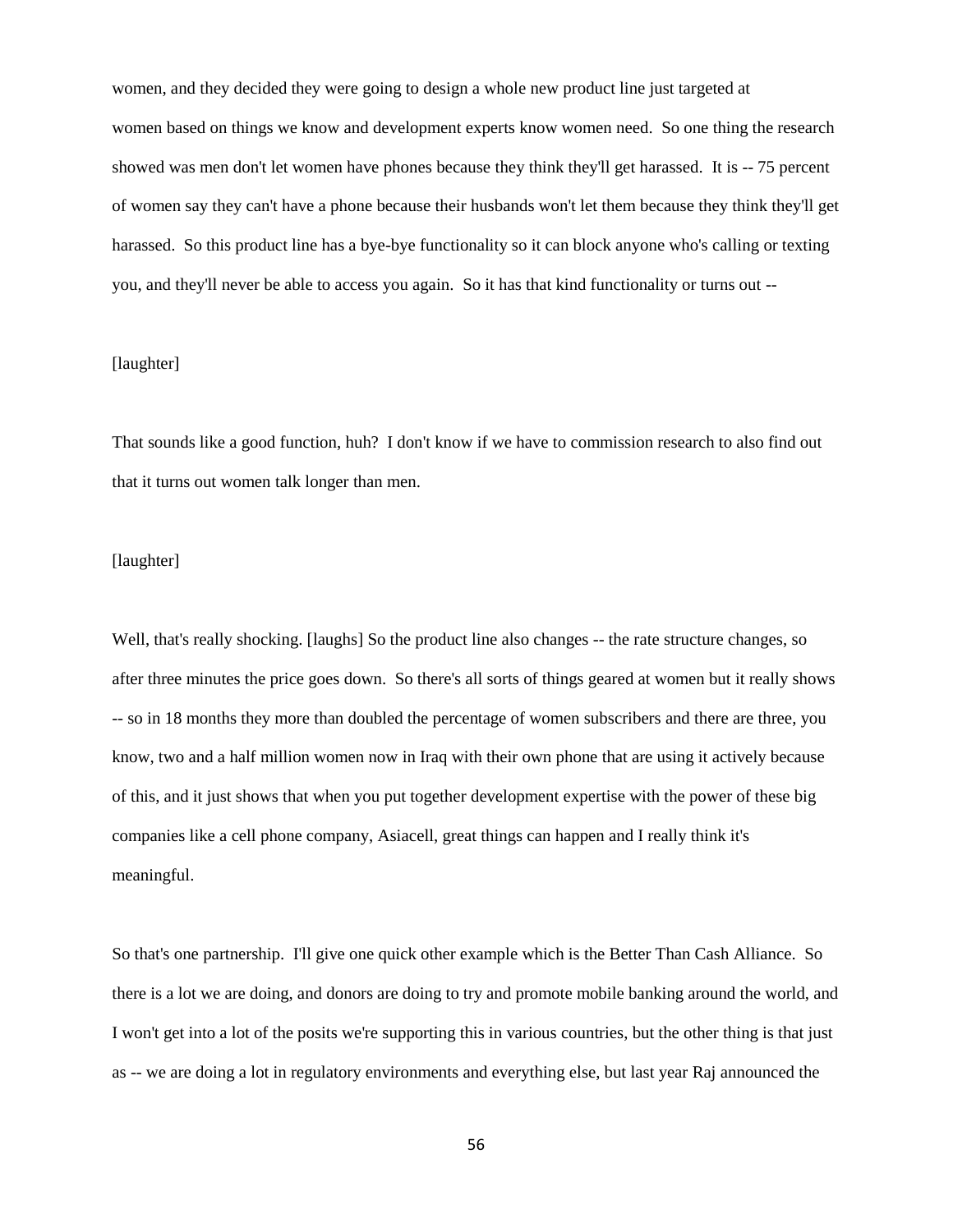women, and they decided they were going to design a whole new product line just targeted at women based on things we know and development experts know women need. So one thing the research showed was men don't let women have phones because they think they'll get harassed. It is -- 75 percent of women say they can't have a phone because their husbands won't let them because they think they'll get harassed. So this product line has a bye-bye functionality so it can block anyone who's calling or texting you, and they'll never be able to access you again. So it has that kind functionality or turns out --

[laughter]

That sounds like a good function, huh? I don't know if we have to commission research to also find out that it turns out women talk longer than men.

[laughter]

Well, that's really shocking. [laughs] So the product line also changes -- the rate structure changes, so after three minutes the price goes down. So there's all sorts of things geared at women but it really shows -- so in 18 months they more than doubled the percentage of women subscribers and there are three, you know, two and a half million women now in Iraq with their own phone that are using it actively because of this, and it just shows that when you put together development expertise with the power of these big companies like a cell phone company, Asiacell, great things can happen and I really think it's meaningful.

So that's one partnership. I'll give one quick other example which is the Better Than Cash Alliance. So there is a lot we are doing, and donors are doing to try and promote mobile banking around the world, and I won't get into a lot of the posits we're supporting this in various countries, but the other thing is that just as -- we are doing a lot in regulatory environments and everything else, but last year Raj announced the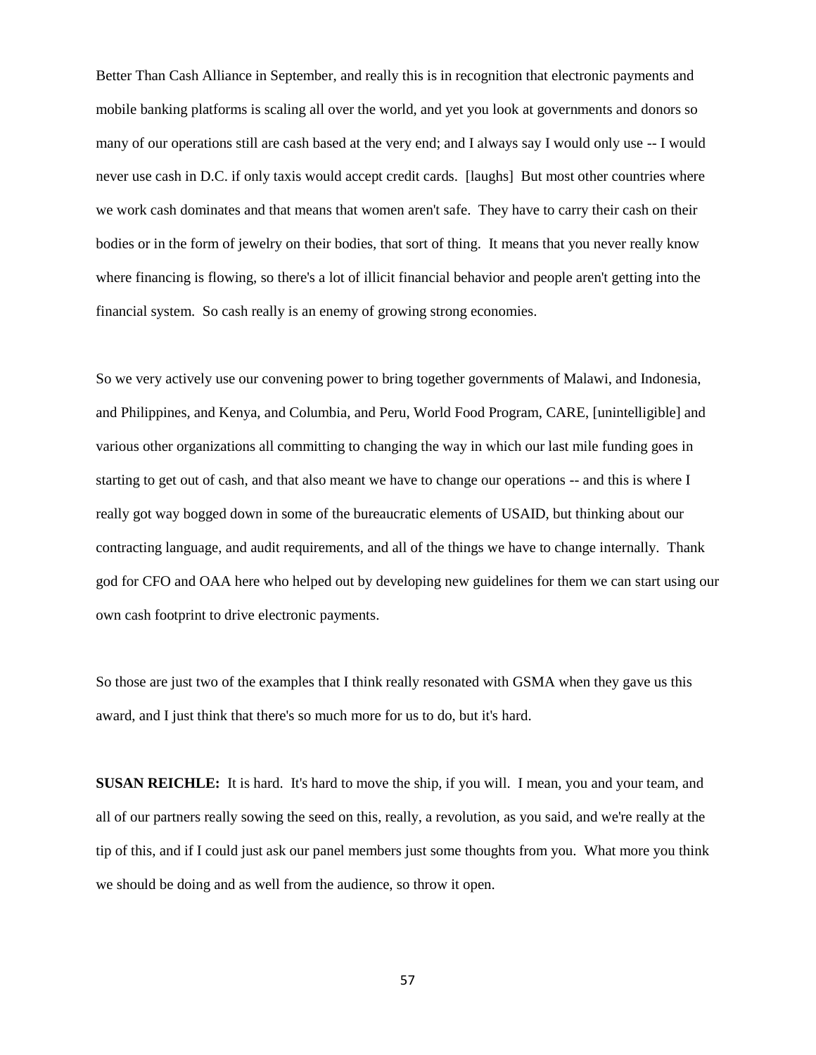Better Than Cash Alliance in September, and really this is in recognition that electronic payments and mobile banking platforms is scaling all over the world, and yet you look at governments and donors so many of our operations still are cash based at the very end; and I always say I would only use -- I would never use cash in D.C. if only taxis would accept credit cards. [laughs] But most other countries where we work cash dominates and that means that women aren't safe. They have to carry their cash on their bodies or in the form of jewelry on their bodies, that sort of thing. It means that you never really know where financing is flowing, so there's a lot of illicit financial behavior and people aren't getting into the financial system. So cash really is an enemy of growing strong economies.

So we very actively use our convening power to bring together governments of Malawi, and Indonesia, and Philippines, and Kenya, and Columbia, and Peru, World Food Program, CARE, [unintelligible] and various other organizations all committing to changing the way in which our last mile funding goes in starting to get out of cash, and that also meant we have to change our operations -- and this is where I really got way bogged down in some of the bureaucratic elements of USAID, but thinking about our contracting language, and audit requirements, and all of the things we have to change internally. Thank god for CFO and OAA here who helped out by developing new guidelines for them we can start using our own cash footprint to drive electronic payments.

So those are just two of the examples that I think really resonated with GSMA when they gave us this award, and I just think that there's so much more for us to do, but it's hard.

**SUSAN REICHLE:** It is hard. It's hard to move the ship, if you will. I mean, you and your team, and all of our partners really sowing the seed on this, really, a revolution, as you said, and we're really at the tip of this, and if I could just ask our panel members just some thoughts from you. What more you think we should be doing and as well from the audience, so throw it open.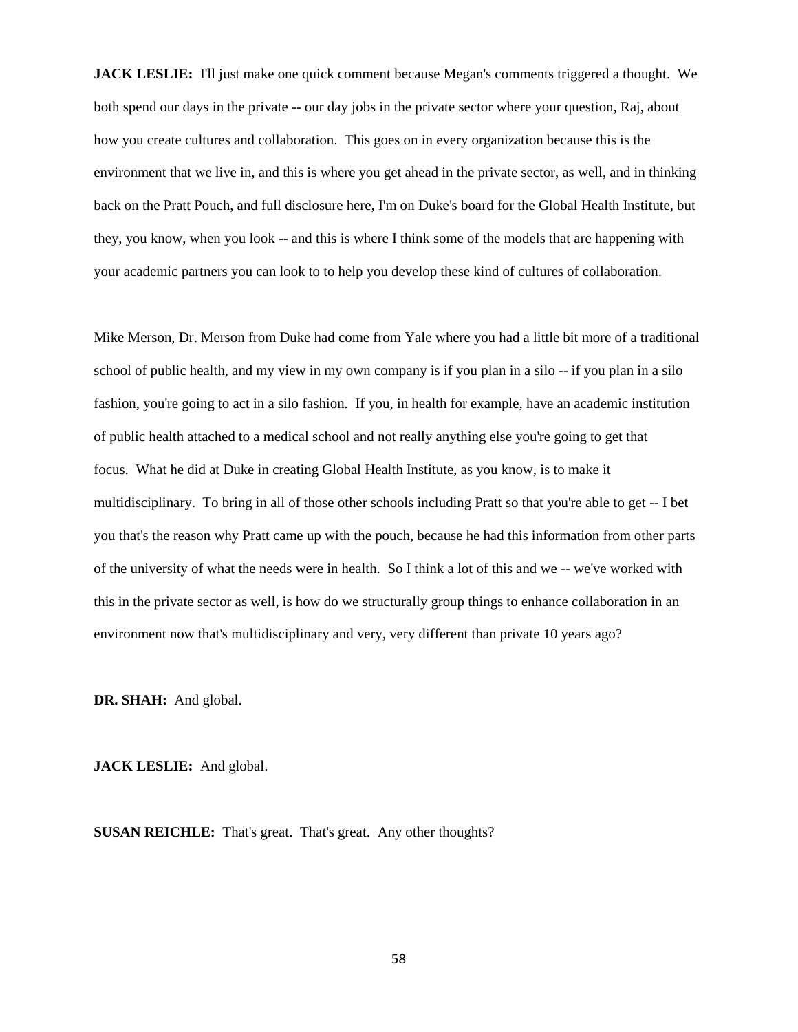**JACK LESLIE:** I'll just make one quick comment because Megan's comments triggered a thought. We both spend our days in the private -- our day jobs in the private sector where your question, Raj, about how you create cultures and collaboration. This goes on in every organization because this is the environment that we live in, and this is where you get ahead in the private sector, as well, and in thinking back on the Pratt Pouch, and full disclosure here, I'm on Duke's board for the Global Health Institute, but they, you know, when you look -- and this is where I think some of the models that are happening with your academic partners you can look to to help you develop these kind of cultures of collaboration.

Mike Merson, Dr. Merson from Duke had come from Yale where you had a little bit more of a traditional school of public health, and my view in my own company is if you plan in a silo -- if you plan in a silo fashion, you're going to act in a silo fashion. If you, in health for example, have an academic institution of public health attached to a medical school and not really anything else you're going to get that focus. What he did at Duke in creating Global Health Institute, as you know, is to make it multidisciplinary. To bring in all of those other schools including Pratt so that you're able to get -- I bet you that's the reason why Pratt came up with the pouch, because he had this information from other parts of the university of what the needs were in health. So I think a lot of this and we -- we've worked with this in the private sector as well, is how do we structurally group things to enhance collaboration in an environment now that's multidisciplinary and very, very different than private 10 years ago?

**DR. SHAH:** And global.

**JACK LESLIE:** And global.

**SUSAN REICHLE:** That's great. That's great. Any other thoughts?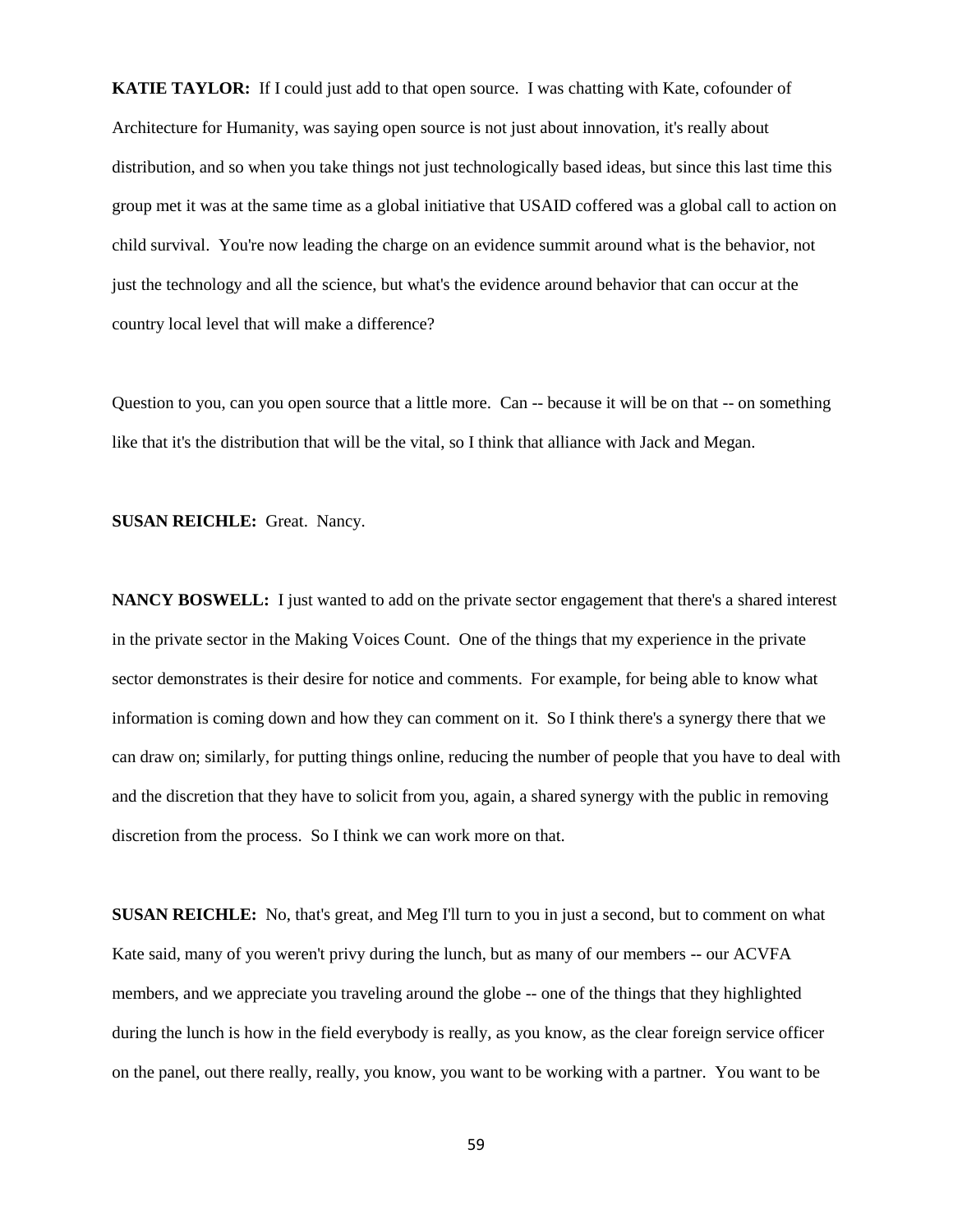**KATIE TAYLOR:** If I could just add to that open source. I was chatting with Kate, cofounder of Architecture for Humanity, was saying open source is not just about innovation, it's really about distribution, and so when you take things not just technologically based ideas, but since this last time this group met it was at the same time as a global initiative that USAID coffered was a global call to action on child survival. You're now leading the charge on an evidence summit around what is the behavior, not just the technology and all the science, but what's the evidence around behavior that can occur at the country local level that will make a difference?

Question to you, can you open source that a little more. Can -- because it will be on that -- on something like that it's the distribution that will be the vital, so I think that alliance with Jack and Megan.

**SUSAN REICHLE:** Great. Nancy.

**NANCY BOSWELL:** I just wanted to add on the private sector engagement that there's a shared interest in the private sector in the Making Voices Count. One of the things that my experience in the private sector demonstrates is their desire for notice and comments. For example, for being able to know what information is coming down and how they can comment on it. So I think there's a synergy there that we can draw on; similarly, for putting things online, reducing the number of people that you have to deal with and the discretion that they have to solicit from you, again, a shared synergy with the public in removing discretion from the process. So I think we can work more on that.

**SUSAN REICHLE:** No, that's great, and Meg I'll turn to you in just a second, but to comment on what Kate said, many of you weren't privy during the lunch, but as many of our members -- our ACVFA members, and we appreciate you traveling around the globe -- one of the things that they highlighted during the lunch is how in the field everybody is really, as you know, as the clear foreign service officer on the panel, out there really, really, you know, you want to be working with a partner. You want to be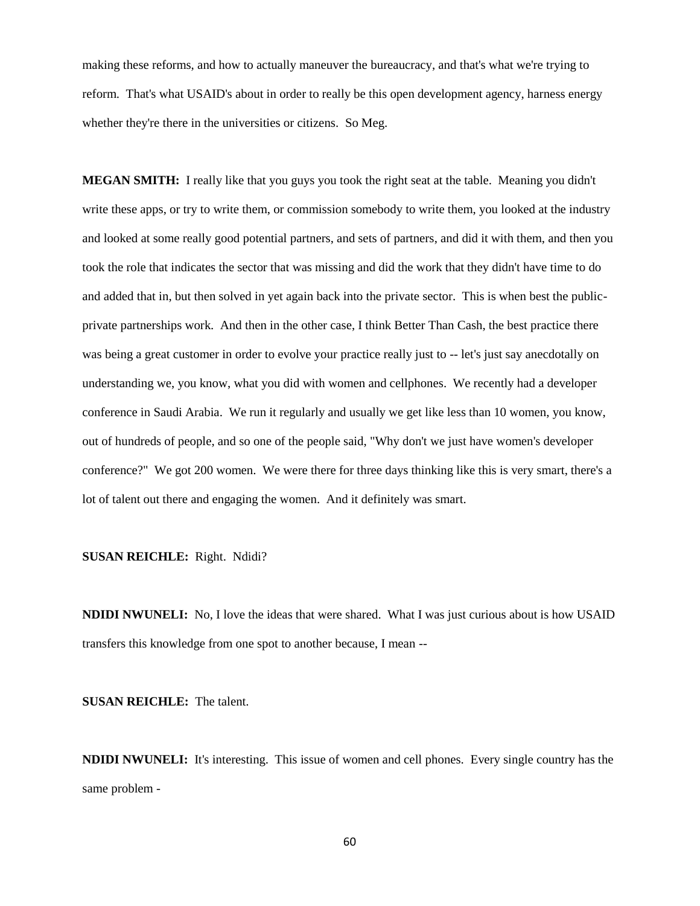making these reforms, and how to actually maneuver the bureaucracy, and that's what we're trying to reform. That's what USAID's about in order to really be this open development agency, harness energy whether they're there in the universities or citizens. So Meg.

**MEGAN SMITH:** I really like that you guys you took the right seat at the table. Meaning you didn't write these apps, or try to write them, or commission somebody to write them, you looked at the industry and looked at some really good potential partners, and sets of partners, and did it with them, and then you took the role that indicates the sector that was missing and did the work that they didn't have time to do and added that in, but then solved in yet again back into the private sector. This is when best the public-private partnerships work. And then in the other case, I think Better Than Cash, the best practice there was being a great customer in order to evolve your practice really just to -- let's just say anecdotally on understanding we, you know, what you did with women and cellphones. We recently had a developer conference in Saudi Arabia. We run it regularly and usually we get like less than 10 women, you know, out of hundreds of people, and so one of the people said, "Why don't we just have women's developer conference?" We got 200 women. We were there for three days thinking like this is very smart, there's a lot of talent out there and engaging the women. And it definitely was smart.

**SUSAN REICHLE:** Right. Ndidi?

**NDIDI NWUNELI:** No, I love the ideas that were shared. What I was just curious about is how USAID transfers this knowledge from one spot to another because, I mean --

**SUSAN REICHLE:** The talent.

**NDIDI NWUNELI:** It's interesting. This issue of women and cell phones. Every single country has the same problem -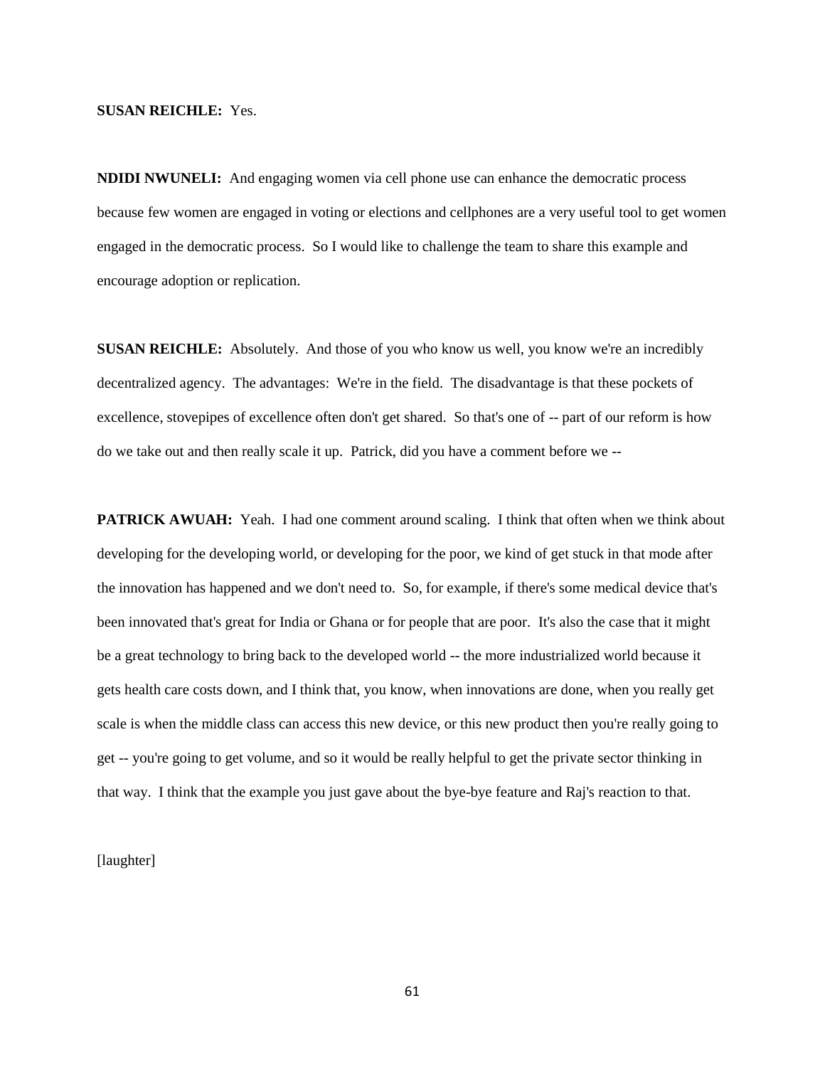**SUSAN REICHLE:** Yes.

**NDIDI NWUNELI:** And engaging women via cell phone use can enhance the democratic process because few women are engaged in voting or elections and cellphones are a very useful tool to get women engaged in the democratic process. So I would like to challenge the team to share this example and encourage adoption or replication.

**SUSAN REICHLE:** Absolutely. And those of you who know us well, you know we're an incredibly decentralized agency. The advantages: We're in the field. The disadvantage is that these pockets of excellence, stovepipes of excellence often don't get shared. So that's one of -- part of our reform is how do we take out and then really scale it up. Patrick, did you have a comment before we --

**PATRICK AWUAH:** Yeah. I had one comment around scaling. I think that often when we think about developing for the developing world, or developing for the poor, we kind of get stuck in that mode after the innovation has happened and we don't need to. So, for example, if there's some medical device that's been innovated that's great for India or Ghana or for people that are poor. It's also the case that it might be a great technology to bring back to the developed world -- the more industrialized world because it gets health care costs down, and I think that, you know, when innovations are done, when you really get scale is when the middle class can access this new device, or this new product then you're really going to get -- you're going to get volume, and so it would be really helpful to get the private sector thinking in that way. I think that the example you just gave about the bye-bye feature and Raj's reaction to that.

[laughter]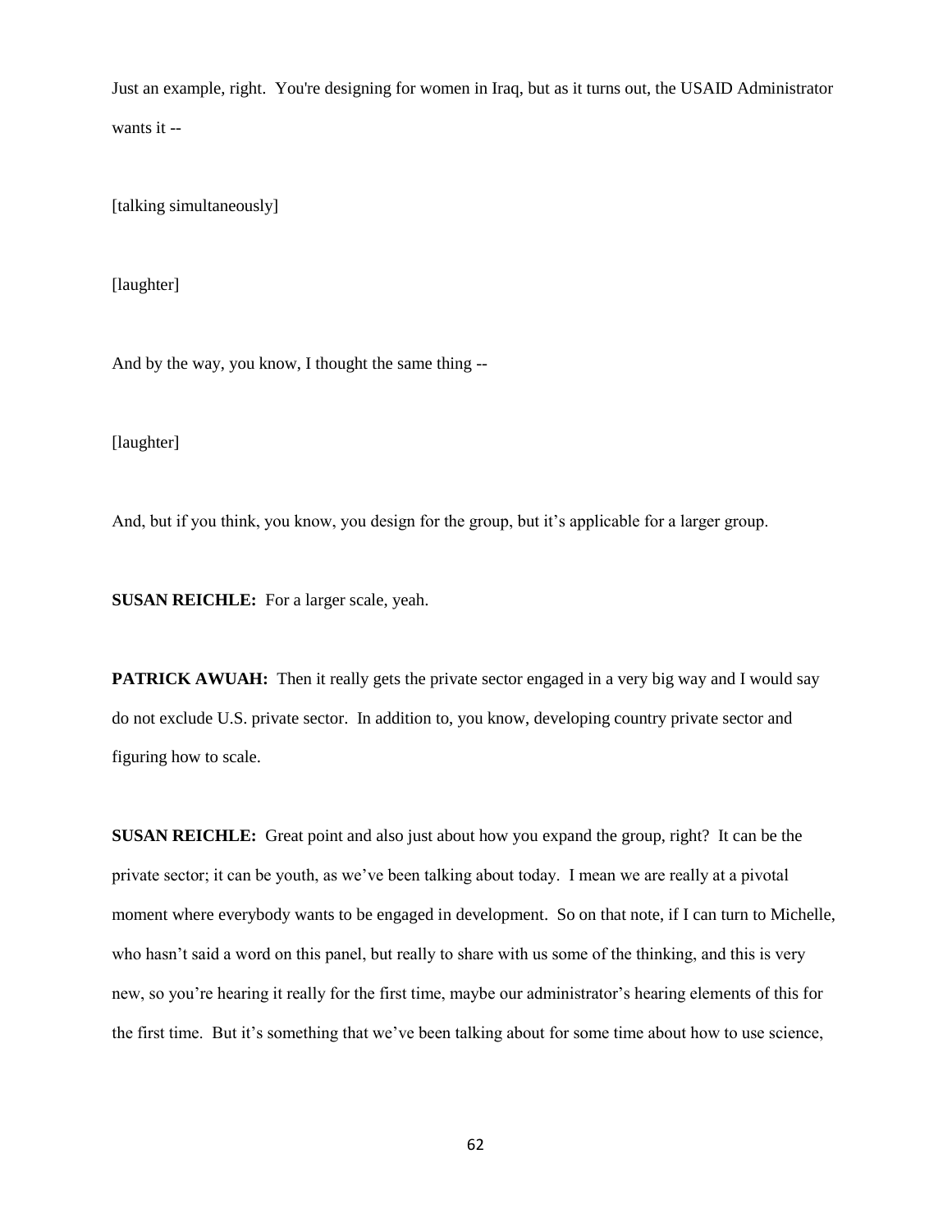Just an example, right. You're designing for women in Iraq, but as it turns out, the USAID Administrator wants it --

[talking simultaneously]

[laughter]

And by the way, you know, I thought the same thing --

[laughter]

And, but if you think, you know, you design for the group, but it's applicable for a larger group.

**SUSAN REICHLE:** For a larger scale, yeah.

**PATRICK AWUAH:** Then it really gets the private sector engaged in a very big way and I would say do not exclude U.S. private sector. In addition to, you know, developing country private sector and figuring how to scale.

**SUSAN REICHLE:** Great point and also just about how you expand the group, right? It can be the private sector; it can be youth, as we've been talking about today. I mean we are really at a pivotal moment where everybody wants to be engaged in development. So on that note, if I can turn to Michelle, who hasn't said a word on this panel, but really to share with us some of the thinking, and this is very new, so you're hearing it really for the first time, maybe our administrator's hearing elements of this for the first time. But it's something that we've been talking about for some time about how to use science,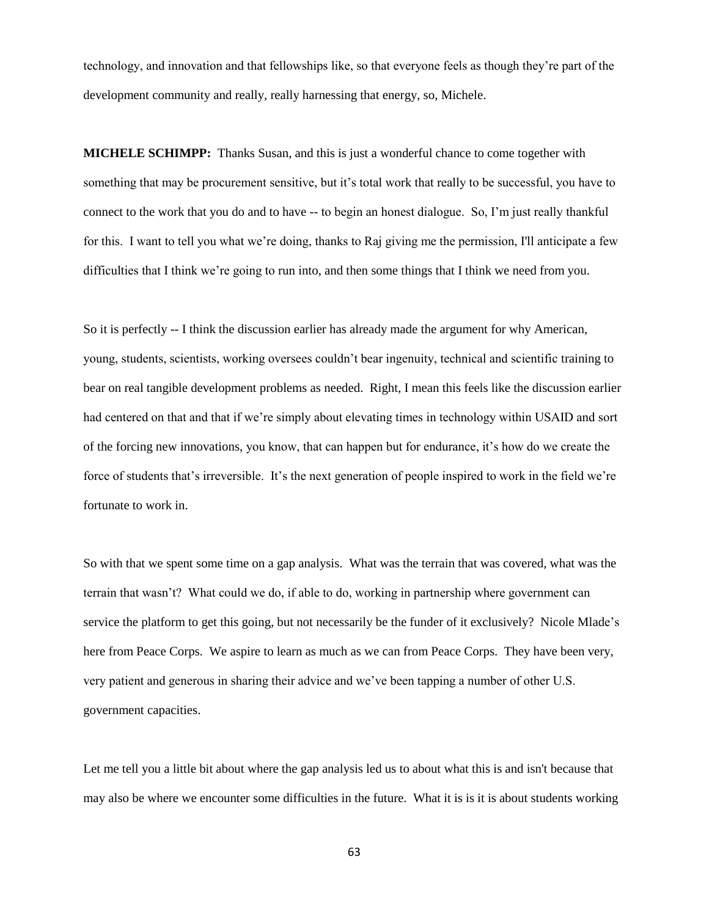technology, and innovation and that fellowships like, so that everyone feels as though they're part of the development community and really, really harnessing that energy, so, Michele.

**MICHELE SCHIMPP:** Thanks Susan, and this is just a wonderful chance to come together with something that may be procurement sensitive, but it's total work that really to be successful, you have to connect to the work that you do and to have -- to begin an honest dialogue. So, I'm just really thankful for this. I want to tell you what we're doing, thanks to Raj giving me the permission, I'll anticipate a few difficulties that I think we're going to run into, and then some things that I think we need from you.

So it is perfectly -- I think the discussion earlier has already made the argument for why American, young, students, scientists, working oversees couldn't bear ingenuity, technical and scientific training to bear on real tangible development problems as needed. Right, I mean this feels like the discussion earlier had centered on that and that if we're simply about elevating times in technology within USAID and sort of the forcing new innovations, you know, that can happen but for endurance, it's how do we create the force of students that's irreversible. It's the next generation of people inspired to work in the field we're fortunate to work in.

So with that we spent some time on a gap analysis. What was the terrain that was covered, what was the terrain that wasn't? What could we do, if able to do, working in partnership where government can service the platform to get this going, but not necessarily be the funder of it exclusively? Nicole Mlade's here from Peace Corps. We aspire to learn as much as we can from Peace Corps. They have been very, very patient and generous in sharing their advice and we've been tapping a number of other U.S. government capacities.

Let me tell you a little bit about where the gap analysis led us to about what this is and isn't because that may also be where we encounter some difficulties in the future. What it is is it is about students working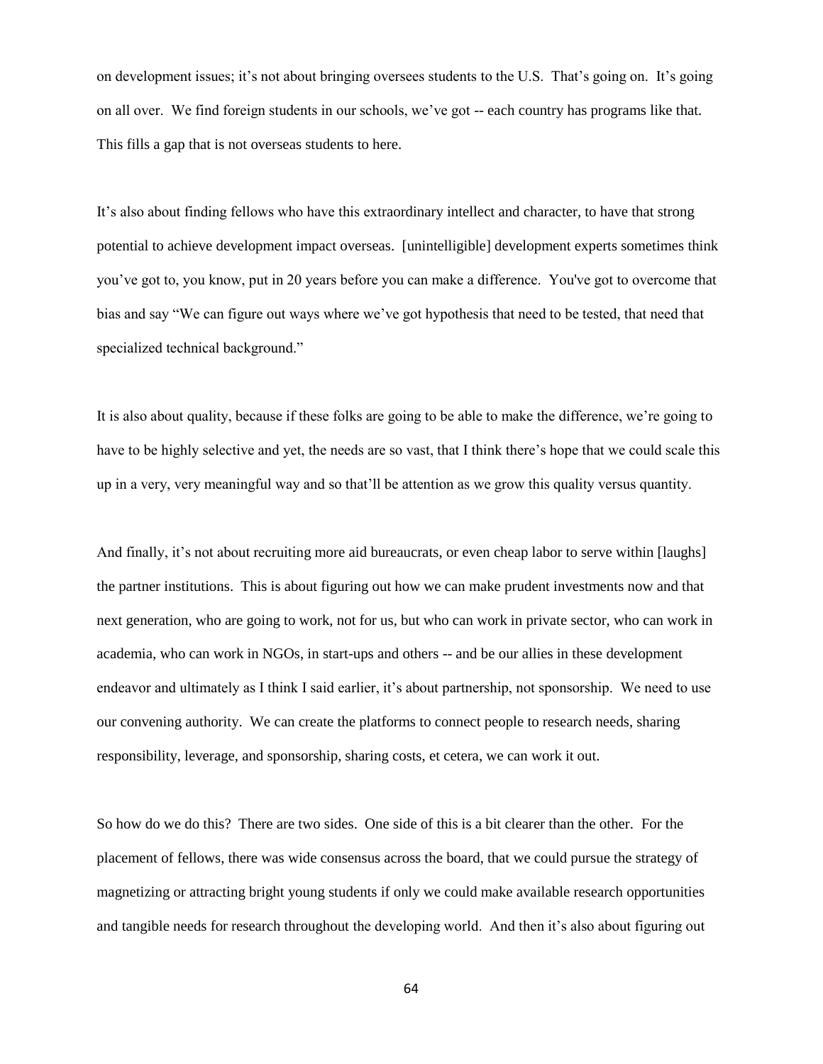on development issues; it's not about bringing oversees students to the U.S. That's going on. It's going on all over. We find foreign students in our schools, we've got -- each country has programs like that. This fills a gap that is not overseas students to here.

It's also about finding fellows who have this extraordinary intellect and character, to have that strong potential to achieve development impact overseas. [unintelligible] development experts sometimes think you've got to, you know, put in 20 years before you can make a difference. You've got to overcome that bias and say "We can figure out ways where we've got hypothesis that need to be tested, that need that specialized technical background."

It is also about quality, because if these folks are going to be able to make the difference, we're going to have to be highly selective and yet, the needs are so vast, that I think there's hope that we could scale this up in a very, very meaningful way and so that'll be attention as we grow this quality versus quantity.

And finally, it's not about recruiting more aid bureaucrats, or even cheap labor to serve within [laughs] the partner institutions. This is about figuring out how we can make prudent investments now and that next generation, who are going to work, not for us, but who can work in private sector, who can work in academia, who can work in NGOs, in start-ups and others -- and be our allies in these development endeavor and ultimately as I think I said earlier, it's about partnership, not sponsorship. We need to use our convening authority. We can create the platforms to connect people to research needs, sharing responsibility, leverage, and sponsorship, sharing costs, et cetera, we can work it out.

So how do we do this? There are two sides. One side of this is a bit clearer than the other. For the placement of fellows, there was wide consensus across the board, that we could pursue the strategy of magnetizing or attracting bright young students if only we could make available research opportunities and tangible needs for research throughout the developing world. And then it's also about figuring out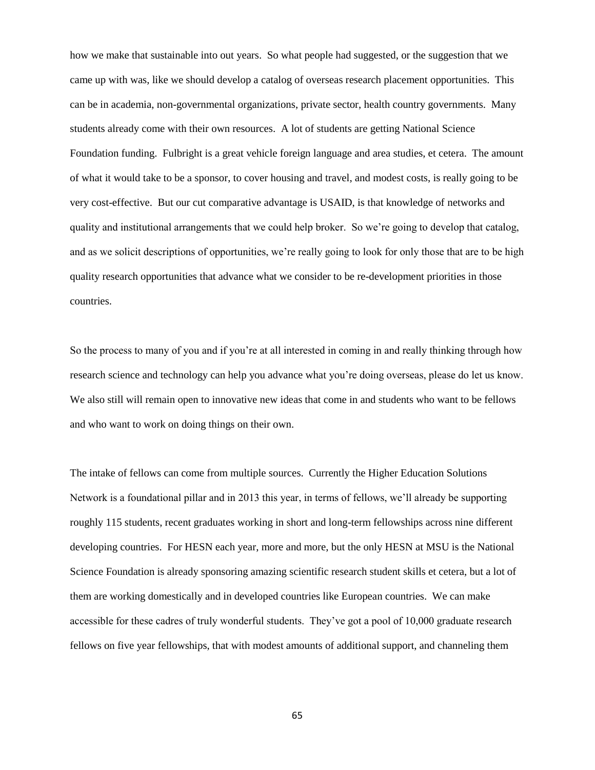how we make that sustainable into out years. So what people had suggested, or the suggestion that we came up with was, like we should develop a catalog of overseas research placement opportunities. This can be in academia, non-governmental organizations, private sector, health country governments. Many students already come with their own resources. A lot of students are getting National Science Foundation funding. Fulbright is a great vehicle foreign language and area studies, et cetera. The amount of what it would take to be a sponsor, to cover housing and travel, and modest costs, is really going to be very cost-effective. But our cut comparative advantage is USAID, is that knowledge of networks and quality and institutional arrangements that we could help broker. So we're going to develop that catalog, and as we solicit descriptions of opportunities, we're really going to look for only those that are to be high quality research opportunities that advance what we consider to be re-development priorities in those countries.

So the process to many of you and if you're at all interested in coming in and really thinking through how research science and technology can help you advance what you're doing overseas, please do let us know. We also still will remain open to innovative new ideas that come in and students who want to be fellows and who want to work on doing things on their own.

The intake of fellows can come from multiple sources. Currently the Higher Education Solutions Network is a foundational pillar and in 2013 this year, in terms of fellows, we'll already be supporting roughly 115 students, recent graduates working in short and long-term fellowships across nine different developing countries. For HESN each year, more and more, but the only HESN at MSU is the National Science Foundation is already sponsoring amazing scientific research student skills et cetera, but a lot of them are working domestically and in developed countries like European countries. We can make accessible for these cadres of truly wonderful students. They've got a pool of 10,000 graduate research fellows on five year fellowships, that with modest amounts of additional support, and channeling them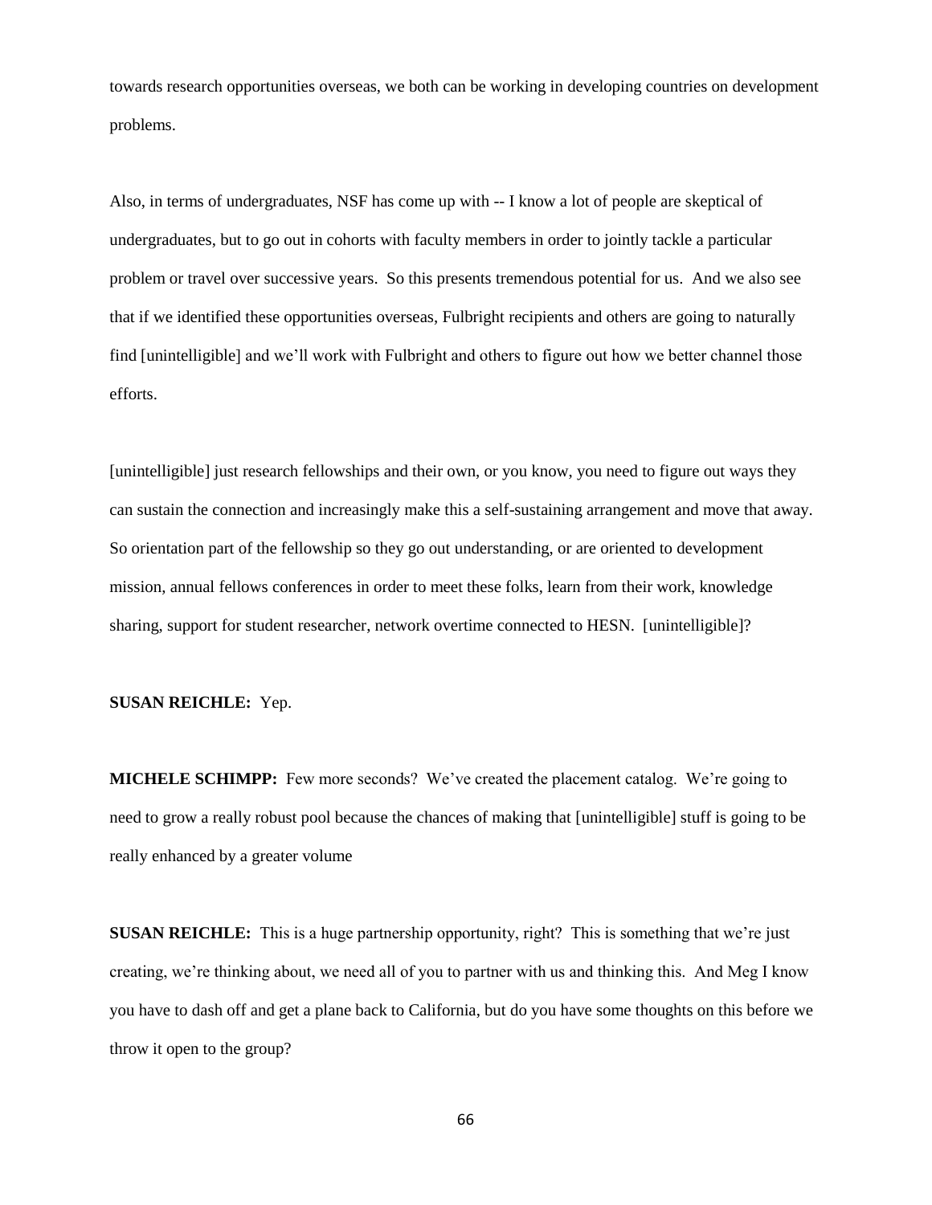towards research opportunities overseas, we both can be working in developing countries on development problems.

Also, in terms of undergraduates, NSF has come up with -- I know a lot of people are skeptical of undergraduates, but to go out in cohorts with faculty members in order to jointly tackle a particular problem or travel over successive years. So this presents tremendous potential for us. And we also see that if we identified these opportunities overseas, Fulbright recipients and others are going to naturally find [unintelligible] and we'll work with Fulbright and others to figure out how we better channel those efforts.

[unintelligible] just research fellowships and their own, or you know, you need to figure out ways they can sustain the connection and increasingly make this a self-sustaining arrangement and move that away. So orientation part of the fellowship so they go out understanding, or are oriented to development mission, annual fellows conferences in order to meet these folks, learn from their work, knowledge sharing, support for student researcher, network overtime connected to HESN. [unintelligible]?

**SUSAN REICHLE:** Yep.

**MICHELE SCHIMPP:** Few more seconds? We've created the placement catalog. We're going to need to grow a really robust pool because the chances of making that [unintelligible] stuff is going to be really enhanced by a greater volume

**SUSAN REICHLE:** This is a huge partnership opportunity, right? This is something that we're just creating, we're thinking about, we need all of you to partner with us and thinking this. And Meg I know you have to dash off and get a plane back to California, but do you have some thoughts on this before we throw it open to the group?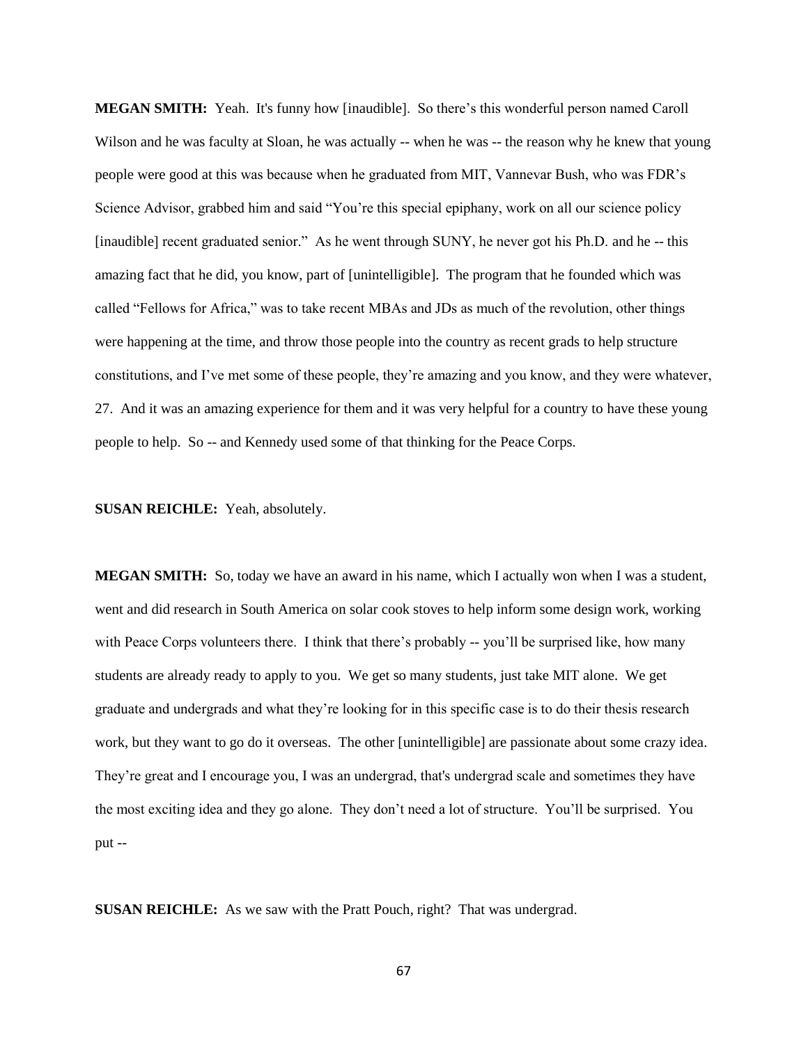**MEGAN SMITH:** Yeah. It's funny how [inaudible]. So there's this wonderful person named Caroll Wilson and he was faculty at Sloan, he was actually -- when he was -- the reason why he knew that young people were good at this was because when he graduated from MIT, Vannevar Bush, who was FDR's Science Advisor, grabbed him and said "You're this special epiphany, work on all our science policy [inaudible] recent graduated senior." As he went through SUNY, he never got his Ph.D. and he -- this amazing fact that he did, you know, part of [unintelligible]. The program that he founded which was called "Fellows for Africa," was to take recent MBAs and JDs as much of the revolution, other things were happening at the time, and throw those people into the country as recent grads to help structure constitutions, and I've met some of these people, they're amazing and you know, and they were whatever, 27. And it was an amazing experience for them and it was very helpful for a country to have these young people to help. So -- and Kennedy used some of that thinking for the Peace Corps.

**SUSAN REICHLE:** Yeah, absolutely.

**MEGAN SMITH:** So, today we have an award in his name, which I actually won when I was a student, went and did research in South America on solar cook stoves to help inform some design work, working with Peace Corps volunteers there. I think that there's probably -- you'll be surprised like, how many students are already ready to apply to you. We get so many students, just take MIT alone. We get graduate and undergrads and what they're looking for in this specific case is to do their thesis research work, but they want to go do it overseas. The other [unintelligible] are passionate about some crazy idea. They're great and I encourage you, I was an undergrad, that's undergrad scale and sometimes they have the most exciting idea and they go alone. They don't need a lot of structure. You'll be surprised. You put --

**SUSAN REICHLE:** As we saw with the Pratt Pouch, right? That was undergrad.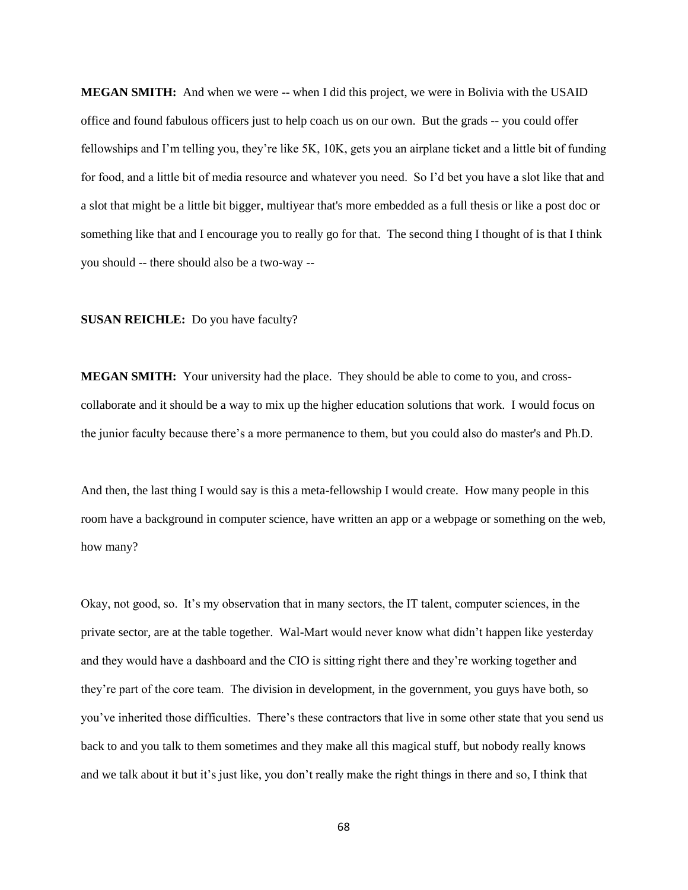**MEGAN SMITH:** And when we were -- when I did this project, we were in Bolivia with the USAID office and found fabulous officers just to help coach us on our own. But the grads -- you could offer fellowships and I'm telling you, they're like 5K, 10K, gets you an airplane ticket and a little bit of funding for food, and a little bit of media resource and whatever you need. So I'd bet you have a slot like that and a slot that might be a little bit bigger, multiyear that's more embedded as a full thesis or like a post doc or something like that and I encourage you to really go for that. The second thing I thought of is that I think you should -- there should also be a two-way --

**SUSAN REICHLE:** Do you have faculty?

**MEGAN SMITH:** Your university had the place. They should be able to come to you, and cross-collaborate and it should be a way to mix up the higher education solutions that work. I would focus on the junior faculty because there's a more permanence to them, but you could also do master's and Ph.D.

And then, the last thing I would say is this a meta-fellowship I would create. How many people in this room have a background in computer science, have written an app or a webpage or something on the web, how many?

Okay, not good, so. It's my observation that in many sectors, the IT talent, computer sciences, in the private sector, are at the table together. Wal-Mart would never know what didn't happen like yesterday and they would have a dashboard and the CIO is sitting right there and they're working together and they're part of the core team. The division in development, in the government, you guys have both, so you've inherited those difficulties. There's these contractors that live in some other state that you send us back to and you talk to them sometimes and they make all this magical stuff, but nobody really knows and we talk about it but it's just like, you don't really make the right things in there and so, I think that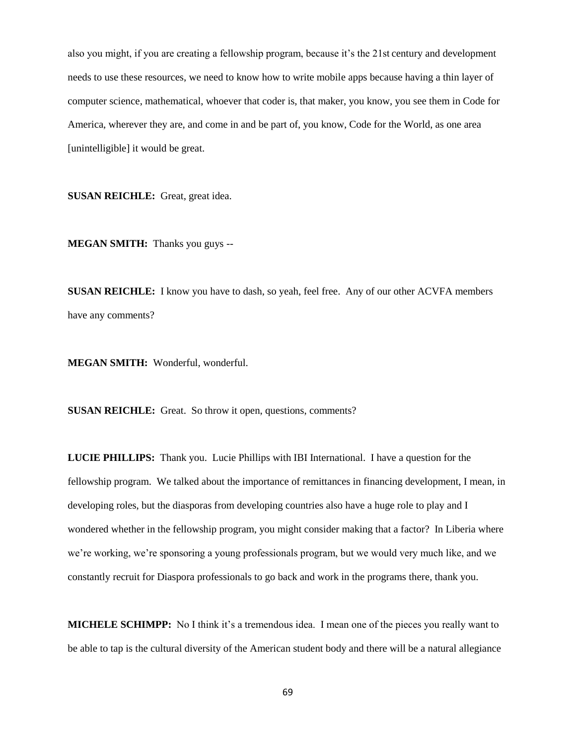also you might, if you are creating a fellowship program, because it's the 21st century and development needs to use these resources, we need to know how to write mobile apps because having a thin layer of computer science, mathematical, whoever that coder is, that maker, you know, you see them in Code for America, wherever they are, and come in and be part of, you know, Code for the World, as one area [unintelligible] it would be great.

**SUSAN REICHLE:** Great, great idea.

**MEGAN SMITH:** Thanks you guys --

**SUSAN REICHLE:** I know you have to dash, so yeah, feel free. Any of our other ACVFA members have any comments?

**MEGAN SMITH:** Wonderful, wonderful.

**SUSAN REICHLE:** Great. So throw it open, questions, comments?

**LUCIE PHILLIPS:** Thank you. Lucie Phillips with IBI International. I have a question for the fellowship program. We talked about the importance of remittances in financing development, I mean, in developing roles, but the diasporas from developing countries also have a huge role to play and I wondered whether in the fellowship program, you might consider making that a factor? In Liberia where we're working, we're sponsoring a young professionals program, but we would very much like, and we constantly recruit for Diaspora professionals to go back and work in the programs there, thank you.

**MICHELE SCHIMPP:** No I think it's a tremendous idea. I mean one of the pieces you really want to be able to tap is the cultural diversity of the American student body and there will be a natural allegiance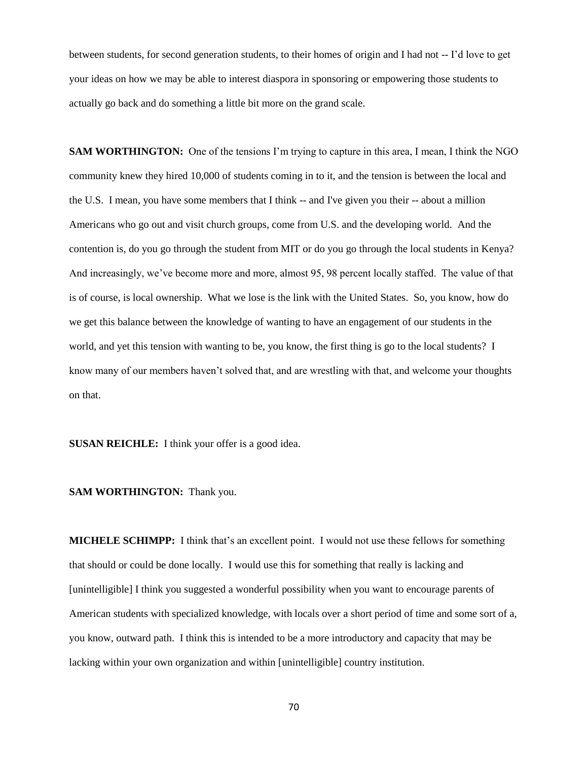between students, for second generation students, to their homes of origin and I had not -- I'd love to get your ideas on how we may be able to interest diaspora in sponsoring or empowering those students to actually go back and do something a little bit more on the grand scale.

**SAM WORTHINGTON:** One of the tensions I'm trying to capture in this area, I mean, I think the NGO community knew they hired 10,000 of students coming in to it, and the tension is between the local and the U.S. I mean, you have some members that I think -- and I've given you their -- about a million Americans who go out and visit church groups, come from U.S. and the developing world. And the contention is, do you go through the student from MIT or do you go through the local students in Kenya? And increasingly, we've become more and more, almost 95, 98 percent locally staffed. The value of that is of course, is local ownership. What we lose is the link with the United States. So, you know, how do we get this balance between the knowledge of wanting to have an engagement of our students in the world, and yet this tension with wanting to be, you know, the first thing is go to the local students? I know many of our members haven't solved that, and are wrestling with that, and welcome your thoughts on that.

**SUSAN REICHLE:** I think your offer is a good idea.

**SAM WORTHINGTON:** Thank you.

**MICHELE SCHIMPP:** I think that's an excellent point. I would not use these fellows for something that should or could be done locally. I would use this for something that really is lacking and [unintelligible] I think you suggested a wonderful possibility when you want to encourage parents of American students with specialized knowledge, with locals over a short period of time and some sort of a, you know, outward path. I think this is intended to be a more introductory and capacity that may be lacking within your own organization and within [unintelligible] country institution.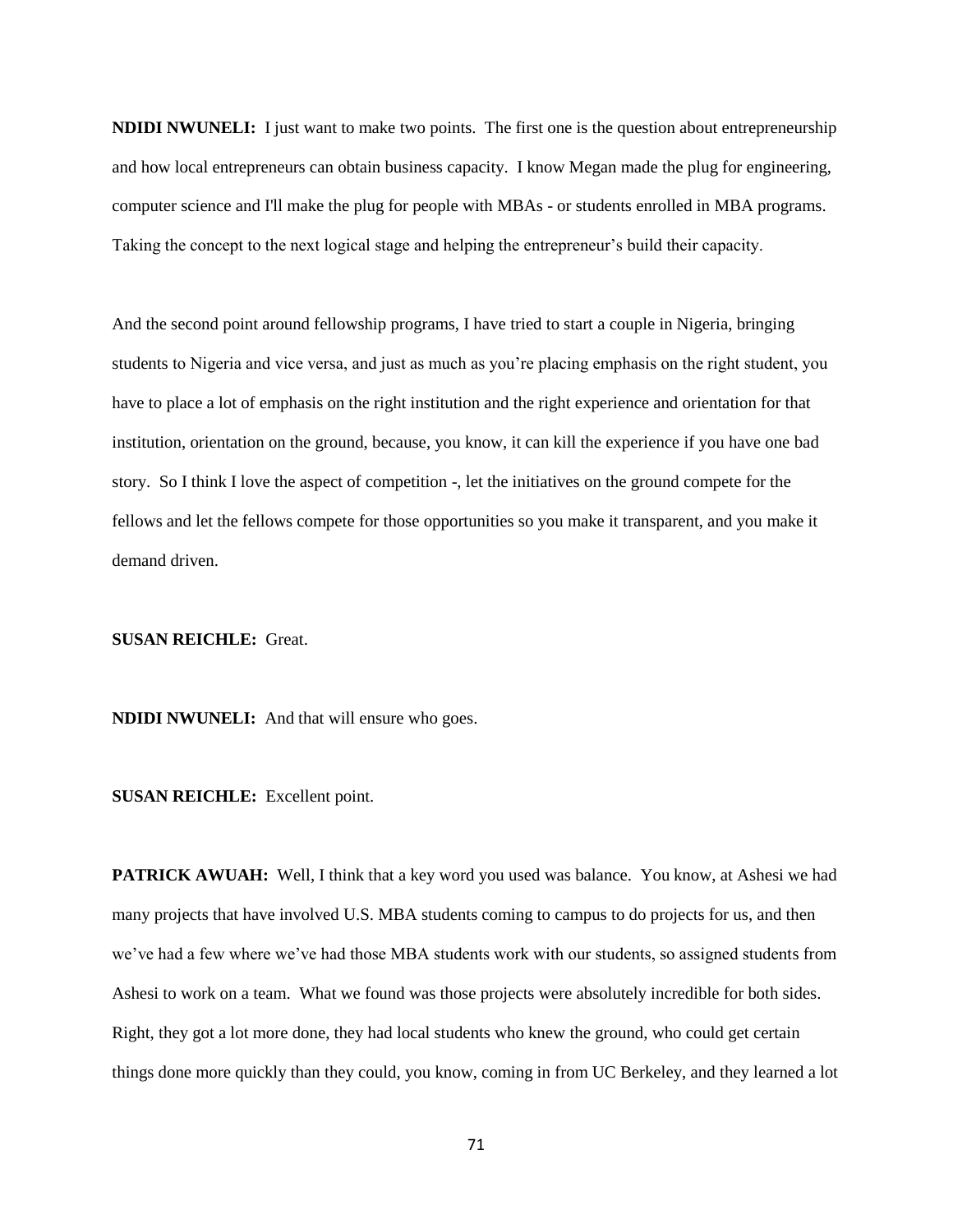**NDIDI NWUNELI:** I just want to make two points. The first one is the question about entrepreneurship and how local entrepreneurs can obtain business capacity. I know Megan made the plug for engineering, computer science and I'll make the plug for people with MBAs - or students enrolled in MBA programs. Taking the concept to the next logical stage and helping the entrepreneur's build their capacity.

And the second point around fellowship programs, I have tried to start a couple in Nigeria, bringing students to Nigeria and vice versa, and just as much as you're placing emphasis on the right student, you have to place a lot of emphasis on the right institution and the right experience and orientation for that institution, orientation on the ground, because, you know, it can kill the experience if you have one bad story. So I think I love the aspect of competition -, let the initiatives on the ground compete for the fellows and let the fellows compete for those opportunities so you make it transparent, and you make it demand driven.

**SUSAN REICHLE:** Great.

**NDIDI NWUNELI:** And that will ensure who goes.

**SUSAN REICHLE:** Excellent point.

**PATRICK AWUAH:** Well, I think that a key word you used was balance. You know, at Ashesi we had many projects that have involved U.S. MBA students coming to campus to do projects for us, and then we've had a few where we've had those MBA students work with our students, so assigned students from Ashesi to work on a team. What we found was those projects were absolutely incredible for both sides. Right, they got a lot more done, they had local students who knew the ground, who could get certain things done more quickly than they could, you know, coming in from UC Berkeley, and they learned a lot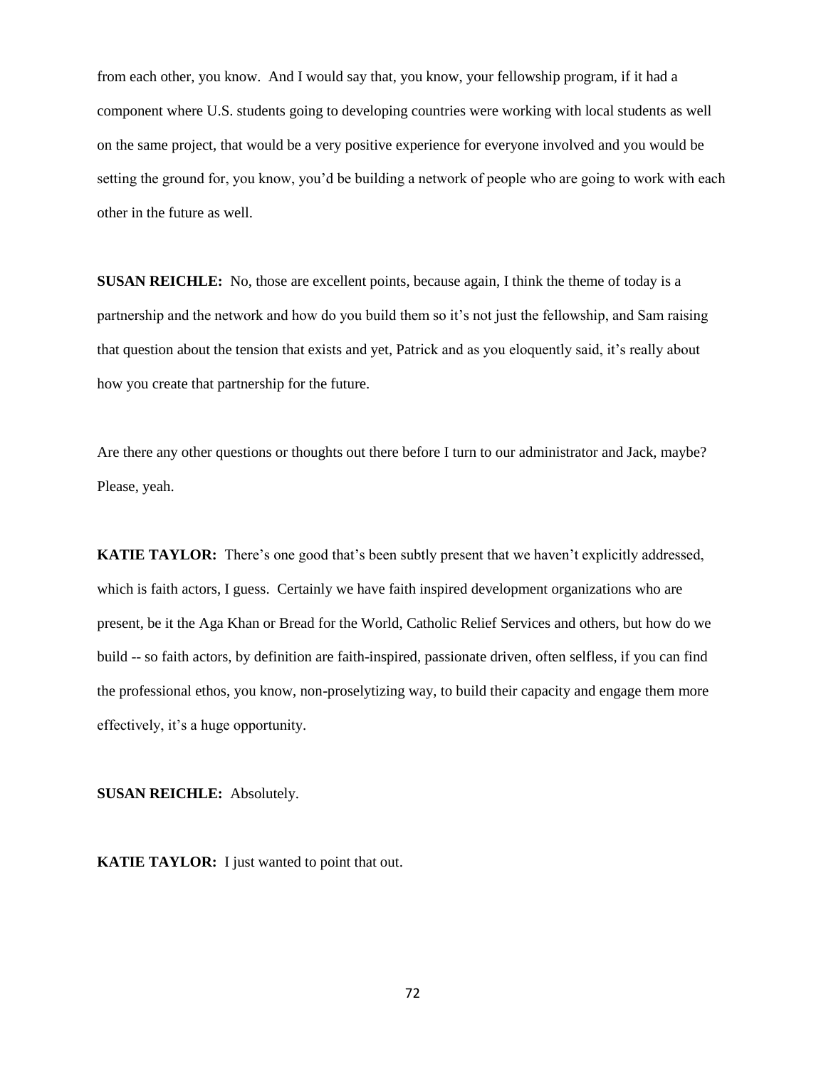from each other, you know. And I would say that, you know, your fellowship program, if it had a component where U.S. students going to developing countries were working with local students as well on the same project, that would be a very positive experience for everyone involved and you would be setting the ground for, you know, you'd be building a network of people who are going to work with each other in the future as well.

**SUSAN REICHLE:** No, those are excellent points, because again, I think the theme of today is a partnership and the network and how do you build them so it's not just the fellowship, and Sam raising that question about the tension that exists and yet, Patrick and as you eloquently said, it's really about how you create that partnership for the future.

Are there any other questions or thoughts out there before I turn to our administrator and Jack, maybe? Please, yeah.

**KATIE TAYLOR:** There's one good that's been subtly present that we haven't explicitly addressed, which is faith actors, I guess. Certainly we have faith inspired development organizations who are present, be it the Aga Khan or Bread for the World, Catholic Relief Services and others, but how do we build -- so faith actors, by definition are faith-inspired, passionate driven, often selfless, if you can find the professional ethos, you know, non-proselytizing way, to build their capacity and engage them more effectively, it's a huge opportunity.

**SUSAN REICHLE:** Absolutely.

**KATIE TAYLOR:** I just wanted to point that out.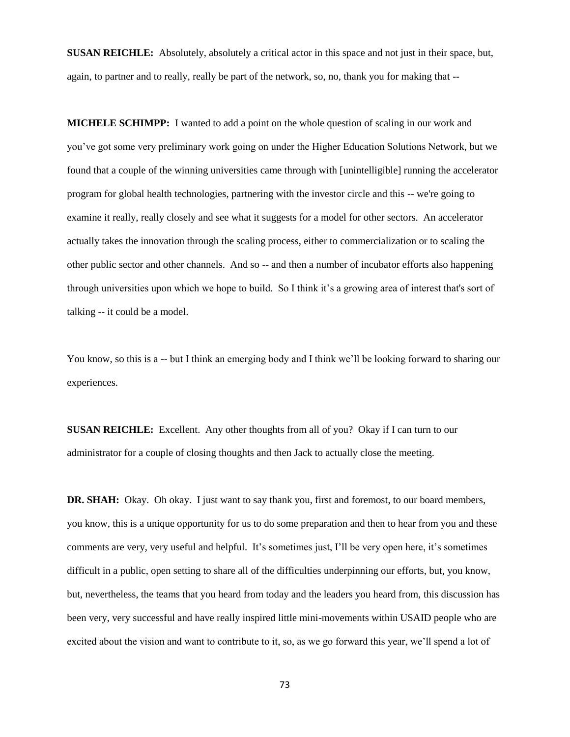**SUSAN REICHLE:** Absolutely, absolutely a critical actor in this space and not just in their space, but, again, to partner and to really, really be part of the network, so, no, thank you for making that --

**MICHELE SCHIMPP:** I wanted to add a point on the whole question of scaling in our work and you've got some very preliminary work going on under the Higher Education Solutions Network, but we found that a couple of the winning universities came through with [unintelligible] running the accelerator program for global health technologies, partnering with the investor circle and this -- we're going to examine it really, really closely and see what it suggests for a model for other sectors. An accelerator actually takes the innovation through the scaling process, either to commercialization or to scaling the other public sector and other channels. And so -- and then a number of incubator efforts also happening through universities upon which we hope to build. So I think it's a growing area of interest that's sort of talking -- it could be a model.

You know, so this is a -- but I think an emerging body and I think we'll be looking forward to sharing our experiences.

**SUSAN REICHLE:** Excellent. Any other thoughts from all of you? Okay if I can turn to our administrator for a couple of closing thoughts and then Jack to actually close the meeting.

**DR. SHAH:** Okay. Oh okay. I just want to say thank you, first and foremost, to our board members, you know, this is a unique opportunity for us to do some preparation and then to hear from you and these comments are very, very useful and helpful. It's sometimes just, I'll be very open here, it's sometimes difficult in a public, open setting to share all of the difficulties underpinning our efforts, but, you know, but, nevertheless, the teams that you heard from today and the leaders you heard from, this discussion has been very, very successful and have really inspired little mini-movements within USAID people who are excited about the vision and want to contribute to it, so, as we go forward this year, we'll spend a lot of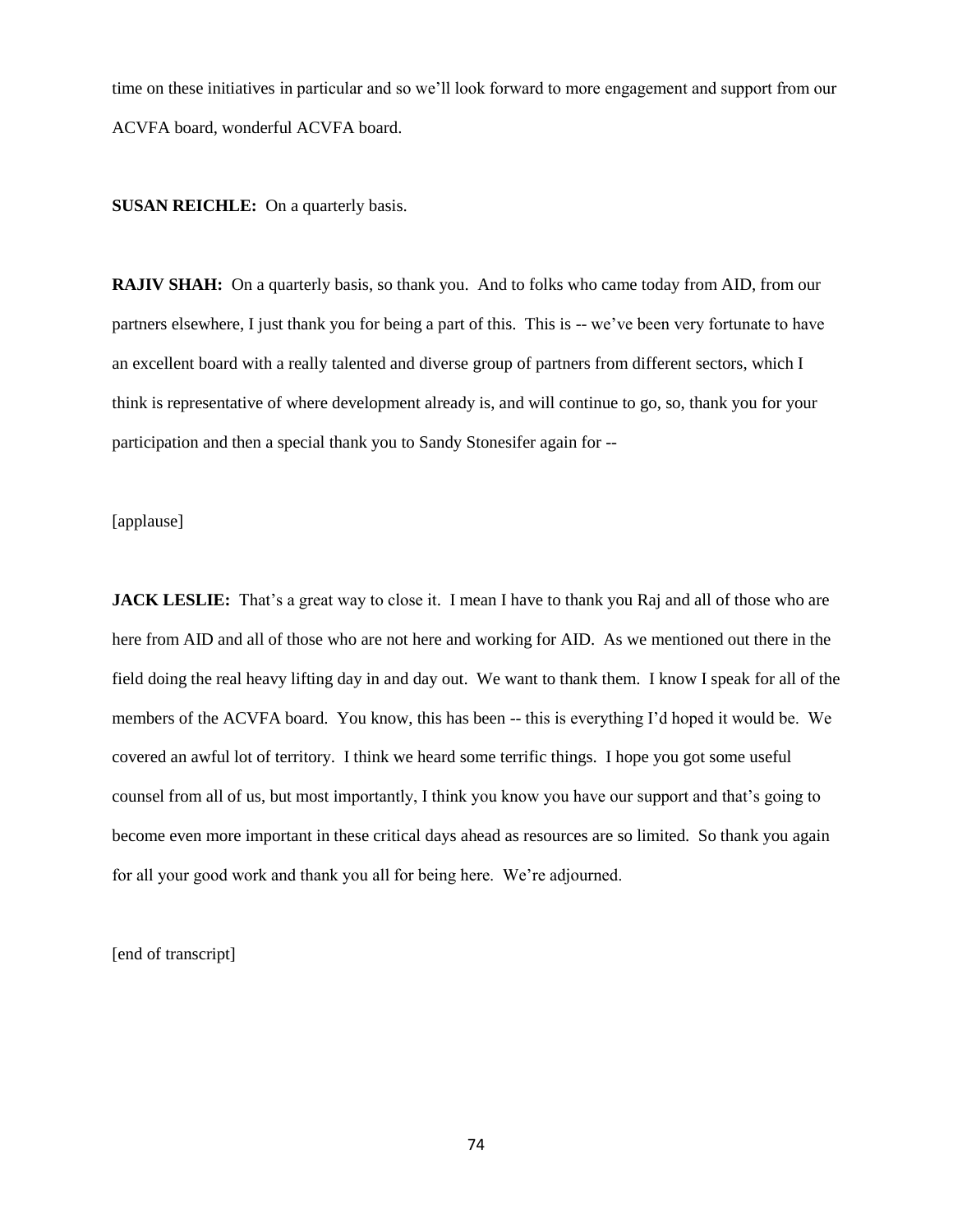time on these initiatives in particular and so we'll look forward to more engagement and support from our ACVFA board, wonderful ACVFA board.

**SUSAN REICHLE:** On a quarterly basis.

**RAJIV SHAH:** On a quarterly basis, so thank you. And to folks who came today from AID, from our partners elsewhere, I just thank you for being a part of this. This is -- we've been very fortunate to have an excellent board with a really talented and diverse group of partners from different sectors, which I think is representative of where development already is, and will continue to go, so, thank you for your participation and then a special thank you to Sandy Stonesifer again for --

[applause]

**JACK LESLIE:** That's a great way to close it. I mean I have to thank you Raj and all of those who are here from AID and all of those who are not here and working for AID. As we mentioned out there in the field doing the real heavy lifting day in and day out. We want to thank them. I know I speak for all of the members of the ACVFA board. You know, this has been -- this is everything I'd hoped it would be. We covered an awful lot of territory. I think we heard some terrific things. I hope you got some useful counsel from all of us, but most importantly, I think you know you have our support and that's going to become even more important in these critical days ahead as resources are so limited. So thank you again for all your good work and thank you all for being here. We're adjourned.

[end of transcript]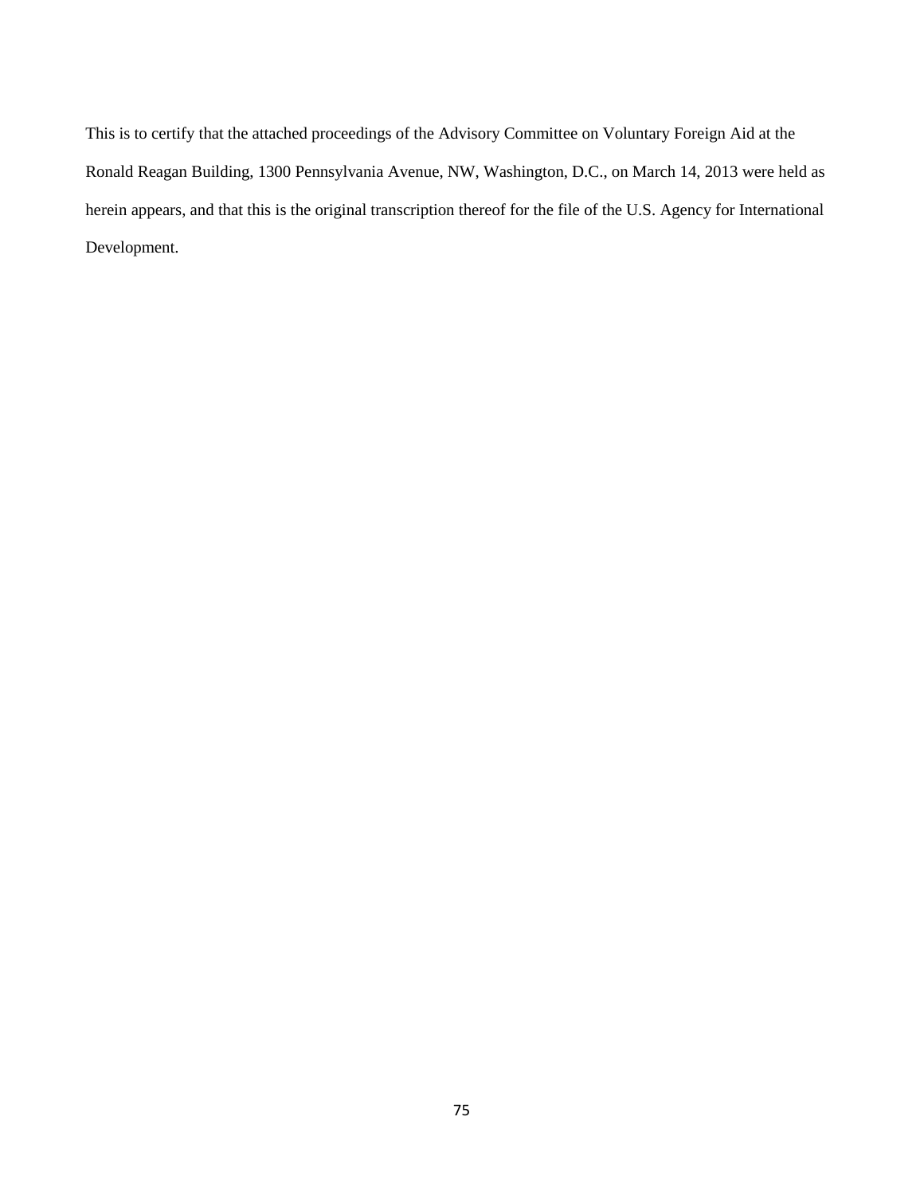This is to certify that the attached proceedings of the Advisory Committee on Voluntary Foreign Aid at the Ronald Reagan Building, 1300 Pennsylvania Avenue, NW, Washington, D.C., on March 14, 2013 were held as herein appears, and that this is the original transcription thereof for the file of the U.S. Agency for International Development.